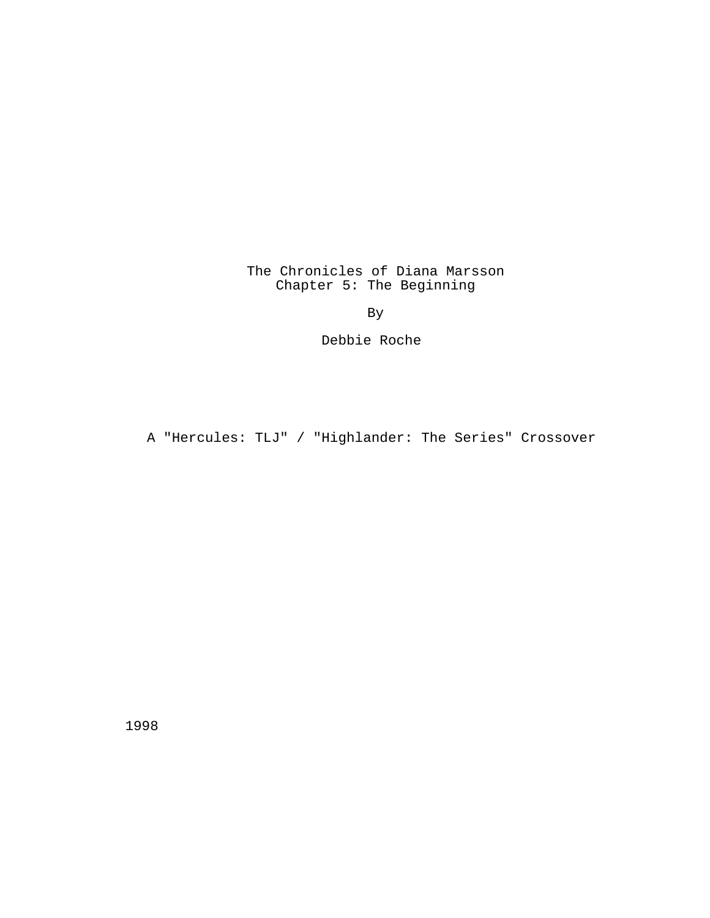# The Chronicles of Diana Marsson
## Chapter 5: The Beginning

By

Debbie Roche

A "Hercules: TLJ" / "Highlander: The Series" Crossover

1998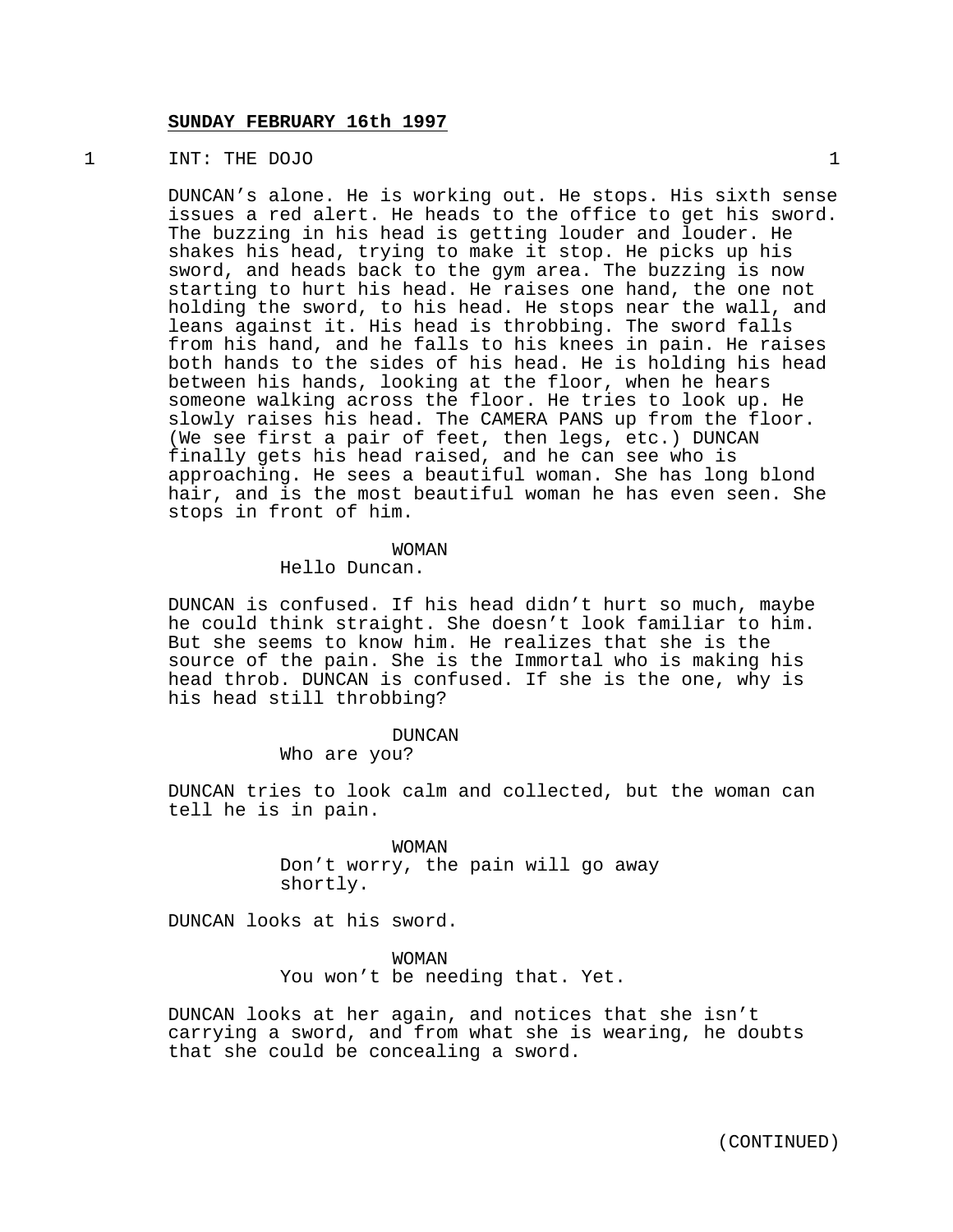**SUNDAY FEBRUARY 16th 1997**

1 INT: THE DOJO 1

DUNCAN's alone. He is working out. He stops. His sixth sense issues a red alert. He heads to the office to get his sword. The buzzing in his head is getting louder and louder. He shakes his head, trying to make it stop. He picks up his sword, and heads back to the gym area. The buzzing is now starting to hurt his head. He raises one hand, the one not holding the sword, to his head. He stops near the wall, and leans against it. His head is throbbing. The sword falls from his hand, and he falls to his knees in pain. He raises both hands to the sides of his head. He is holding his head between his hands, looking at the floor, when he hears someone walking across the floor. He tries to look up. He slowly raises his head. The CAMERA PANS up from the floor. (We see first a pair of feet, then legs, etc.) DUNCAN finally gets his head raised, and he can see who is approaching. He sees a beautiful woman. She has long blond hair, and is the most beautiful woman he has even seen. She stops in front of him.

WOMAN
Hello Duncan.

DUNCAN is confused. If his head didn't hurt so much, maybe he could think straight. She doesn't look familiar to him. But she seems to know him. He realizes that she is the source of the pain. She is the Immortal who is making his head throb. DUNCAN is confused. If she is the one, why is his head still throbbing?

DUNCAN
Who are you?

DUNCAN tries to look calm and collected, but the woman can tell he is in pain.

WOMAN
Don't worry, the pain will go away shortly.

DUNCAN looks at his sword.

WOMAN
You won't be needing that. Yet.

DUNCAN looks at her again, and notices that she isn't carrying a sword, and from what she is wearing, he doubts that she could be concealing a sword.

(CONTINUED)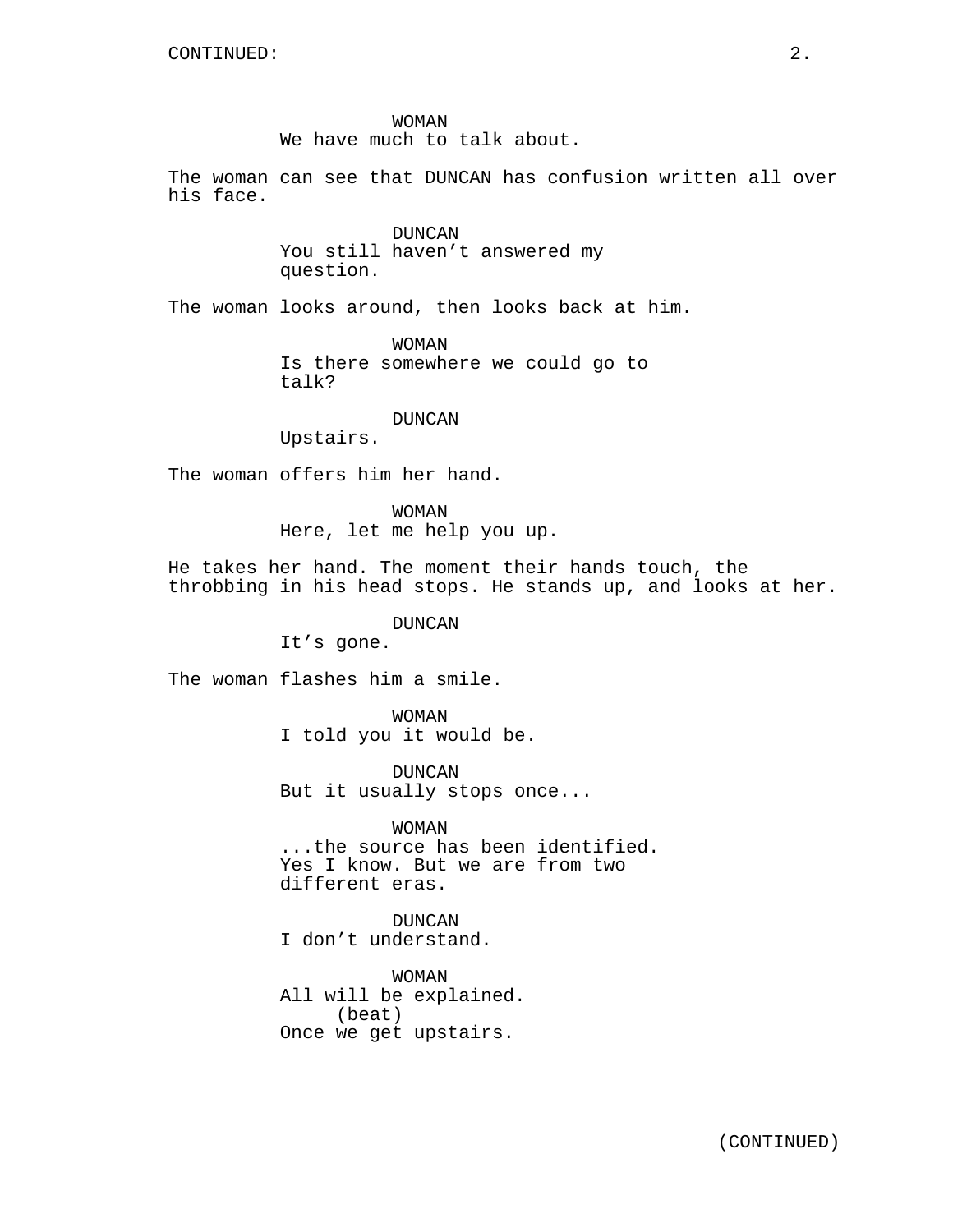WOMAN
We have much to talk about.

The woman can see that DUNCAN has confusion written all over his face.

DUNCAN
You still haven’t answered my question.

The woman looks around, then looks back at him.

WOMAN
Is there somewhere we could go to talk?

DUNCAN
Upstairs.

The woman offers him her hand.

WOMAN
Here, let me help you up.

He takes her hand. The moment their hands touch, the throbbing in his head stops. He stands up, and looks at her.

DUNCAN
It’s gone.

The woman flashes him a smile.

WOMAN
I told you it would be.

DUNCAN
But it usually stops once...

WOMAN
...the source has been identified. Yes I know. But we are from two different eras.

DUNCAN
I don’t understand.

WOMAN
All will be explained.
(beat)
Once we get upstairs.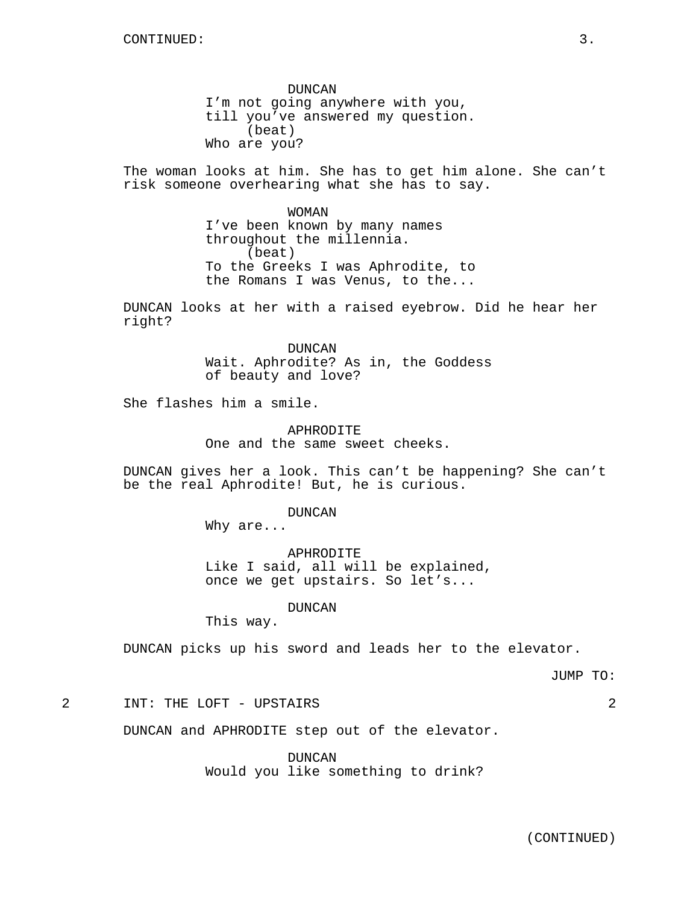CONTINUED:

DUNCAN
I'm not going anywhere with you, till you've answered my question.
(beat)
Who are you?

The woman looks at him. She has to get him alone. She can't risk someone overhearing what she has to say.

WOMAN
I've been known by many names throughout the millennia.
(beat)
To the Greeks I was Aphrodite, to the Romans I was Venus, to the...

DUNCAN looks at her with a raised eyebrow. Did he hear her right?

DUNCAN
Wait. Aphrodite? As in, the Goddess of beauty and love?

She flashes him a smile.

APHRODITE
One and the same sweet cheeks.

DUNCAN gives her a look. This can't be happening? She can't be the real Aphrodite! But, he is curious.

DUNCAN
Why are...

APHRODITE
Like I said, all will be explained, once we get upstairs. So let's...

DUNCAN
This way.

DUNCAN picks up his sword and leads her to the elevator.

JUMP TO:

2 INT: THE LOFT - UPSTAIRS 2

DUNCAN and APHRODITE step out of the elevator.

DUNCAN
Would you like something to drink?

(CONTINUED)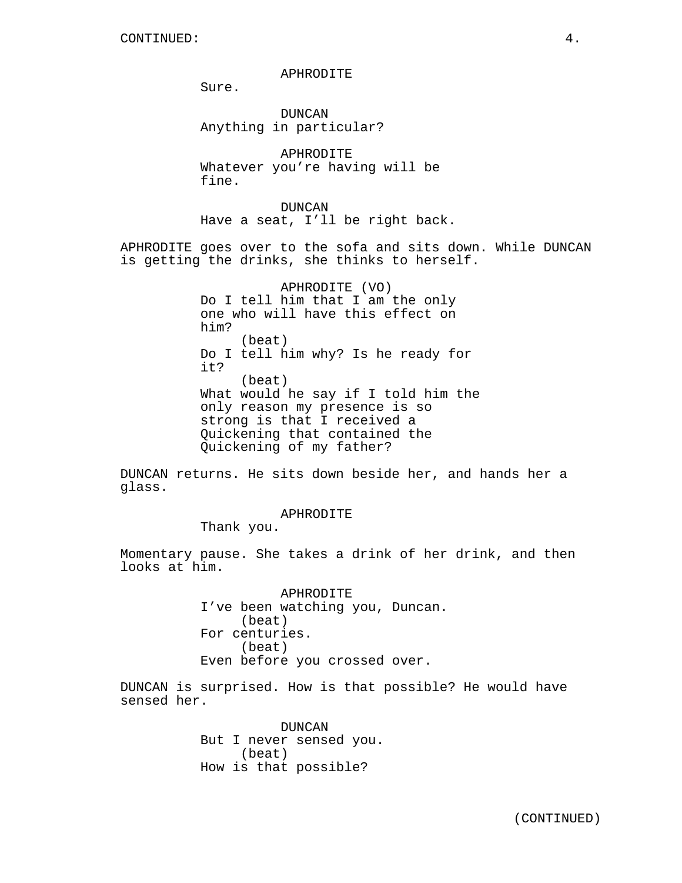APHRODITE
Sure.

DUNCAN
Anything in particular?

APHRODITE
Whatever you're having will be fine.

DUNCAN
Have a seat, I'll be right back.

APHRODITE goes over to the sofa and sits down. While DUNCAN is getting the drinks, she thinks to herself.

APHRODITE (VO)
Do I tell him that I am the only one who will have this effect on him?
(beat)
Do I tell him why? Is he ready for it?
(beat)
What would he say if I told him the only reason my presence is so strong is that I received a Quickening that contained the Quickening of my father?

DUNCAN returns. He sits down beside her, and hands her a glass.

APHRODITE
Thank you.

Momentary pause. She takes a drink of her drink, and then looks at him.

APHRODITE
I've been watching you, Duncan.
(beat)
For centuries.
(beat)
Even before you crossed over.

DUNCAN is surprised. How is that possible? He would have sensed her.

DUNCAN
But I never sensed you.
(beat)
How is that possible?

(CONTINUED)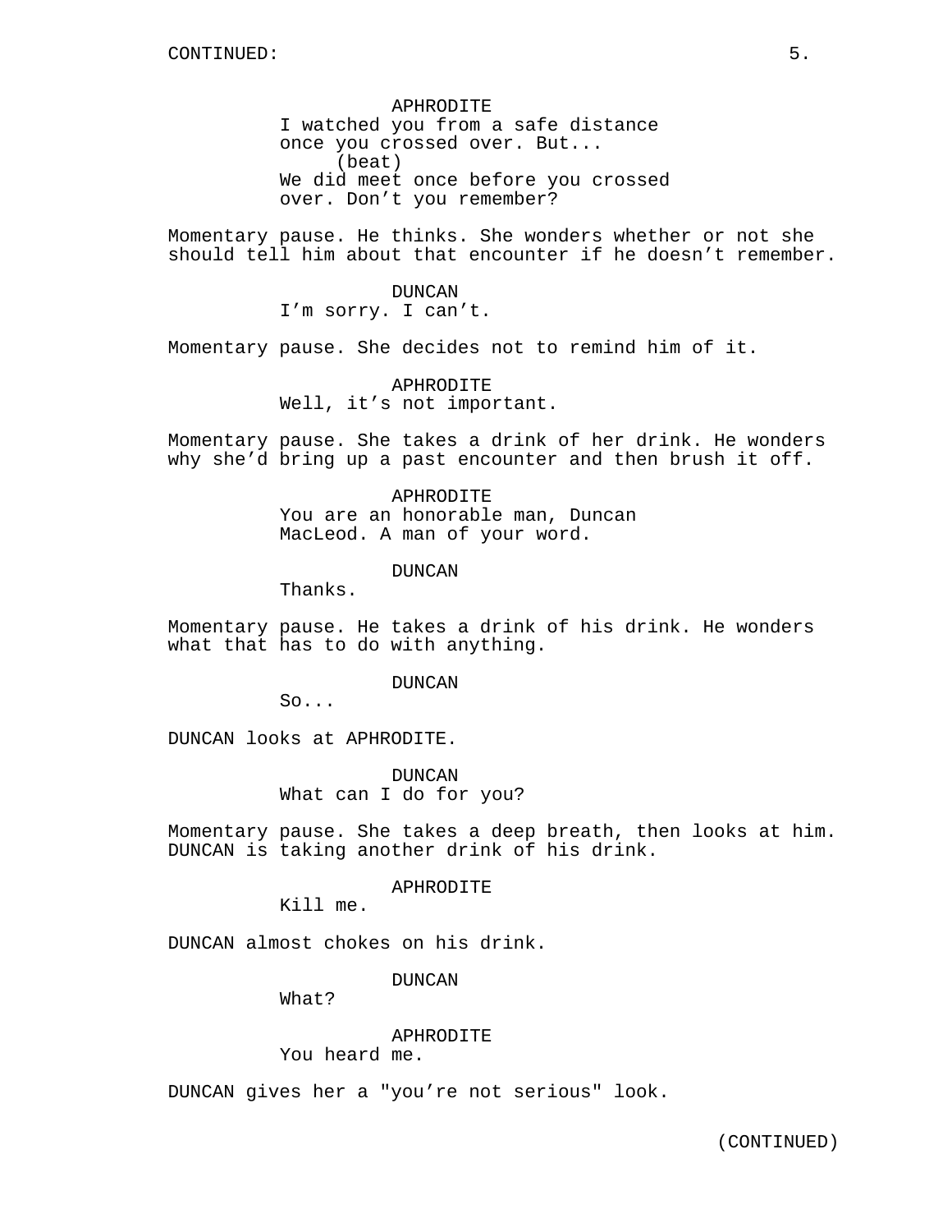APHRODITE
I watched you from a safe distance once you crossed over. But...
(beat)
We did meet once before you crossed over. Don't you remember?

Momentary pause. He thinks. She wonders whether or not she should tell him about that encounter if he doesn't remember.

DUNCAN
I'm sorry. I can't.

Momentary pause. She decides not to remind him of it.

APHRODITE
Well, it's not important.

Momentary pause. She takes a drink of her drink. He wonders why she'd bring up a past encounter and then brush it off.

APHRODITE
You are an honorable man, Duncan MacLeod. A man of your word.

DUNCAN
Thanks.

Momentary pause. He takes a drink of his drink. He wonders what that has to do with anything.

DUNCAN
So...

DUNCAN looks at APHRODITE.

DUNCAN
What can I do for you?

Momentary pause. She takes a deep breath, then looks at him. DUNCAN is taking another drink of his drink.

APHRODITE
Kill me.

DUNCAN almost chokes on his drink.

DUNCAN
What?

APHRODITE
You heard me.

DUNCAN gives her a "you're not serious" look.

(CONTINUED)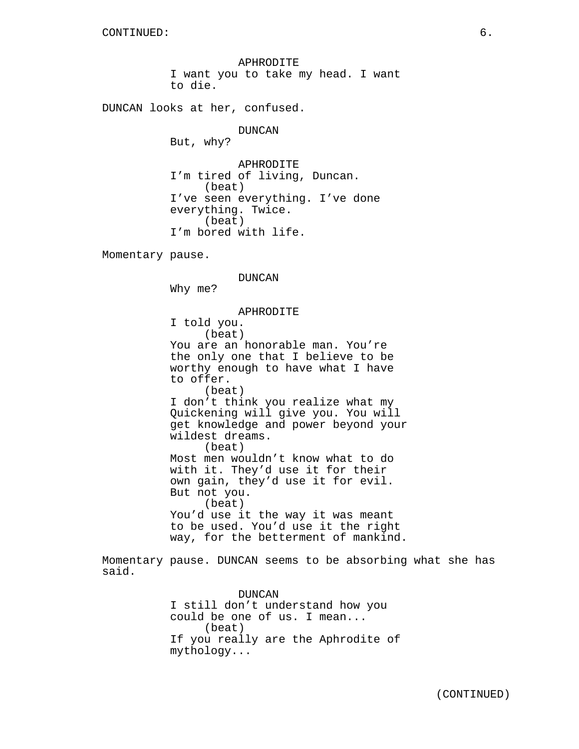APHRODITE
I want you to take my head. I want to die.

DUNCAN looks at her, confused.

DUNCAN
But, why?

APHRODITE
I'm tired of living, Duncan.
(beat)
I've seen everything. I've done everything. Twice.
(beat)
I'm bored with life.

Momentary pause.

DUNCAN
Why me?

APHRODITE
I told you.
(beat)
You are an honorable man. You're the only one that I believe to be worthy enough to have what I have to offer.
(beat)
I don't think you realize what my Quickening will give you. You will get knowledge and power beyond your wildest dreams.
(beat)
Most men wouldn't know what to do with it. They'd use it for their own gain, they'd use it for evil. But not you.
(beat)
You'd use it the way it was meant to be used. You'd use it the right way, for the betterment of mankind.

Momentary pause. DUNCAN seems to be absorbing what she has said.

DUNCAN
I still don't understand how you could be one of us. I mean...
(beat)
If you really are the Aphrodite of mythology...

(CONTINUED)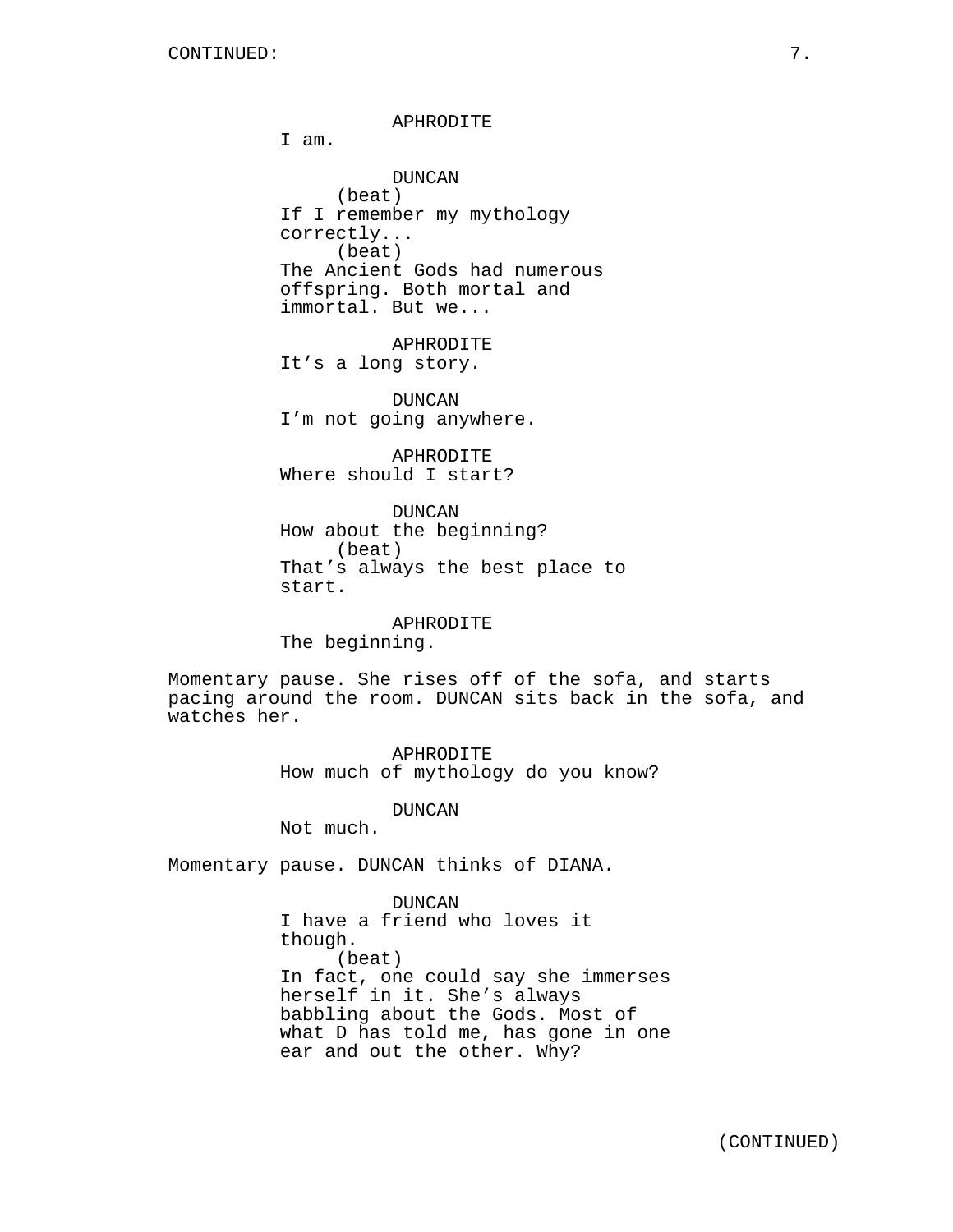APHRODITE
I am.

DUNCAN
(beat)
If I remember my mythology correctly...
(beat)
The Ancient Gods had numerous offspring. Both mortal and immortal. But we...

APHRODITE
It's a long story.

DUNCAN
I'm not going anywhere.

APHRODITE
Where should I start?

DUNCAN
How about the beginning?
(beat)
That's always the best place to start.

APHRODITE
The beginning.

Momentary pause. She rises off of the sofa, and starts pacing around the room. DUNCAN sits back in the sofa, and watches her.

APHRODITE
How much of mythology do you know?

DUNCAN
Not much.

Momentary pause. DUNCAN thinks of DIANA.

DUNCAN
I have a friend who loves it though.
(beat)
In fact, one could say she immerses herself in it. She's always babbling about the Gods. Most of what D has told me, has gone in one ear and out the other. Why?

(CONTINUED)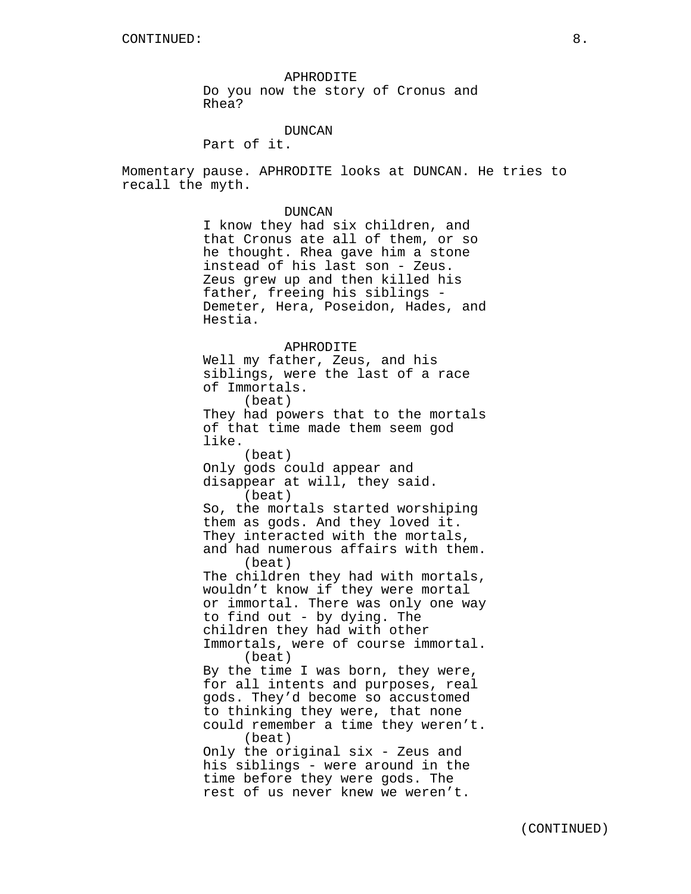APHRODITE
Do you now the story of Cronus and Rhea?

DUNCAN
Part of it.

Momentary pause. APHRODITE looks at DUNCAN. He tries to recall the myth.

DUNCAN
I know they had six children, and that Cronus ate all of them, or so he thought. Rhea gave him a stone instead of his last son - Zeus. Zeus grew up and then killed his father, freeing his siblings - Demeter, Hera, Poseidon, Hades, and Hestia.

APHRODITE
Well my father, Zeus, and his siblings, were the last of a race of Immortals.
(beat)
They had powers that to the mortals of that time made them seem god like.
(beat)
Only gods could appear and disappear at will, they said.
(beat)
So, the mortals started worshiping them as gods. And they loved it. They interacted with the mortals, and had numerous affairs with them.
(beat)
The children they had with mortals, wouldn't know if they were mortal or immortal. There was only one way to find out - by dying. The children they had with other Immortals, were of course immortal.
(beat)
By the time I was born, they were, for all intents and purposes, real gods. They'd become so accustomed to thinking they were, that none could remember a time they weren't.
(beat)
Only the original six - Zeus and his siblings - were around in the time before they were gods. The rest of us never knew we weren't.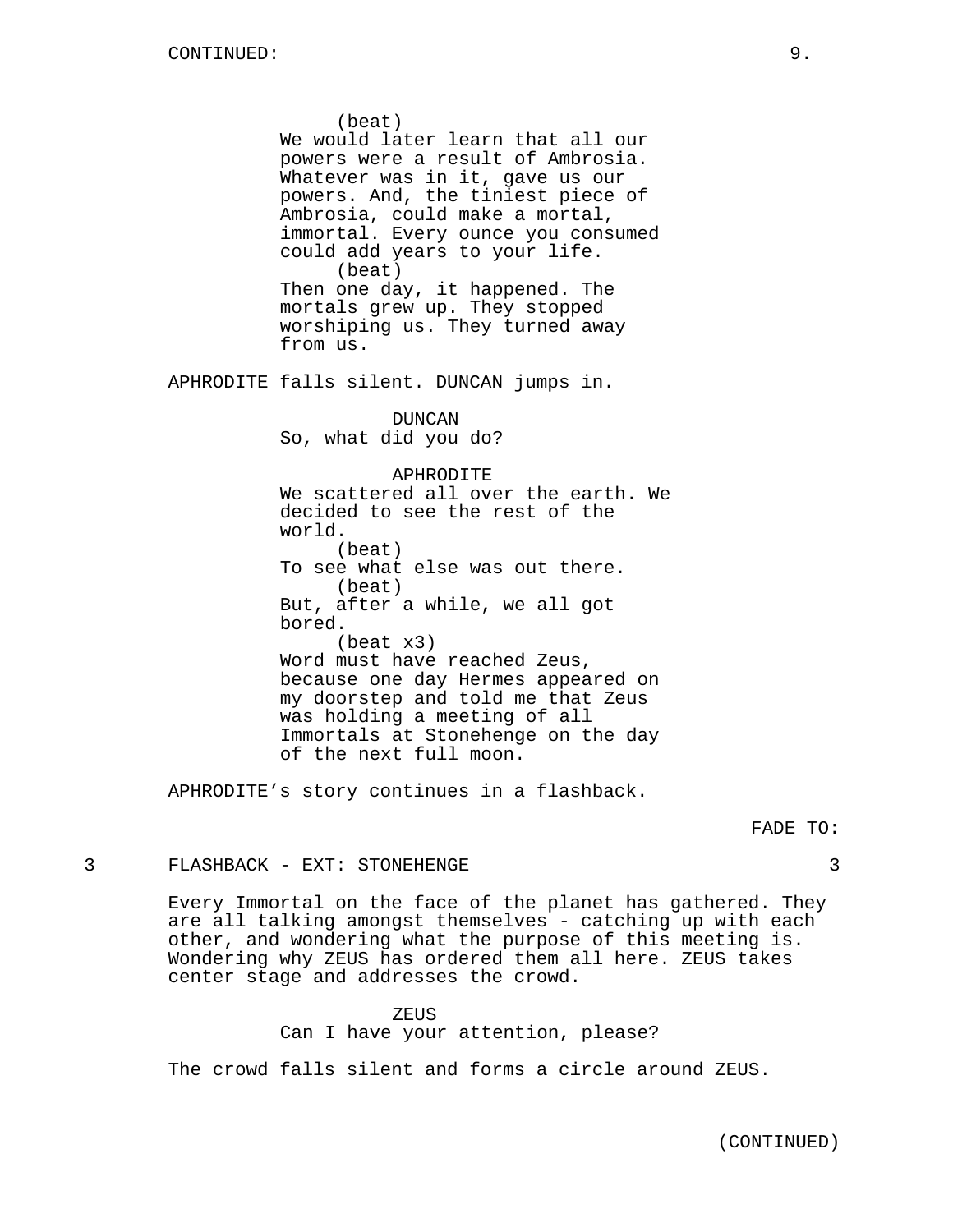(beat)
We would later learn that all our powers were a result of Ambrosia. Whatever was in it, gave us our powers. And, the tiniest piece of Ambrosia, could make a mortal, immortal. Every ounce you consumed could add years to your life.
(beat)
Then one day, it happened. The mortals grew up. They stopped worshiping us. They turned away from us.

APHRODITE falls silent. DUNCAN jumps in.

DUNCAN
So, what did you do?

APHRODITE
We scattered all over the earth. We decided to see the rest of the world.
(beat)
To see what else was out there.
(beat)
But, after a while, we all got bored.
(beat x3)
Word must have reached Zeus, because one day Hermes appeared on my doorstep and told me that Zeus was holding a meeting of all Immortals at Stonehenge on the day of the next full moon.

APHRODITE's story continues in a flashback.

FADE TO:

3 FLASHBACK - EXT: STONEHENGE 3

Every Immortal on the face of the planet has gathered. They are all talking amongst themselves - catching up with each other, and wondering what the purpose of this meeting is. Wondering why ZEUS has ordered them all here. ZEUS takes center stage and addresses the crowd.

ZEUS
Can I have your attention, please?

The crowd falls silent and forms a circle around ZEUS.

(CONTINUED)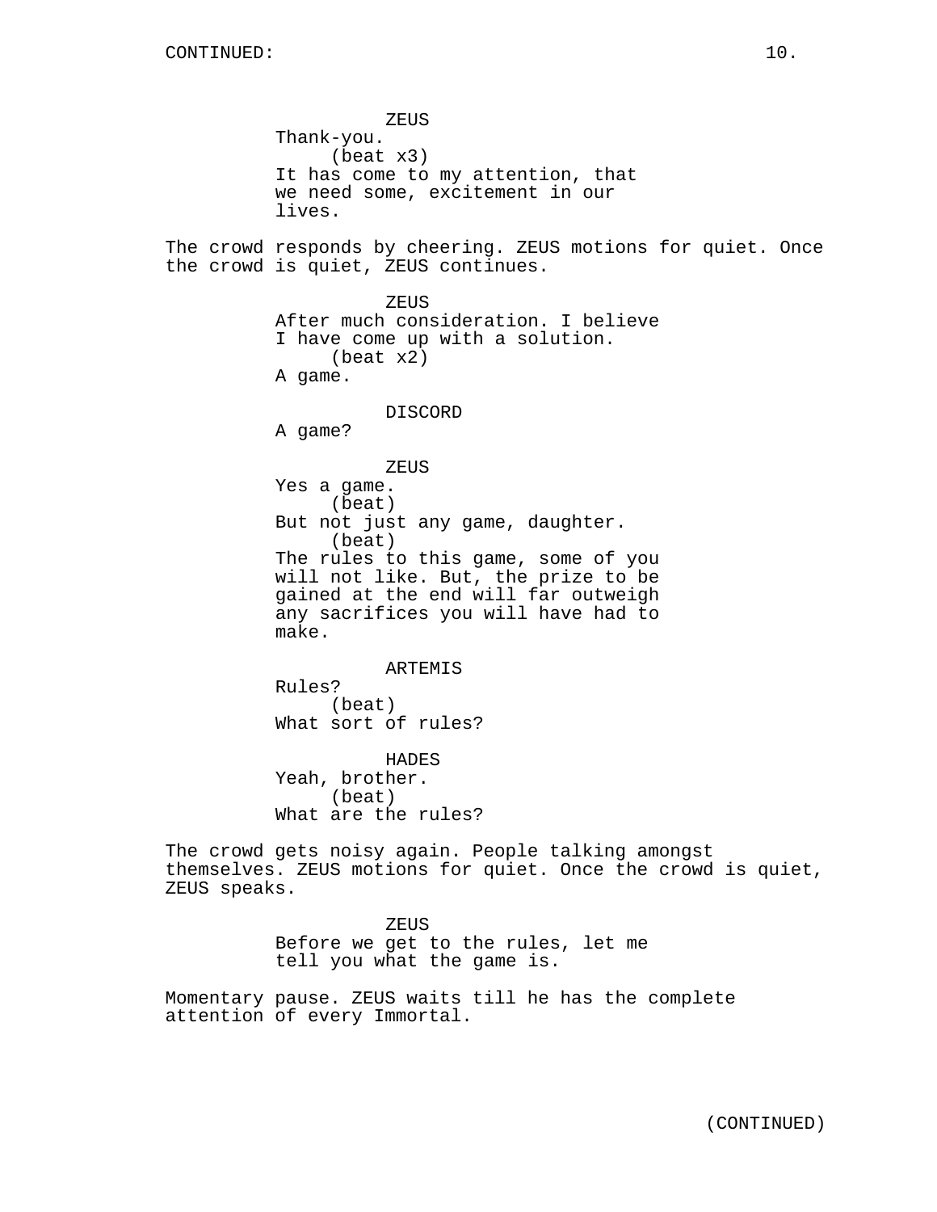ZEUS
Thank-you.
(beat x3)
It has come to my attention, that we need some, excitement in our lives.

The crowd responds by cheering. ZEUS motions for quiet. Once the crowd is quiet, ZEUS continues.

ZEUS
After much consideration. I believe I have come up with a solution.
(beat x2)
A game.

DISCORD
A game?

ZEUS
Yes a game.
(beat)
But not just any game, daughter.
(beat)
The rules to this game, some of you will not like. But, the prize to be gained at the end will far outweigh any sacrifices you will have had to make.

ARTEMIS
Rules?
(beat)
What sort of rules?

HADES
Yeah, brother.
(beat)
What are the rules?

The crowd gets noisy again. People talking amongst themselves. ZEUS motions for quiet. Once the crowd is quiet, ZEUS speaks.

ZEUS
Before we get to the rules, let me tell you what the game is.

Momentary pause. ZEUS waits till he has the complete attention of every Immortal.

(CONTINUED)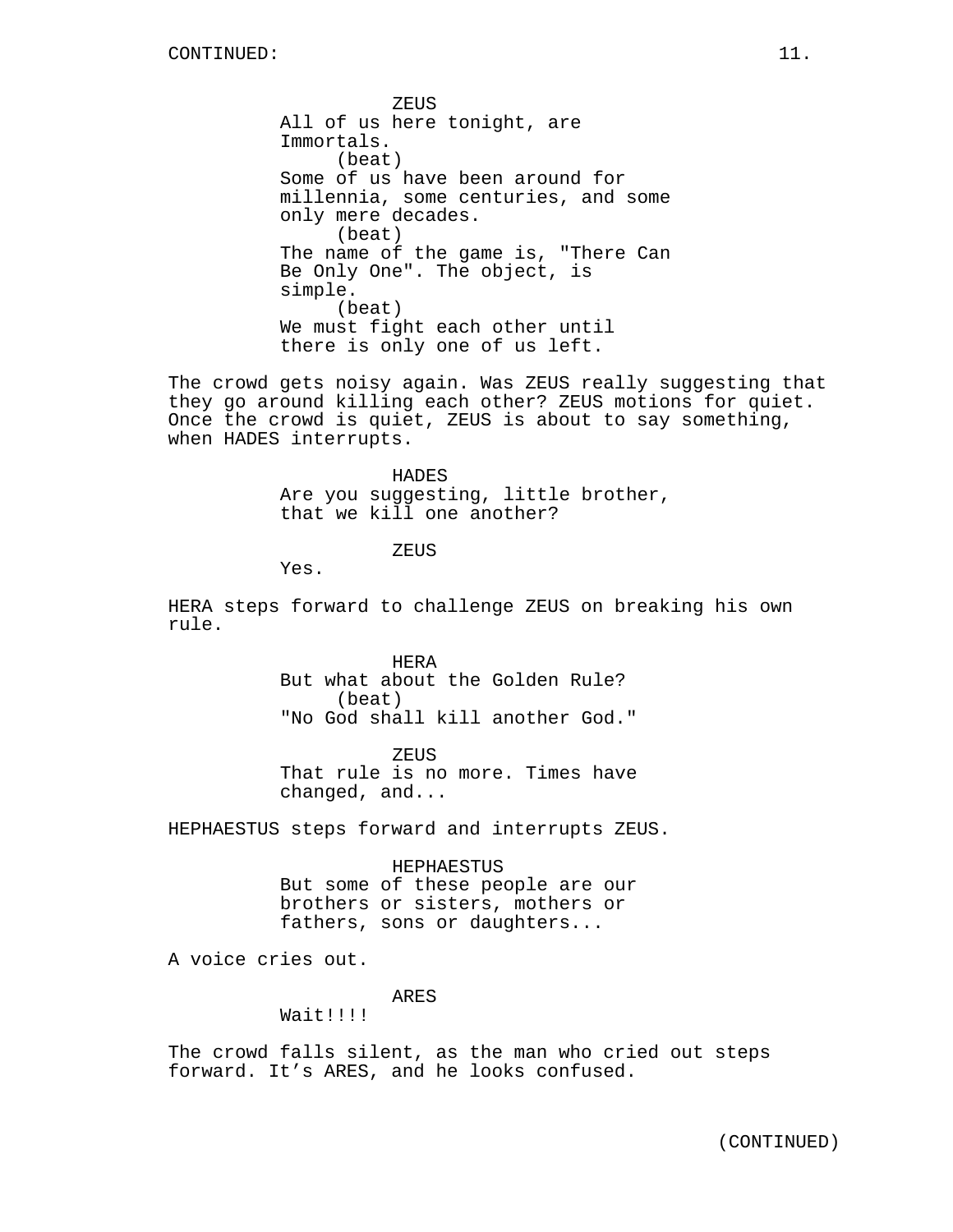CONTINUED:

ZEUS
All of us here tonight, are Immortals.
(beat)
Some of us have been around for millennia, some centuries, and some only mere decades.
(beat)
The name of the game is, "There Can Be Only One". The object, is simple.
(beat)
We must fight each other until there is only one of us left.

The crowd gets noisy again. Was ZEUS really suggesting that they go around killing each other? ZEUS motions for quiet. Once the crowd is quiet, ZEUS is about to say something, when HADES interrupts.

HADES
Are you suggesting, little brother, that we kill one another?

ZEUS
Yes.

HERA steps forward to challenge ZEUS on breaking his own rule.

HERA
But what about the Golden Rule?
(beat)
"No God shall kill another God."

ZEUS
That rule is no more. Times have changed, and...

HEPHAESTUS steps forward and interrupts ZEUS.

HEPHAESTUS
But some of these people are our brothers or sisters, mothers or fathers, sons or daughters...

A voice cries out.

ARES
Wait!!!!

The crowd falls silent, as the man who cried out steps forward. It’s ARES, and he looks confused.

(CONTINUED)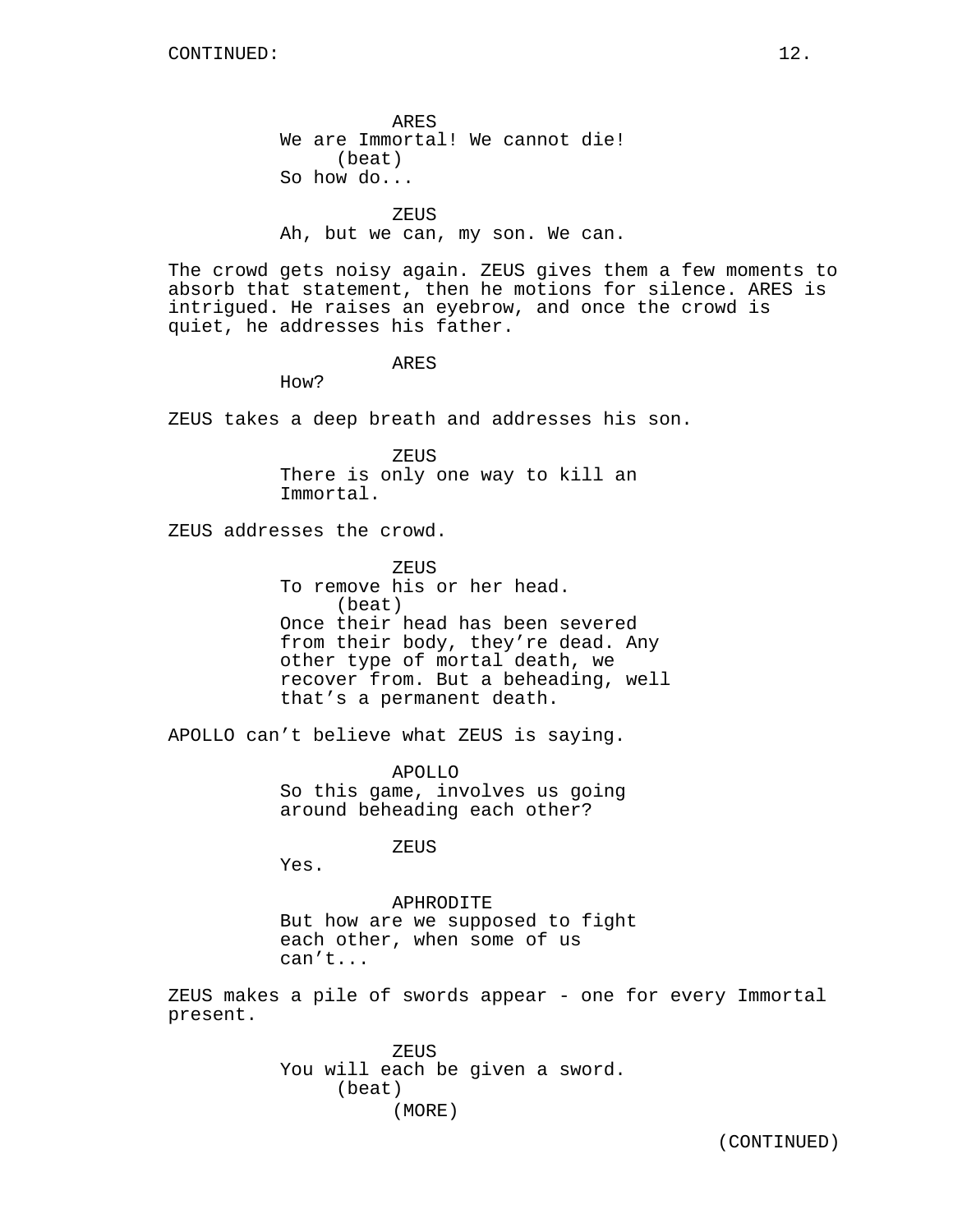ARES
We are Immortal! We cannot die!
(beat)
So how do...

ZEUS
Ah, but we can, my son. We can.

The crowd gets noisy again. ZEUS gives them a few moments to absorb that statement, then he motions for silence. ARES is intrigued. He raises an eyebrow, and once the crowd is quiet, he addresses his father.

ARES
How?

ZEUS takes a deep breath and addresses his son.

ZEUS
There is only one way to kill an Immortal.

ZEUS addresses the crowd.

ZEUS
To remove his or her head.
(beat)
Once their head has been severed from their body, they're dead. Any other type of mortal death, we recover from. But a beheading, well that's a permanent death.

APOLLO can't believe what ZEUS is saying.

APOLLO
So this game, involves us going around beheading each other?

ZEUS
Yes.

APHRODITE
But how are we supposed to fight each other, when some of us can't...

ZEUS makes a pile of swords appear - one for every Immortal present.

ZEUS
You will each be given a sword.
(beat)
(MORE)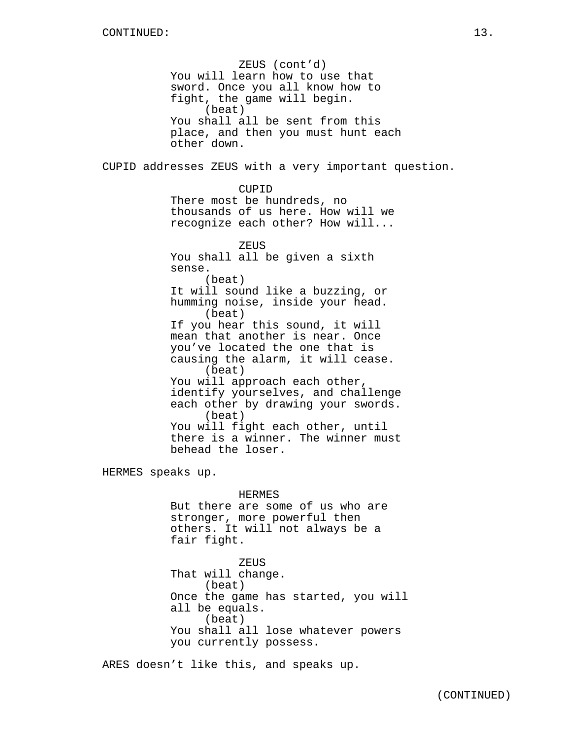ZEUS (cont'd)
You will learn how to use that sword. Once you all know how to fight, the game will begin.
(beat)
You shall all be sent from this place, and then you must hunt each other down.

CUPID addresses ZEUS with a very important question.

CUPID
There most be hundreds, no thousands of us here. How will we recognize each other? How will...

ZEUS
You shall all be given a sixth sense.
(beat)
It will sound like a buzzing, or humming noise, inside your head.
(beat)
If you hear this sound, it will mean that another is near. Once you've located the one that is causing the alarm, it will cease.
(beat)
You will approach each other, identify yourselves, and challenge each other by drawing your swords.
(beat)
You will fight each other, until there is a winner. The winner must behead the loser.

HERMES speaks up.

HERMES
But there are some of us who are stronger, more powerful then others. It will not always be a fair fight.

ZEUS
That will change.
(beat)
Once the game has started, you will all be equals.
(beat)
You shall all lose whatever powers you currently possess.

ARES doesn't like this, and speaks up.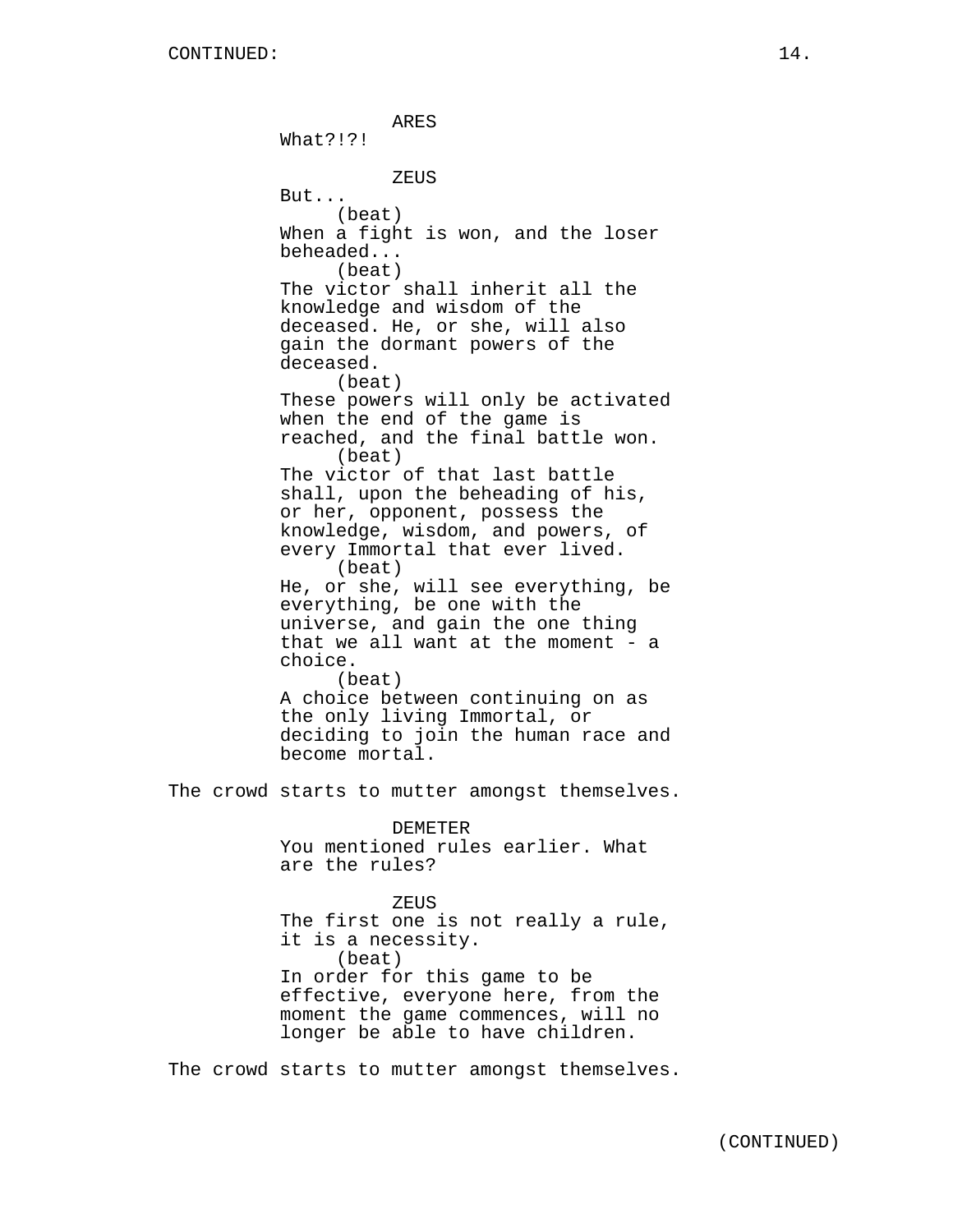ARES
What?!?!

ZEUS
But...
(beat)
When a fight is won, and the loser beheaded...
(beat)
The victor shall inherit all the knowledge and wisdom of the deceased. He, or she, will also gain the dormant powers of the deceased.
(beat)
These powers will only be activated when the end of the game is reached, and the final battle won.
(beat)
The victor of that last battle shall, upon the beheading of his, or her, opponent, possess the knowledge, wisdom, and powers, of every Immortal that ever lived.
(beat)
He, or she, will see everything, be everything, be one with the universe, and gain the one thing that we all want at the moment - a choice.
(beat)
A choice between continuing on as the only living Immortal, or deciding to join the human race and become mortal.

The crowd starts to mutter amongst themselves.

DEMETER
You mentioned rules earlier. What are the rules?

ZEUS
The first one is not really a rule, it is a necessity.
(beat)
In order for this game to be effective, everyone here, from the moment the game commences, will no longer be able to have children.

The crowd starts to mutter amongst themselves.

(CONTINUED)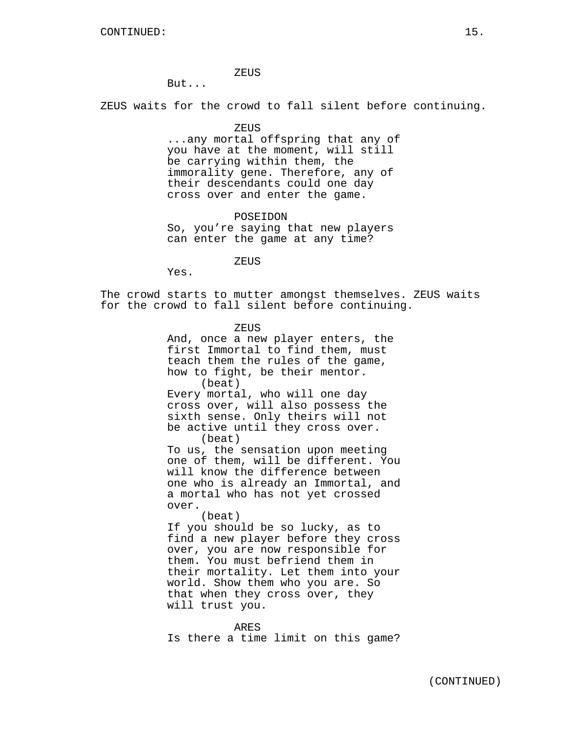ZEUS

But...

ZEUS waits for the crowd to fall silent before continuing.

ZEUS

...any mortal offspring that any of you have at the moment, will still be carrying within them, the immorality gene. Therefore, any of their descendants could one day cross over and enter the game.

POSEIDON

So, you're saying that new players can enter the game at any time?

ZEUS

Yes.

The crowd starts to mutter amongst themselves. ZEUS waits for the crowd to fall silent before continuing.

ZEUS

And, once a new player enters, the first Immortal to find them, must teach them the rules of the game, how to fight, be their mentor.

(beat)

Every mortal, who will one day cross over, will also possess the sixth sense. Only theirs will not be active until they cross over.

(beat)

To us, the sensation upon meeting one of them, will be different. You will know the difference between one who is already an Immortal, and a mortal who has not yet crossed over.

(beat)

If you should be so lucky, as to find a new player before they cross over, you are now responsible for them. You must befriend them in their mortality. Let them into your world. Show them who you are. So that when they cross over, they will trust you.

ARES

Is there a time limit on this game?

(CONTINUED)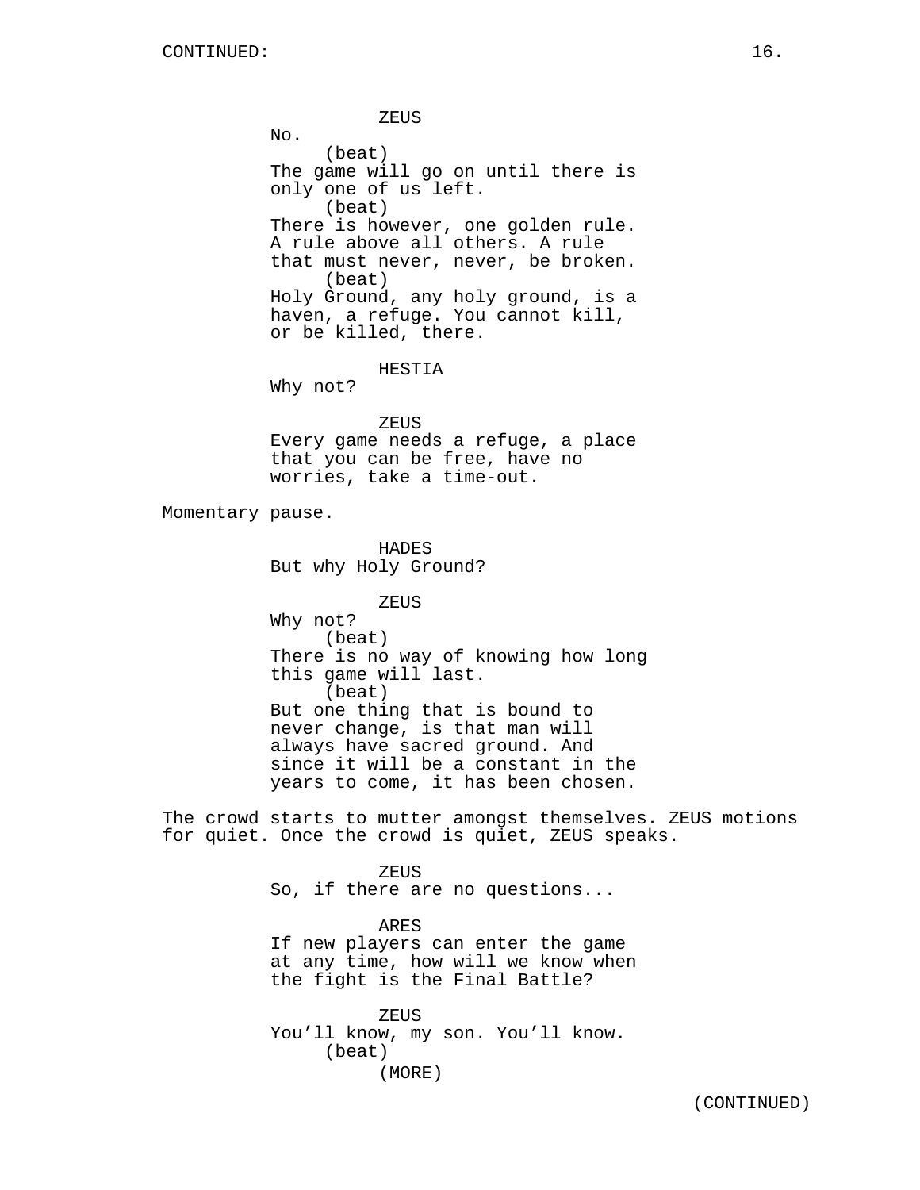ZEUS

No.

(beat)

The game will go on until there is only one of us left.

(beat)

There is however, one golden rule. A rule above all others. A rule that must never, never, be broken.

(beat)

Holy Ground, any holy ground, is a haven, a refuge. You cannot kill, or be killed, there.

HESTIA

Why not?

ZEUS

Every game needs a refuge, a place that you can be free, have no worries, take a time-out.

Momentary pause.

HADES

But why Holy Ground?

ZEUS

Why not?

(beat)

There is no way of knowing how long this game will last.

(beat)

But one thing that is bound to never change, is that man will always have sacred ground. And since it will be a constant in the years to come, it has been chosen.

The crowd starts to mutter amongst themselves. ZEUS motions for quiet. Once the crowd is quiet, ZEUS speaks.

ZEUS

So, if there are no questions...

ARES

If new players can enter the game at any time, how will we know when the fight is the Final Battle?

ZEUS

You'll know, my son. You'll know.

(beat)

(MORE)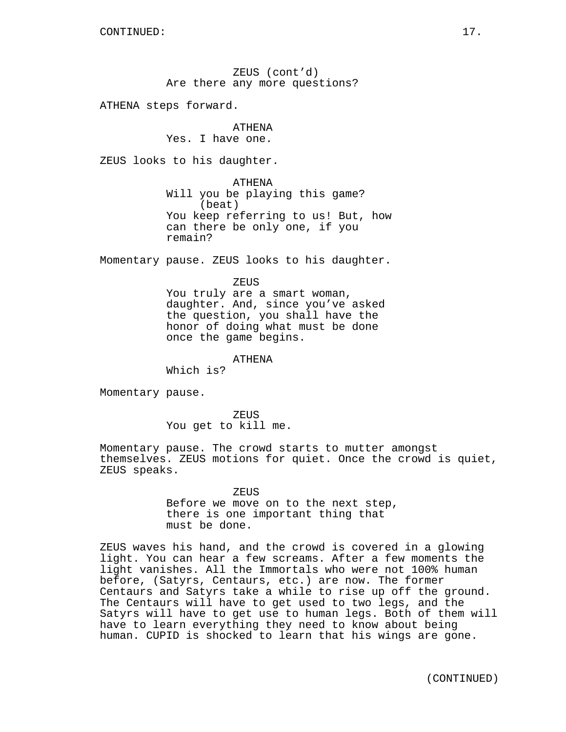ZEUS (cont'd)
Are there any more questions?

ATHENA steps forward.

ATHENA
Yes. I have one.

ZEUS looks to his daughter.

ATHENA
Will you be playing this game?
(beat)
You keep referring to us! But, how can there be only one, if you remain?

Momentary pause. ZEUS looks to his daughter.

ZEUS
You truly are a smart woman, daughter. And, since you've asked the question, you shall have the honor of doing what must be done once the game begins.

ATHENA
Which is?

Momentary pause.

ZEUS
You get to kill me.

Momentary pause. The crowd starts to mutter amongst themselves. ZEUS motions for quiet. Once the crowd is quiet, ZEUS speaks.

ZEUS
Before we move on to the next step, there is one important thing that must be done.

ZEUS waves his hand, and the crowd is covered in a glowing light. You can hear a few screams. After a few moments the light vanishes. All the Immortals who were not 100% human before, (Satyrs, Centaurs, etc.) are now. The former Centaurs and Satyrs take a while to rise up off the ground. The Centaurs will have to get used to two legs, and the Satyrs will have to get use to human legs. Both of them will have to learn everything they need to know about being human. CUPID is shocked to learn that his wings are gone.

(CONTINUED)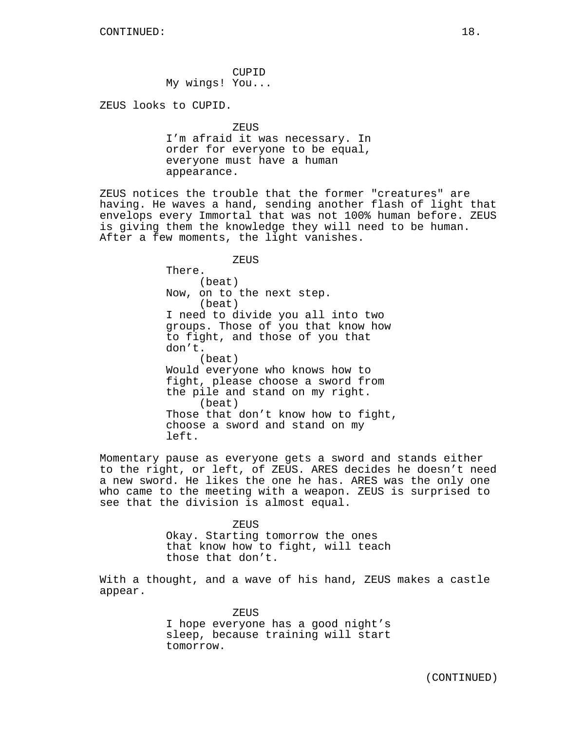CUPID
My wings! You...

ZEUS looks to CUPID.

ZEUS
I'm afraid it was necessary. In order for everyone to be equal, everyone must have a human appearance.

ZEUS notices the trouble that the former "creatures" are having. He waves a hand, sending another flash of light that envelops every Immortal that was not 100% human before. ZEUS is giving them the knowledge they will need to be human. After a few moments, the light vanishes.

ZEUS
There.
(beat)
Now, on to the next step.
(beat)
I need to divide you all into two groups. Those of you that know how to fight, and those of you that don't.
(beat)
Would everyone who knows how to fight, please choose a sword from the pile and stand on my right.
(beat)
Those that don't know how to fight, choose a sword and stand on my left.

Momentary pause as everyone gets a sword and stands either to the right, or left, of ZEUS. ARES decides he doesn't need a new sword. He likes the one he has. ARES was the only one who came to the meeting with a weapon. ZEUS is surprised to see that the division is almost equal.

ZEUS
Okay. Starting tomorrow the ones that know how to fight, will teach those that don't.

With a thought, and a wave of his hand, ZEUS makes a castle appear.

ZEUS
I hope everyone has a good night's sleep, because training will start tomorrow.

(CONTINUED)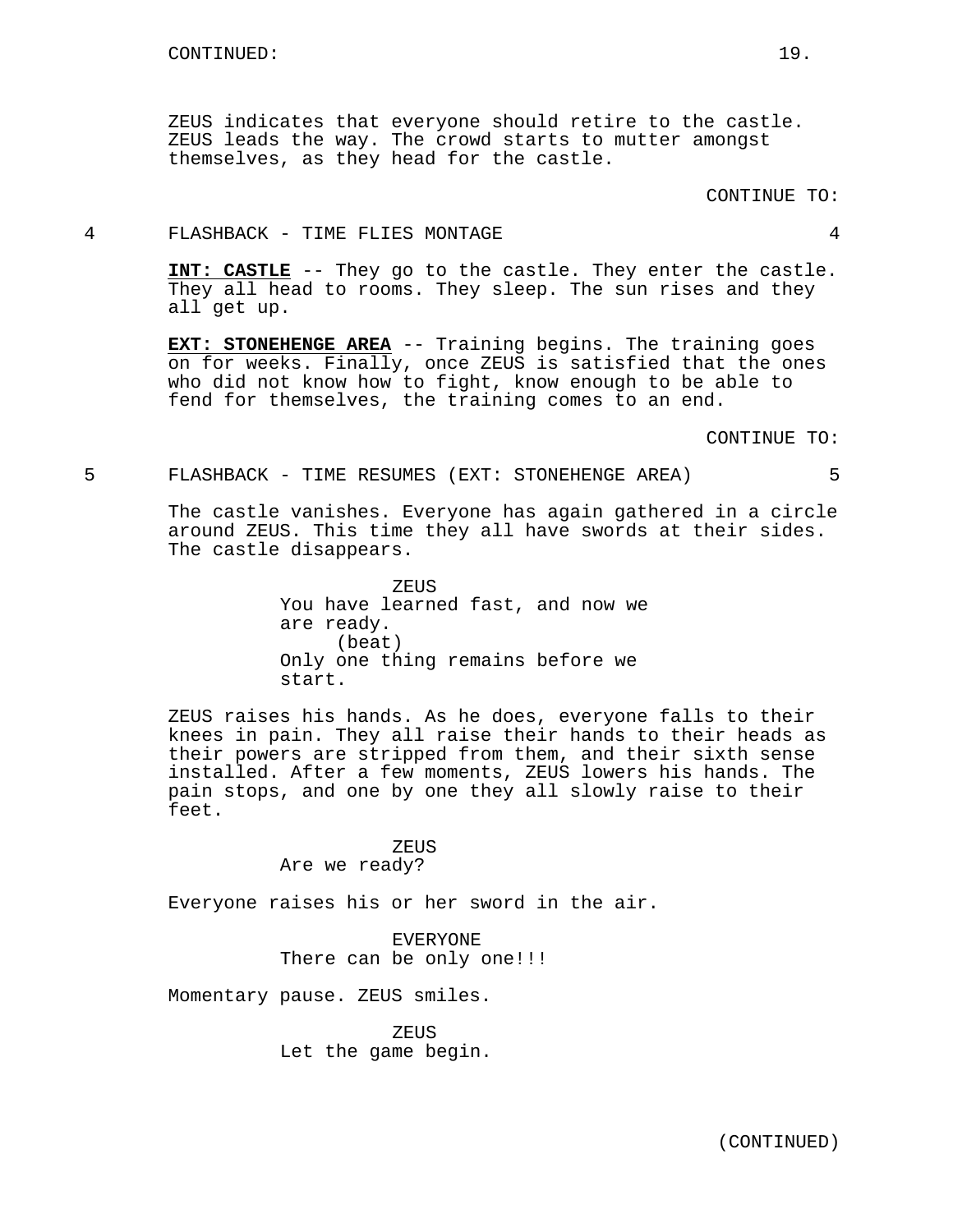ZEUS indicates that everyone should retire to the castle. ZEUS leads the way. The crowd starts to mutter amongst themselves, as they head for the castle.

CONTINUE TO:

4 FLASHBACK - TIME FLIES MONTAGE 4

**INT: CASTLE** -- They go to the castle. They enter the castle. They all head to rooms. They sleep. The sun rises and they all get up.

**EXT: STONEHENGE AREA** -- Training begins. The training goes on for weeks. Finally, once ZEUS is satisfied that the ones who did not know how to fight, know enough to be able to fend for themselves, the training comes to an end.

CONTINUE TO:

5 FLASHBACK - TIME RESUMES (EXT: STONEHENGE AREA) 5

The castle vanishes. Everyone has again gathered in a circle around ZEUS. This time they all have swords at their sides. The castle disappears.

ZEUS
You have learned fast, and now we are ready.
(beat)
Only one thing remains before we start.

ZEUS raises his hands. As he does, everyone falls to their knees in pain. They all raise their hands to their heads as their powers are stripped from them, and their sixth sense installed. After a few moments, ZEUS lowers his hands. The pain stops, and one by one they all slowly raise to their feet.

ZEUS
Are we ready?

Everyone raises his or her sword in the air.

EVERYONE
There can be only one!!!

Momentary pause. ZEUS smiles.

ZEUS
Let the game begin.

(CONTINUED)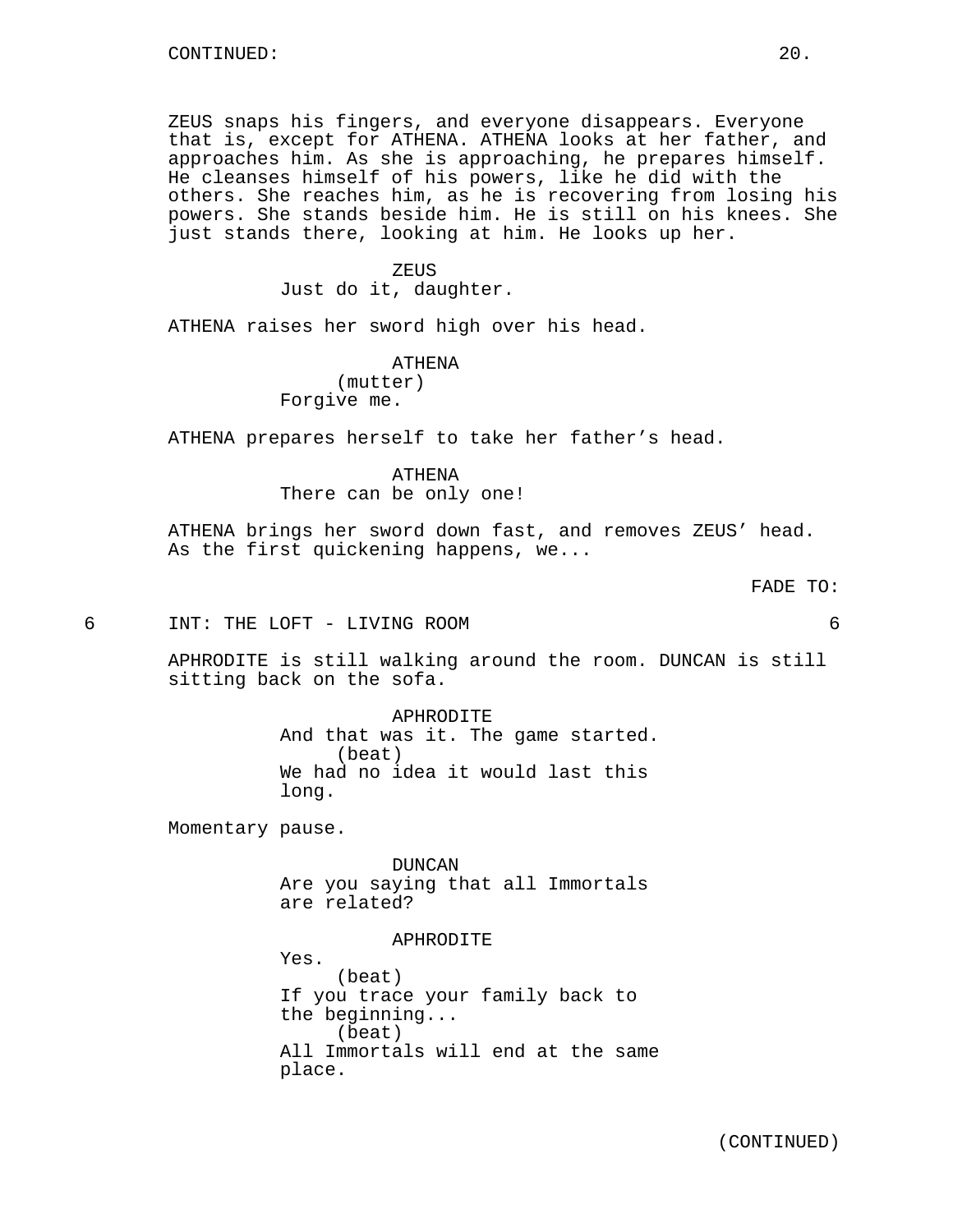CONTINUED:

ZEUS snaps his fingers, and everyone disappears. Everyone that is, except for ATHENA. ATHENA looks at her father, and approaches him. As she is approaching, he prepares himself. He cleanses himself of his powers, like he did with the others. She reaches him, as he is recovering from losing his powers. She stands beside him. He is still on his knees. She just stands there, looking at him. He looks up her.

ZEUS
Just do it, daughter.

ATHENA raises her sword high over his head.

ATHENA
(mutter)
Forgive me.

ATHENA prepares herself to take her father's head.

ATHENA
There can be only one!

ATHENA brings her sword down fast, and removes ZEUS' head. As the first quickening happens, we...

FADE TO:

6 INT: THE LOFT - LIVING ROOM 6

APHRODITE is still walking around the room. DUNCAN is still sitting back on the sofa.

APHRODITE
And that was it. The game started.
(beat)
We had no idea it would last this long.

Momentary pause.

DUNCAN
Are you saying that all Immortals are related?

APHRODITE
Yes.
(beat)
If you trace your family back to the beginning...
(beat)
All Immortals will end at the same place.

(CONTINUED)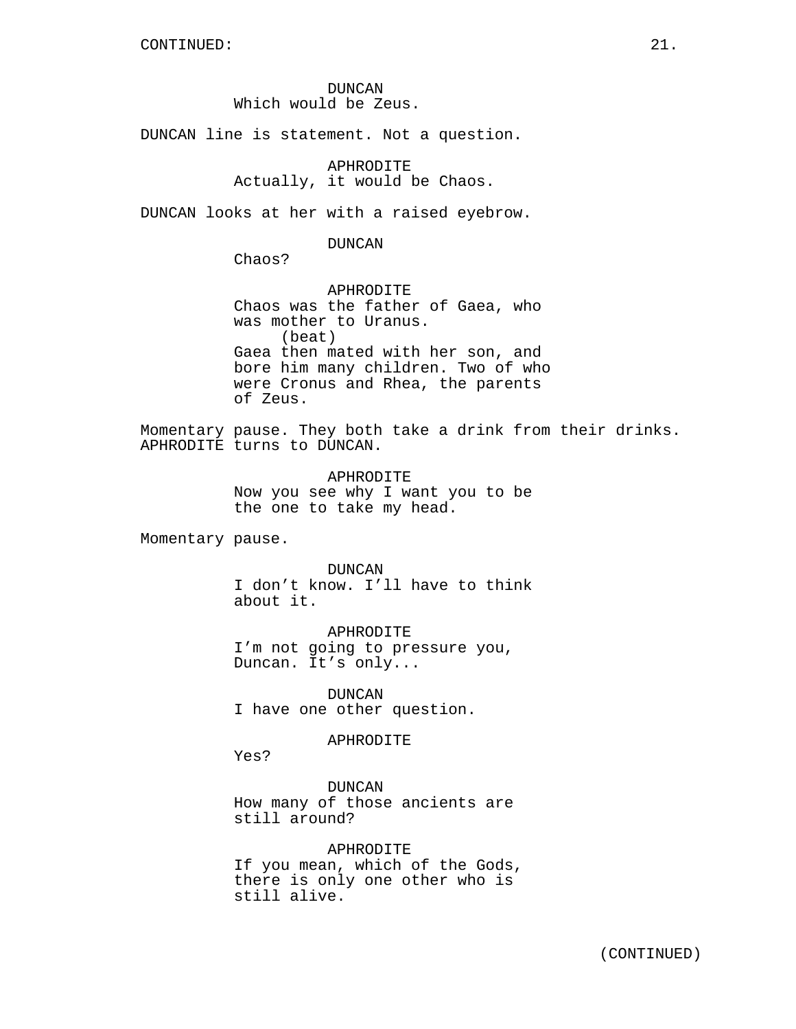CONTINUED:

DUNCAN
Which would be Zeus.

DUNCAN line is statement. Not a question.

APHRODITE
Actually, it would be Chaos.

DUNCAN looks at her with a raised eyebrow.

DUNCAN
Chaos?

APHRODITE
Chaos was the father of Gaea, who was mother to Uranus.
(beat)
Gaea then mated with her son, and bore him many children. Two of who were Cronus and Rhea, the parents of Zeus.

Momentary pause. They both take a drink from their drinks. APHRODITE turns to DUNCAN.

APHRODITE
Now you see why I want you to be the one to take my head.

Momentary pause.

DUNCAN
I don't know. I'll have to think about it.

APHRODITE
I'm not going to pressure you, Duncan. It's only...

DUNCAN
I have one other question.

APHRODITE
Yes?

DUNCAN
How many of those ancients are still around?

APHRODITE
If you mean, which of the Gods, there is only one other who is still alive.

(CONTINUED)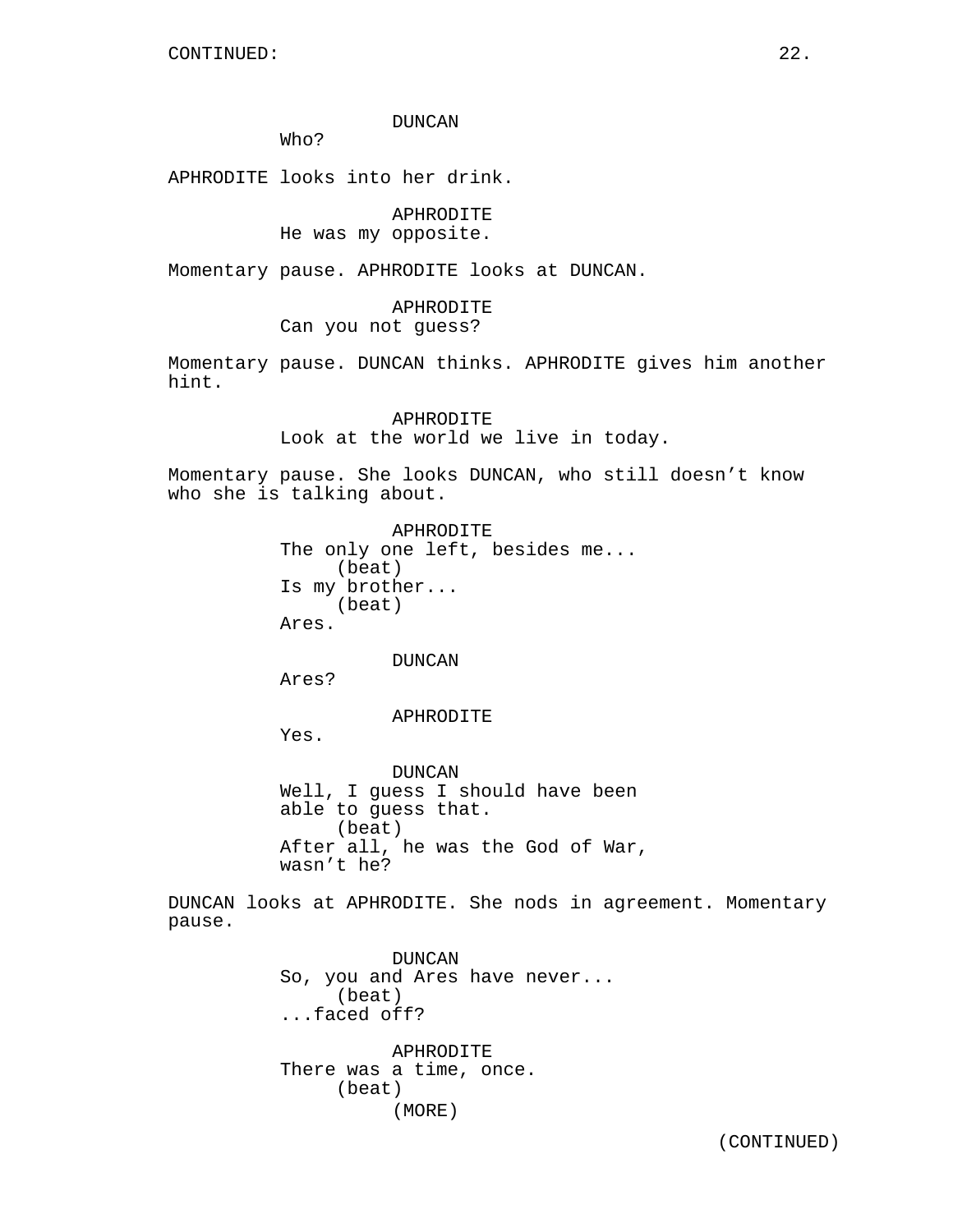CONTINUED:

DUNCAN
Who?

APHRODITE looks into her drink.

APHRODITE
He was my opposite.

Momentary pause. APHRODITE looks at DUNCAN.

APHRODITE
Can you not guess?

Momentary pause. DUNCAN thinks. APHRODITE gives him another hint.

APHRODITE
Look at the world we live in today.

Momentary pause. She looks DUNCAN, who still doesn't know who she is talking about.

APHRODITE
The only one left, besides me...
(beat)
Is my brother...
(beat)
Ares.

DUNCAN
Ares?

APHRODITE
Yes.

DUNCAN
Well, I guess I should have been able to guess that.
(beat)
After all, he was the God of War, wasn't he?

DUNCAN looks at APHRODITE. She nods in agreement. Momentary pause.

DUNCAN
So, you and Ares have never...
(beat)
...faced off?

APHRODITE
There was a time, once.
(beat)
(MORE)

(CONTINUED)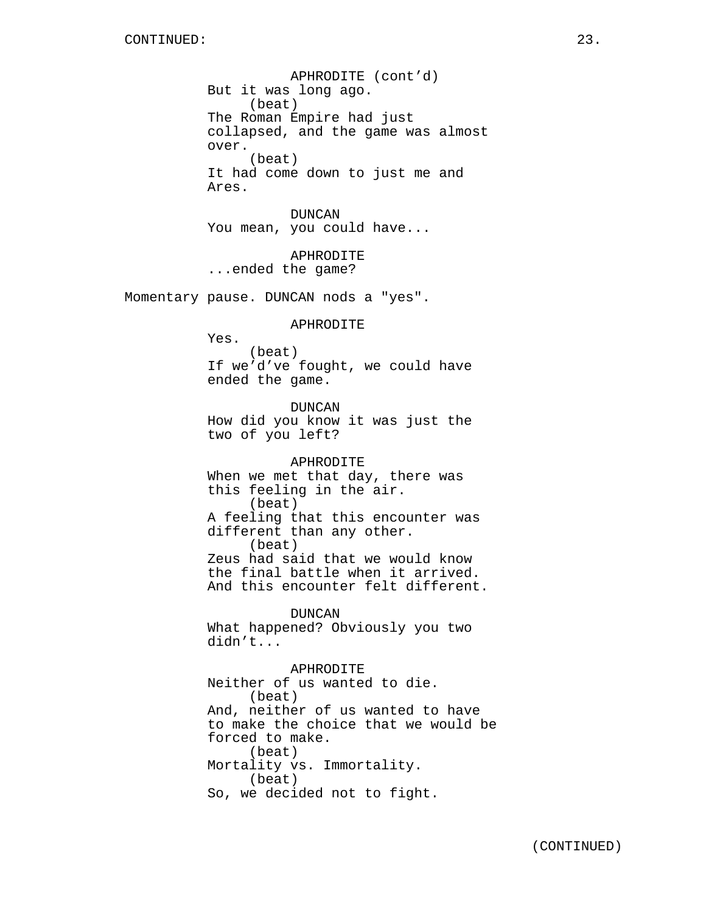CONTINUED:

APHRODITE (cont'd)
But it was long ago.
(beat)
The Roman Empire had just collapsed, and the game was almost over.
(beat)
It had come down to just me and Ares.

DUNCAN
You mean, you could have...

APHRODITE
...ended the game?

Momentary pause. DUNCAN nods a "yes".

APHRODITE
Yes.
(beat)
If we'd've fought, we could have ended the game.

DUNCAN
How did you know it was just the two of you left?

APHRODITE
When we met that day, there was this feeling in the air.
(beat)
A feeling that this encounter was different than any other.
(beat)
Zeus had said that we would know the final battle when it arrived. And this encounter felt different.

DUNCAN
What happened? Obviously you two didn't...

APHRODITE
Neither of us wanted to die.
(beat)
And, neither of us wanted to have to make the choice that we would be forced to make.
(beat)
Mortality vs. Immortality.
(beat)
So, we decided not to fight.

(CONTINUED)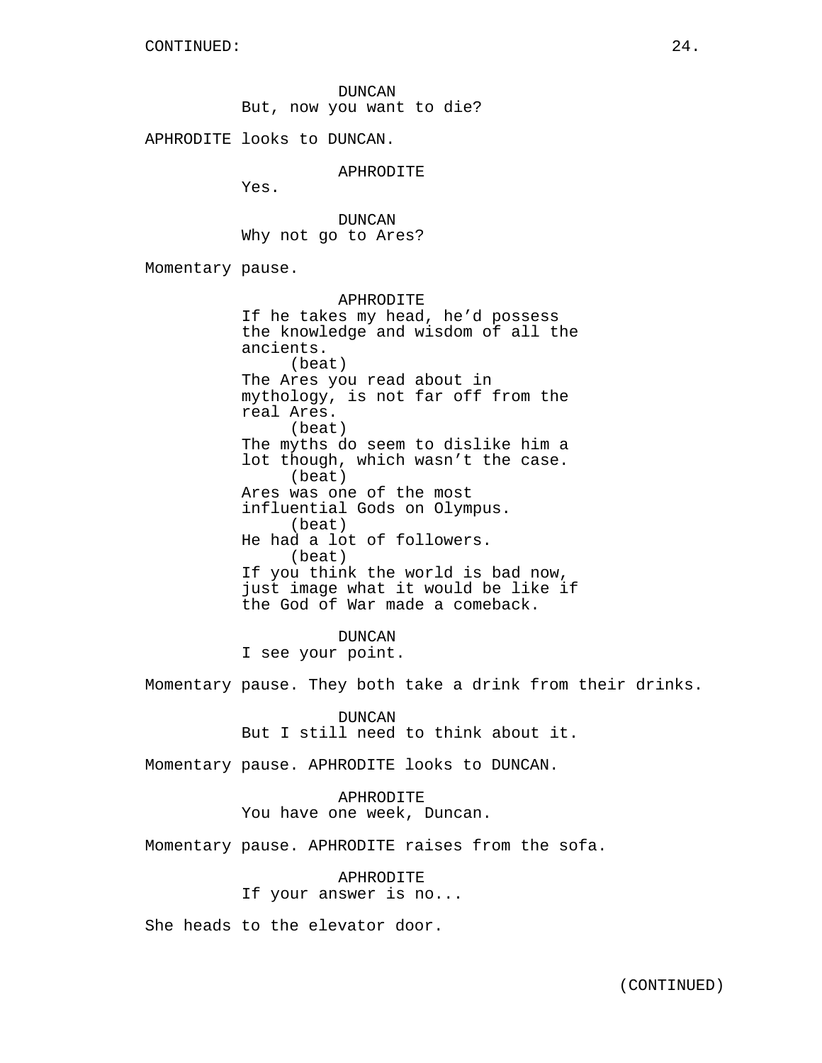DUNCAN
But, now you want to die?

APHRODITE looks to DUNCAN.

APHRODITE
Yes.

DUNCAN
Why not go to Ares?

Momentary pause.

APHRODITE
If he takes my head, he'd possess the knowledge and wisdom of all the ancients.
(beat)
The Ares you read about in mythology, is not far off from the real Ares.
(beat)
The myths do seem to dislike him a lot though, which wasn't the case.
(beat)
Ares was one of the most influential Gods on Olympus.
(beat)
He had a lot of followers.
(beat)
If you think the world is bad now, just image what it would be like if the God of War made a comeback.

DUNCAN
I see your point.

Momentary pause. They both take a drink from their drinks.

DUNCAN
But I still need to think about it.

Momentary pause. APHRODITE looks to DUNCAN.

APHRODITE
You have one week, Duncan.

Momentary pause. APHRODITE raises from the sofa.

APHRODITE
If your answer is no...

She heads to the elevator door.

(CONTINUED)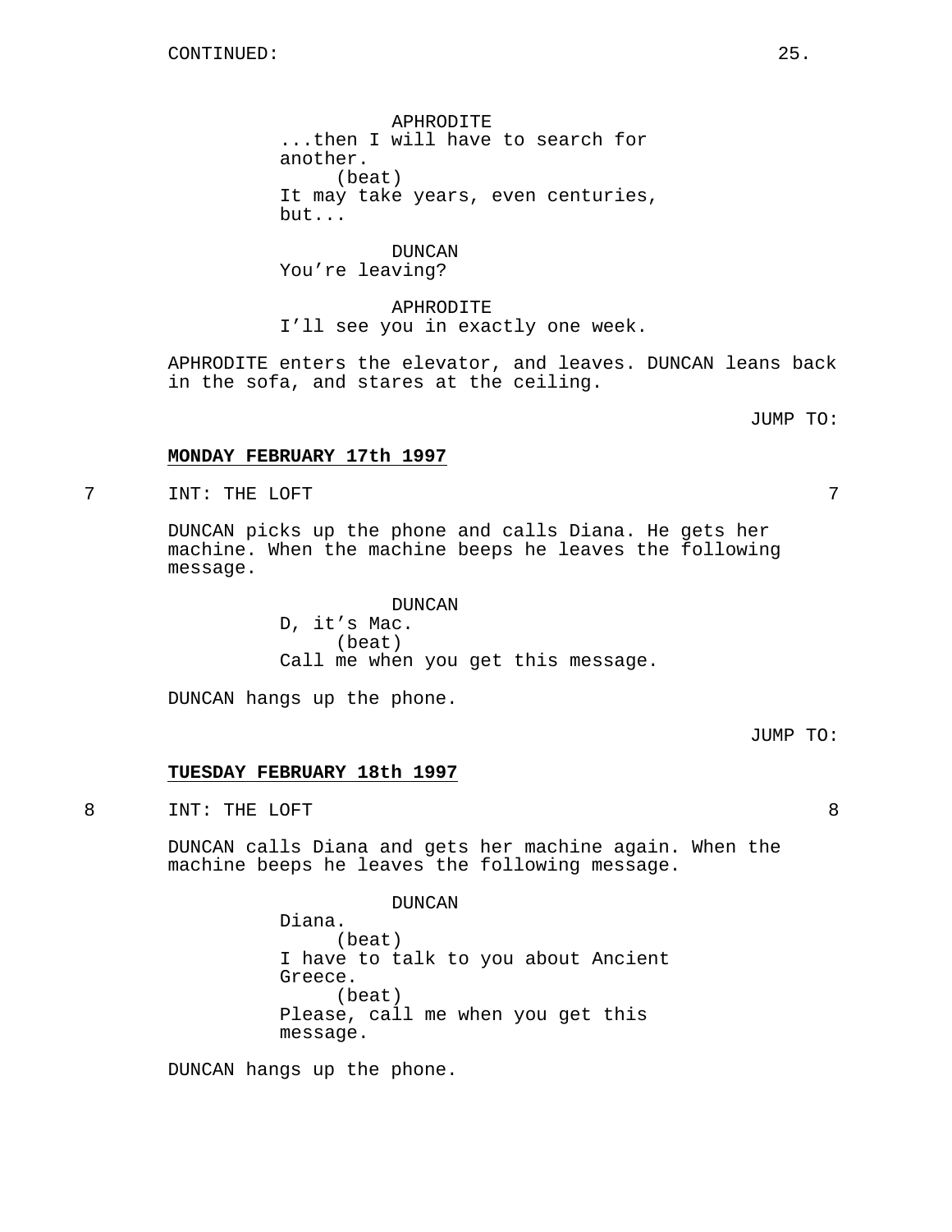APHRODITE
...then I will have to search for another.
(beat)
It may take years, even centuries, but...

DUNCAN
You're leaving?

APHRODITE
I'll see you in exactly one week.

APHRODITE enters the elevator, and leaves. DUNCAN leans back in the sofa, and stares at the ceiling.

JUMP TO:

**MONDAY FEBRUARY 17th 1997**

7 INT: THE LOFT 7

DUNCAN picks up the phone and calls Diana. He gets her machine. When the machine beeps he leaves the following message.

DUNCAN
D, it's Mac.
(beat)
Call me when you get this message.

DUNCAN hangs up the phone.

JUMP TO:

**TUESDAY FEBRUARY 18th 1997**

8 INT: THE LOFT 8

DUNCAN calls Diana and gets her machine again. When the machine beeps he leaves the following message.

DUNCAN
Diana.
(beat)
I have to talk to you about Ancient Greece.
(beat)
Please, call me when you get this message.

DUNCAN hangs up the phone.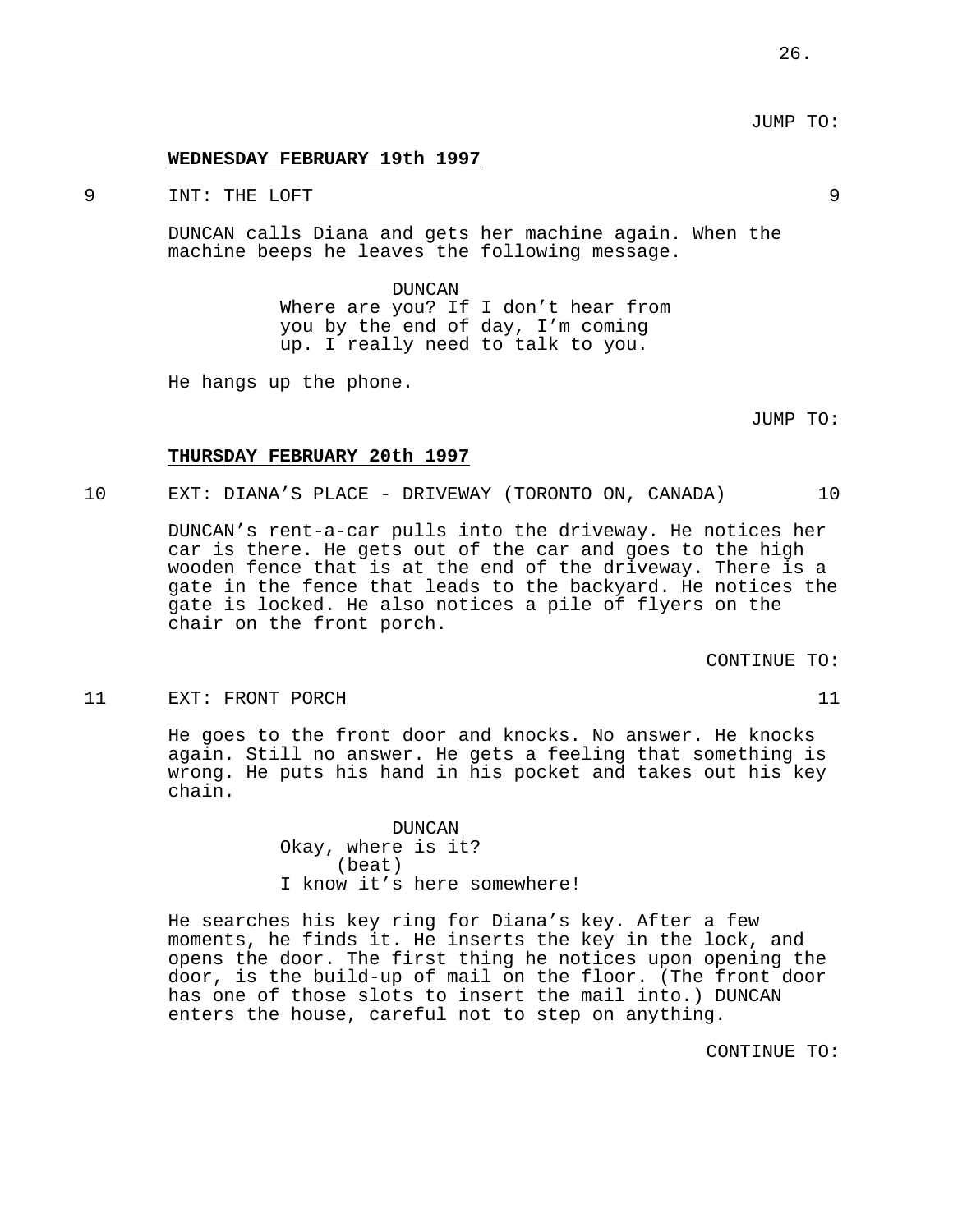JUMP TO:

**WEDNESDAY FEBRUARY 19th 1997**

9 INT: THE LOFT 9

DUNCAN calls Diana and gets her machine again. When the machine beeps he leaves the following message.

DUNCAN
Where are you? If I don't hear from you by the end of day, I'm coming up. I really need to talk to you.

He hangs up the phone.

JUMP TO:

**THURSDAY FEBRUARY 20th 1997**

10 EXT: DIANA'S PLACE - DRIVEWAY (TORONTO ON, CANADA) 10

DUNCAN's rent-a-car pulls into the driveway. He notices her car is there. He gets out of the car and goes to the high wooden fence that is at the end of the driveway. There is a gate in the fence that leads to the backyard. He notices the gate is locked. He also notices a pile of flyers on the chair on the front porch.

CONTINUE TO:

11 EXT: FRONT PORCH 11

He goes to the front door and knocks. No answer. He knocks again. Still no answer. He gets a feeling that something is wrong. He puts his hand in his pocket and takes out his key chain.

DUNCAN
Okay, where is it?
(beat)
I know it's here somewhere!

He searches his key ring for Diana's key. After a few moments, he finds it. He inserts the key in the lock, and opens the door. The first thing he notices upon opening the door, is the build-up of mail on the floor. (The front door has one of those slots to insert the mail into.) DUNCAN enters the house, careful not to step on anything.

CONTINUE TO: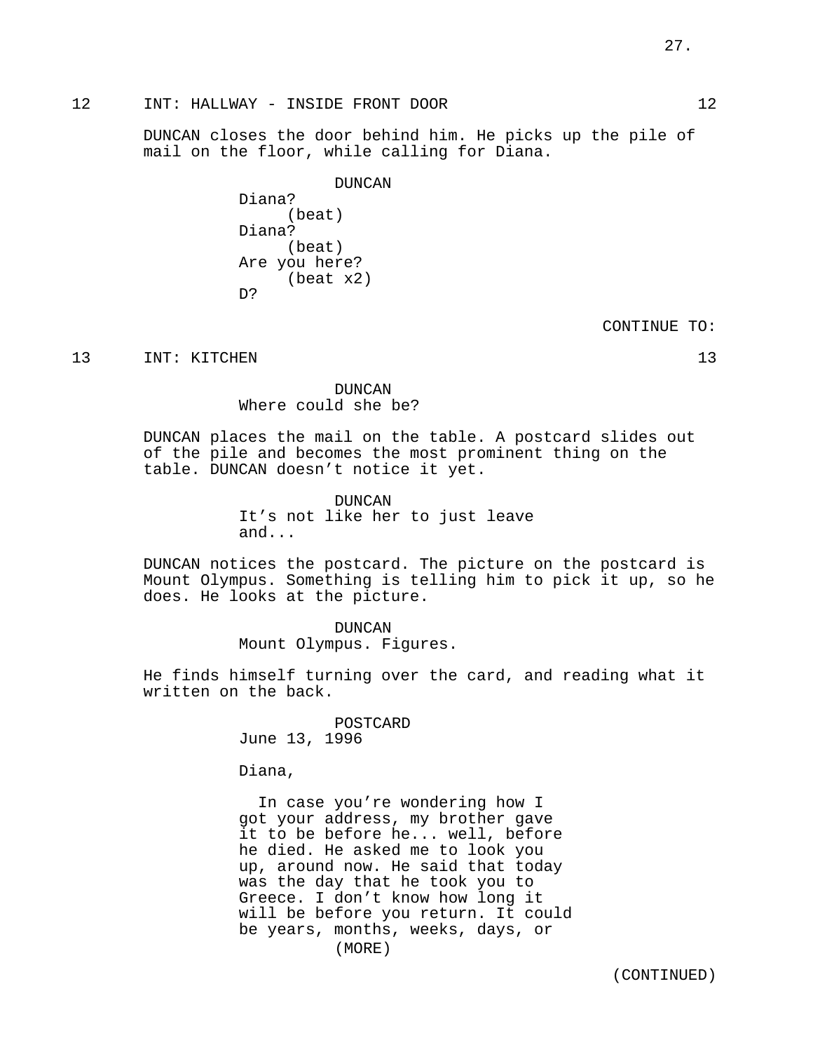12 INT: HALLWAY - INSIDE FRONT DOOR 12

DUNCAN closes the door behind him. He picks up the pile of mail on the floor, while calling for Diana.

DUNCAN
Diana?
(beat)
Diana?
(beat)
Are you here?
(beat x2)
D?

CONTINUE TO:

13 INT: KITCHEN 13

DUNCAN
Where could she be?

DUNCAN places the mail on the table. A postcard slides out of the pile and becomes the most prominent thing on the table. DUNCAN doesn't notice it yet.

DUNCAN
It's not like her to just leave and...

DUNCAN notices the postcard. The picture on the postcard is Mount Olympus. Something is telling him to pick it up, so he does. He looks at the picture.

DUNCAN
Mount Olympus. Figures.

He finds himself turning over the card, and reading what it written on the back.

POSTCARD
June 13, 1996

Diana,

In case you're wondering how I got your address, my brother gave it to be before he... well, before he died. He asked me to look you up, around now. He said that today was the day that he took you to Greece. I don't know how long it will be before you return. It could be years, months, weeks, days, or
(MORE)

(CONTINUED)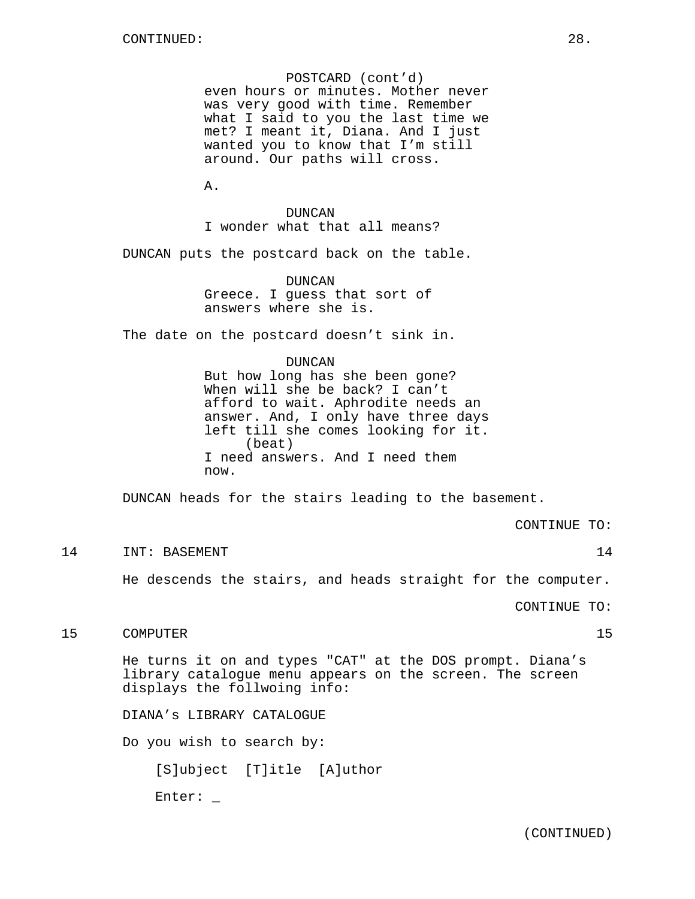CONTINUED:

POSTCARD (cont'd)
even hours or minutes. Mother never was very good with time. Remember what I said to you the last time we met? I meant it, Diana. And I just wanted you to know that I'm still around. Our paths will cross.

A.

DUNCAN
I wonder what that all means?

DUNCAN puts the postcard back on the table.

DUNCAN
Greece. I guess that sort of answers where she is.

The date on the postcard doesn't sink in.

DUNCAN
But how long has she been gone? When will she be back? I can't afford to wait. Aphrodite needs an answer. And, I only have three days left till she comes looking for it.
(beat)
I need answers. And I need them now.

DUNCAN heads for the stairs leading to the basement.

CONTINUE TO:

14 INT: BASEMENT 14

He descends the stairs, and heads straight for the computer.

CONTINUE TO:

15 COMPUTER 15

He turns it on and types "CAT" at the DOS prompt. Diana's library catalogue menu appears on the screen. The screen displays the follwoing info:

DIANA's LIBRARY CATALOGUE

Do you wish to search by:

[S]ubject [T]itle [A]uthor

Enter: _

(CONTINUED)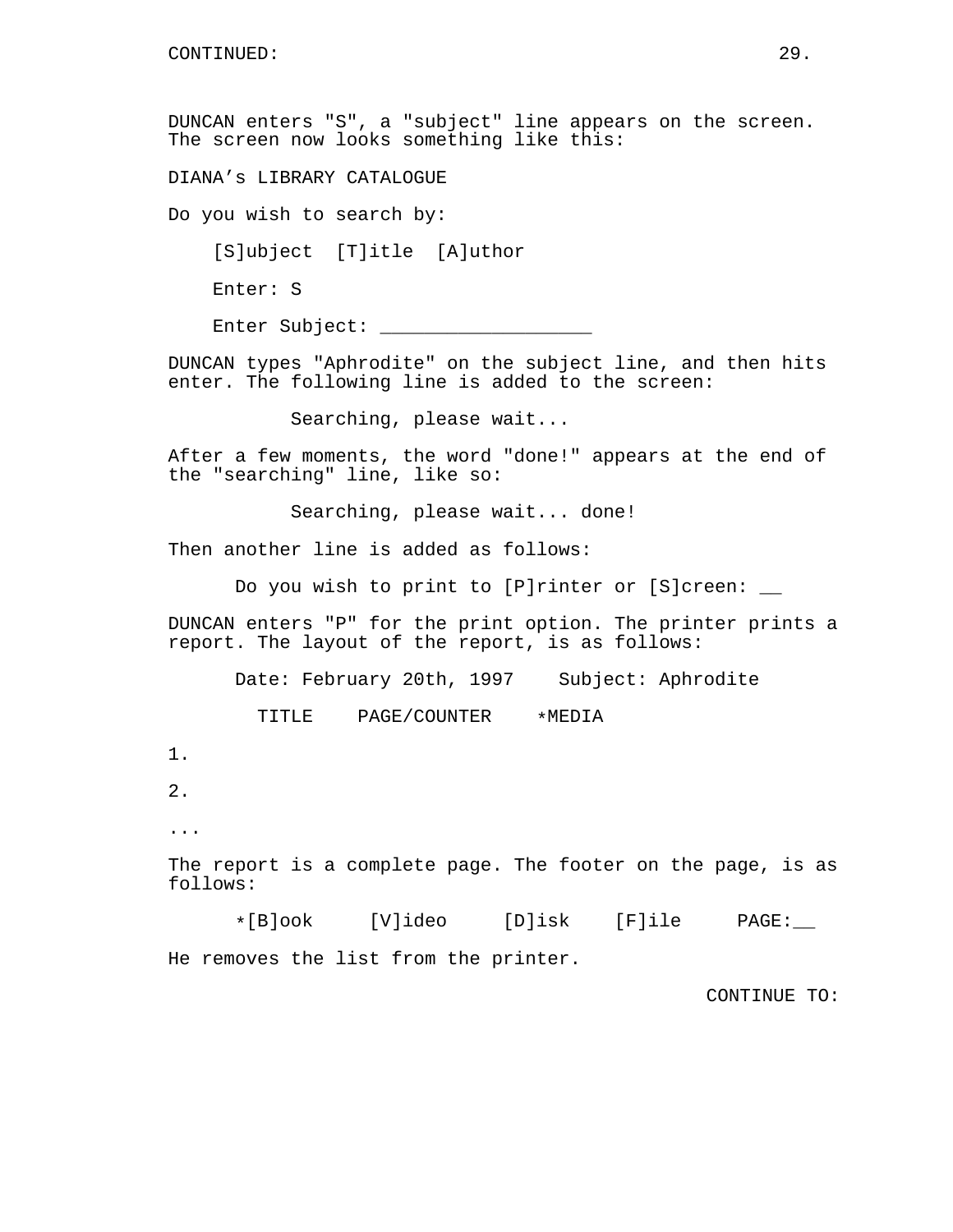CONTINUED:

DUNCAN enters "S", a "subject" line appears on the screen. The screen now looks something like this:

DIANA's LIBRARY CATALOGUE

Do you wish to search by:

[S]ubject [T]itle [A]uthor

Enter: S

Enter Subject: ___________________

DUNCAN types "Aphrodite" on the subject line, and then hits enter. The following line is added to the screen:

Searching, please wait...

After a few moments, the word "done!" appears at the end of the "searching" line, like so:

Searching, please wait... done!

Then another line is added as follows:

Do you wish to print to [P]rinter or [S]creen: __

DUNCAN enters "P" for the print option. The printer prints a report. The layout of the report, is as follows:

Date: February 20th, 1997    Subject: Aphrodite

TITLE    PAGE/COUNTER    *MEDIA

1.

2.

...

The report is a complete page. The footer on the page, is as follows:

*[B]ook    [V]ideo    [D]isk    [F]ile    PAGE:__

He removes the list from the printer.

CONTINUE TO: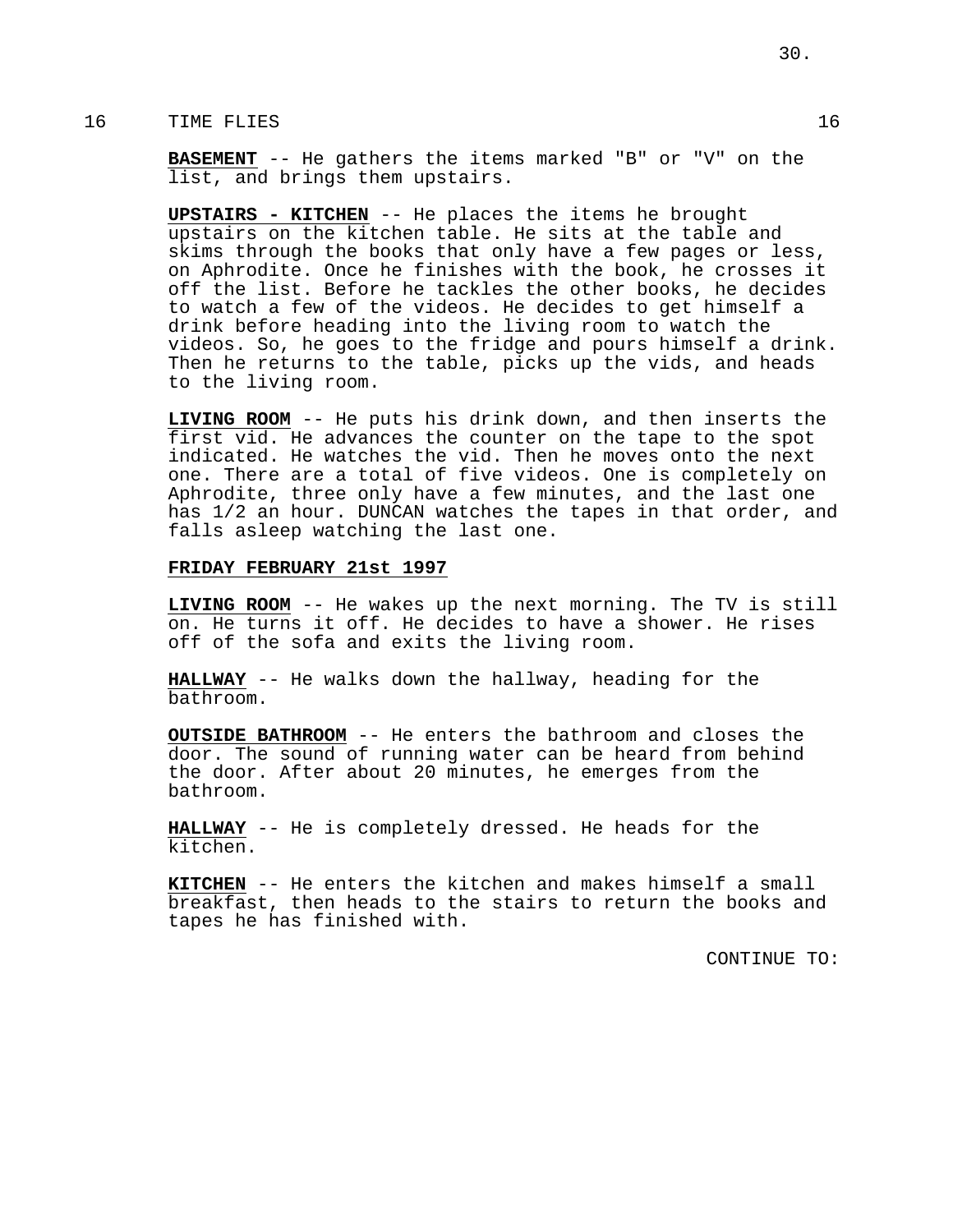16 TIME FLIES 16

**BASEMENT** -- He gathers the items marked "B" or "V" on the list, and brings them upstairs.

**UPSTAIRS - KITCHEN** -- He places the items he brought upstairs on the kitchen table. He sits at the table and skims through the books that only have a few pages or less, on Aphrodite. Once he finishes with the book, he crosses it off the list. Before he tackles the other books, he decides to watch a few of the videos. He decides to get himself a drink before heading into the living room to watch the videos. So, he goes to the fridge and pours himself a drink. Then he returns to the table, picks up the vids, and heads to the living room.

**LIVING ROOM** -- He puts his drink down, and then inserts the first vid. He advances the counter on the tape to the spot indicated. He watches the vid. Then he moves onto the next one. There are a total of five videos. One is completely on Aphrodite, three only have a few minutes, and the last one has 1/2 an hour. DUNCAN watches the tapes in that order, and falls asleep watching the last one.

**FRIDAY FEBRUARY 21st 1997**

**LIVING ROOM** -- He wakes up the next morning. The TV is still on. He turns it off. He decides to have a shower. He rises off of the sofa and exits the living room.

**HALLWAY** -- He walks down the hallway, heading for the bathroom.

**OUTSIDE BATHROOM** -- He enters the bathroom and closes the door. The sound of running water can be heard from behind the door. After about 20 minutes, he emerges from the bathroom.

**HALLWAY** -- He is completely dressed. He heads for the kitchen.

**KITCHEN** -- He enters the kitchen and makes himself a small breakfast, then heads to the stairs to return the books and tapes he has finished with.

CONTINUE TO: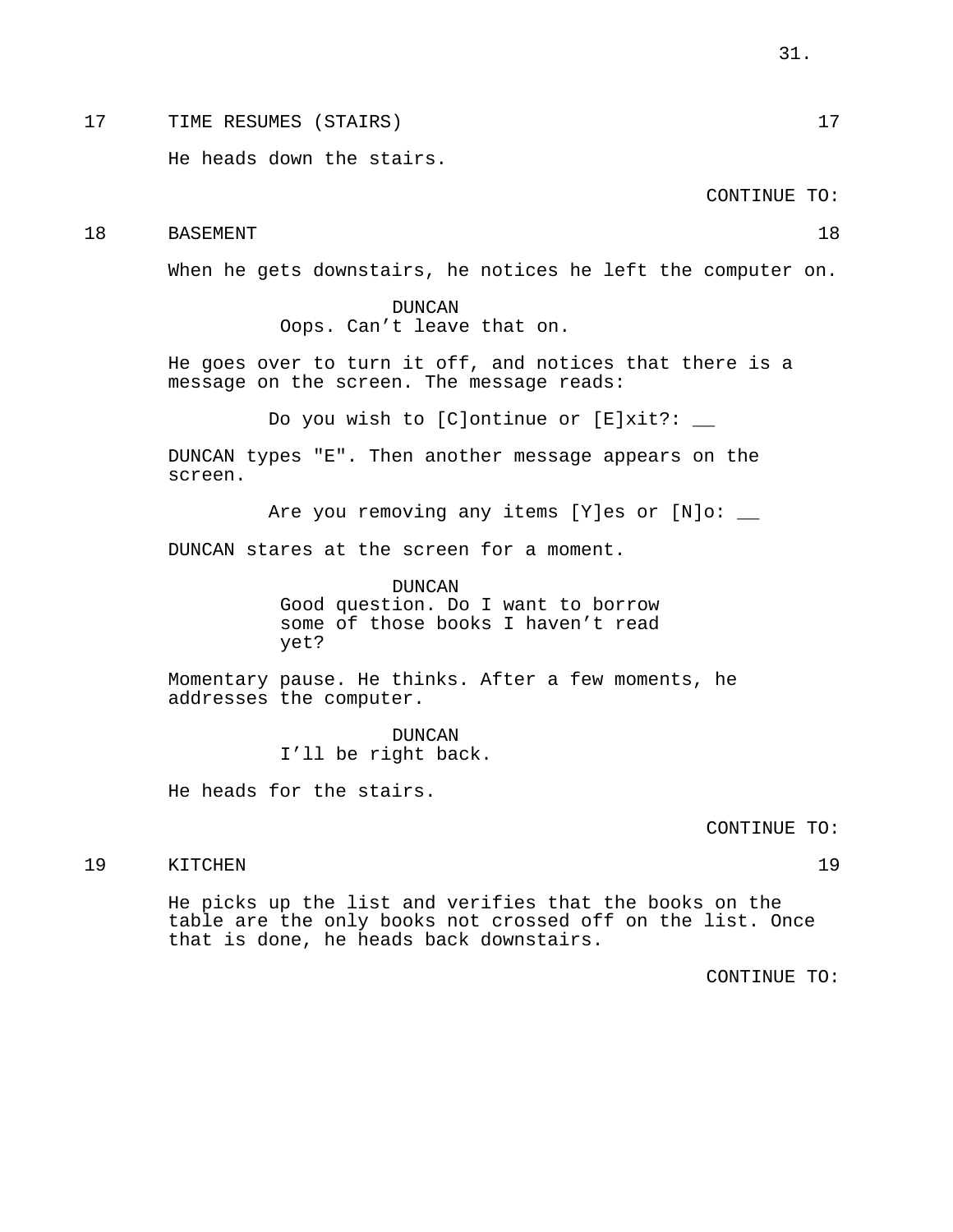17 TIME RESUMES (STAIRS) 17

He heads down the stairs.

CONTINUE TO:

18 BASEMENT 18

When he gets downstairs, he notices he left the computer on.

DUNCAN
Oops. Can’t leave that on.

He goes over to turn it off, and notices that there is a message on the screen. The message reads:

Do you wish to [C]ontinue or [E]xit?: __

DUNCAN types "E". Then another message appears on the screen.

Are you removing any items [Y]es or [N]o: __

DUNCAN stares at the screen for a moment.

DUNCAN
Good question. Do I want to borrow some of those books I haven’t read yet?

Momentary pause. He thinks. After a few moments, he addresses the computer.

DUNCAN
I’ll be right back.

He heads for the stairs.

CONTINUE TO:

19 KITCHEN 19

He picks up the list and verifies that the books on the table are the only books not crossed off on the list. Once that is done, he heads back downstairs.

CONTINUE TO: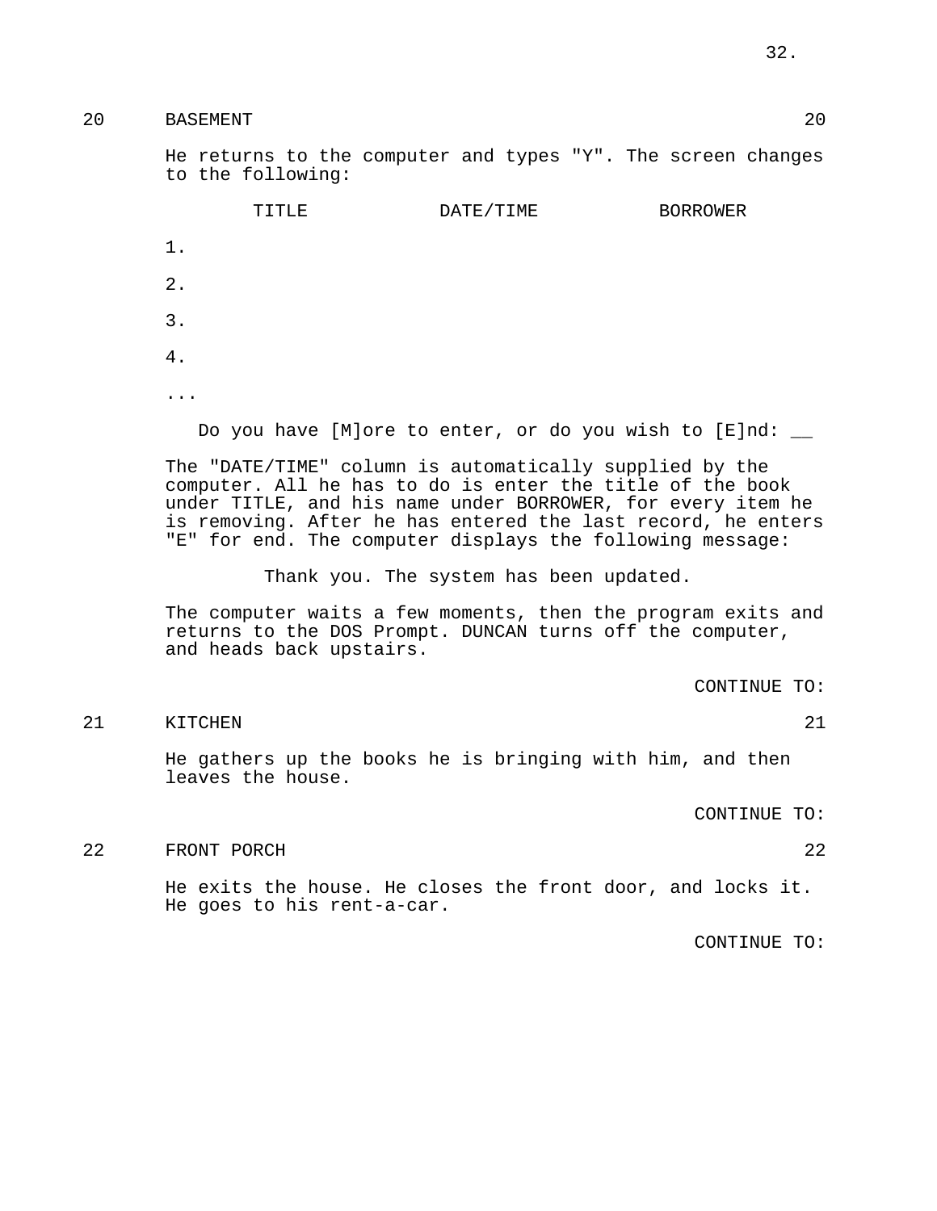## 20 BASEMENT 20

He returns to the computer and types "Y". The screen changes to the following:

| | TITLE | DATE/TIME | BORROWER |
|---|---|---|---|
| 1. | | | |
| 2. | | | |
| 3. | | | |
| 4. | | | |
| ... | | | |

Do you have [M]ore to enter, or do you wish to [E]nd: __

The "DATE/TIME" column is automatically supplied by the computer. All he has to do is enter the title of the book under TITLE, and his name under BORROWER, for every item he is removing. After he has entered the last record, he enters "E" for end. The computer displays the following message:

Thank you. The system has been updated.

The computer waits a few moments, then the program exits and returns to the DOS Prompt. DUNCAN turns off the computer, and heads back upstairs.

CONTINUE TO:

## 21 KITCHEN 21

He gathers up the books he is bringing with him, and then leaves the house.

CONTINUE TO:

## 22 FRONT PORCH 22

He exits the house. He closes the front door, and locks it. He goes to his rent-a-car.

CONTINUE TO: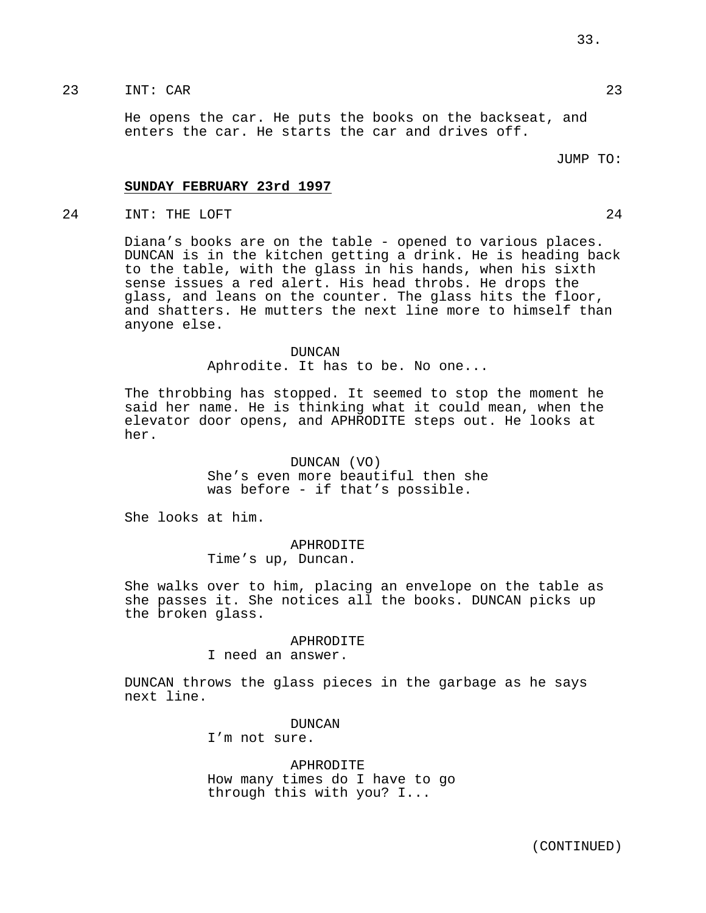23 INT: CAR 23

He opens the car. He puts the books on the backseat, and enters the car. He starts the car and drives off.

JUMP TO:

**SUNDAY FEBRUARY 23rd 1997**

24 INT: THE LOFT 24

Diana's books are on the table - opened to various places. DUNCAN is in the kitchen getting a drink. He is heading back to the table, with the glass in his hands, when his sixth sense issues a red alert. His head throbs. He drops the glass, and leans on the counter. The glass hits the floor, and shatters. He mutters the next line more to himself than anyone else.

DUNCAN
Aphrodite. It has to be. No one...

The throbbing has stopped. It seemed to stop the moment he said her name. He is thinking what it could mean, when the elevator door opens, and APHRODITE steps out. He looks at her.

DUNCAN (VO)
She's even more beautiful then she was before - if that's possible.

She looks at him.

APHRODITE
Time's up, Duncan.

She walks over to him, placing an envelope on the table as she passes it. She notices all the books. DUNCAN picks up the broken glass.

APHRODITE
I need an answer.

DUNCAN throws the glass pieces in the garbage as he says next line.

DUNCAN
I'm not sure.

APHRODITE
How many times do I have to go through this with you? I...

(CONTINUED)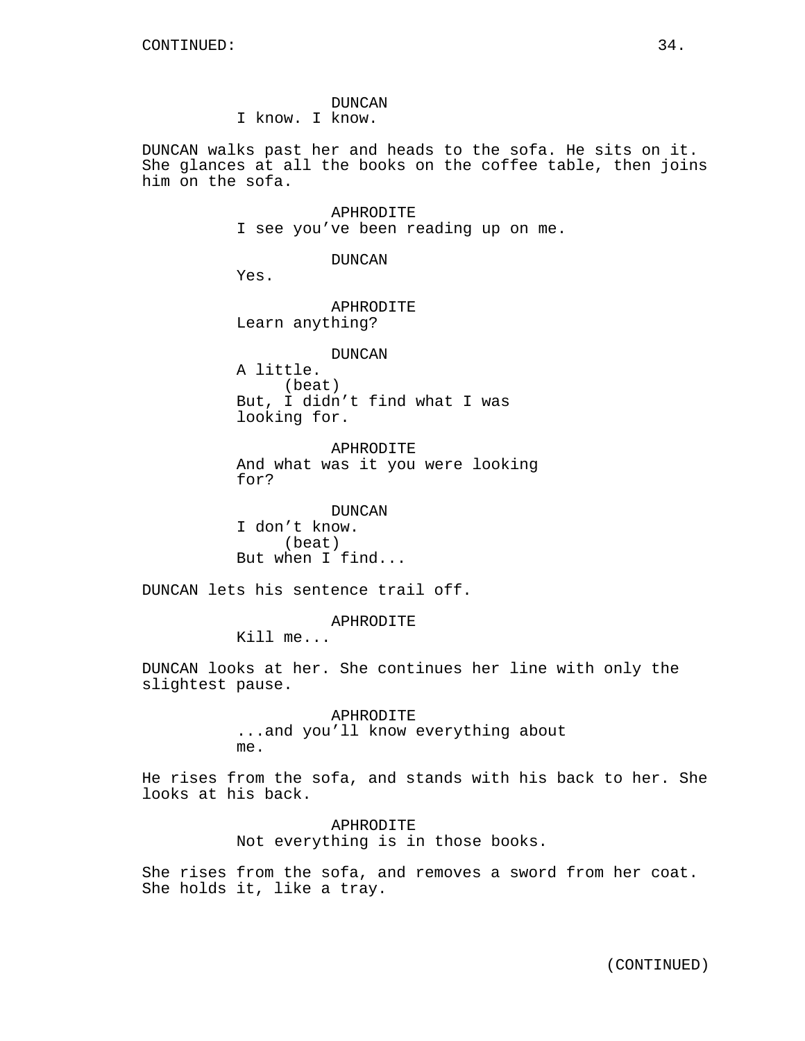DUNCAN
I know. I know.

DUNCAN walks past her and heads to the sofa. He sits on it. She glances at all the books on the coffee table, then joins him on the sofa.

APHRODITE
I see you've been reading up on me.

DUNCAN
Yes.

APHRODITE
Learn anything?

DUNCAN
A little.
(beat)
But, I didn't find what I was looking for.

APHRODITE
And what was it you were looking for?

DUNCAN
I don't know.
(beat)
But when I find...

DUNCAN lets his sentence trail off.

APHRODITE
Kill me...

DUNCAN looks at her. She continues her line with only the slightest pause.

APHRODITE
...and you'll know everything about me.

He rises from the sofa, and stands with his back to her. She looks at his back.

APHRODITE
Not everything is in those books.

She rises from the sofa, and removes a sword from her coat. She holds it, like a tray.

(CONTINUED)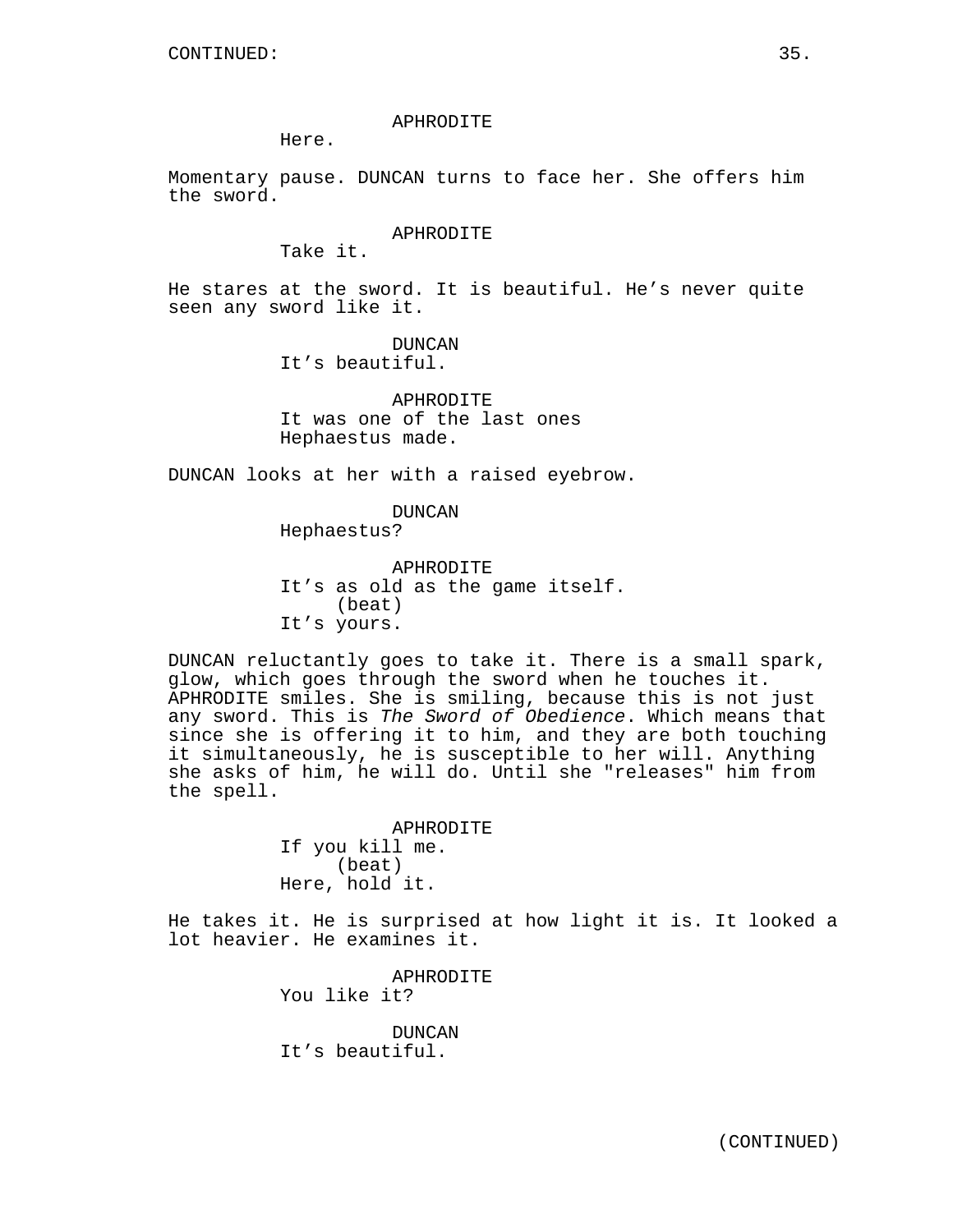CONTINUED:

APHRODITE
Here.

Momentary pause. DUNCAN turns to face her. She offers him the sword.

APHRODITE
Take it.

He stares at the sword. It is beautiful. He's never quite seen any sword like it.

DUNCAN
It's beautiful.

APHRODITE
It was one of the last ones Hephaestus made.

DUNCAN looks at her with a raised eyebrow.

DUNCAN
Hephaestus?

APHRODITE
It's as old as the game itself.
(beat)
It's yours.

DUNCAN reluctantly goes to take it. There is a small spark, glow, which goes through the sword when he touches it. APHRODITE smiles. She is smiling, because this is not just any sword. This is *The Sword of Obedience*. Which means that since she is offering it to him, and they are both touching it simultaneously, he is susceptible to her will. Anything she asks of him, he will do. Until she "releases" him from the spell.

APHRODITE
If you kill me.
(beat)
Here, hold it.

He takes it. He is surprised at how light it is. It looked a lot heavier. He examines it.

APHRODITE
You like it?

DUNCAN
It's beautiful.

(CONTINUED)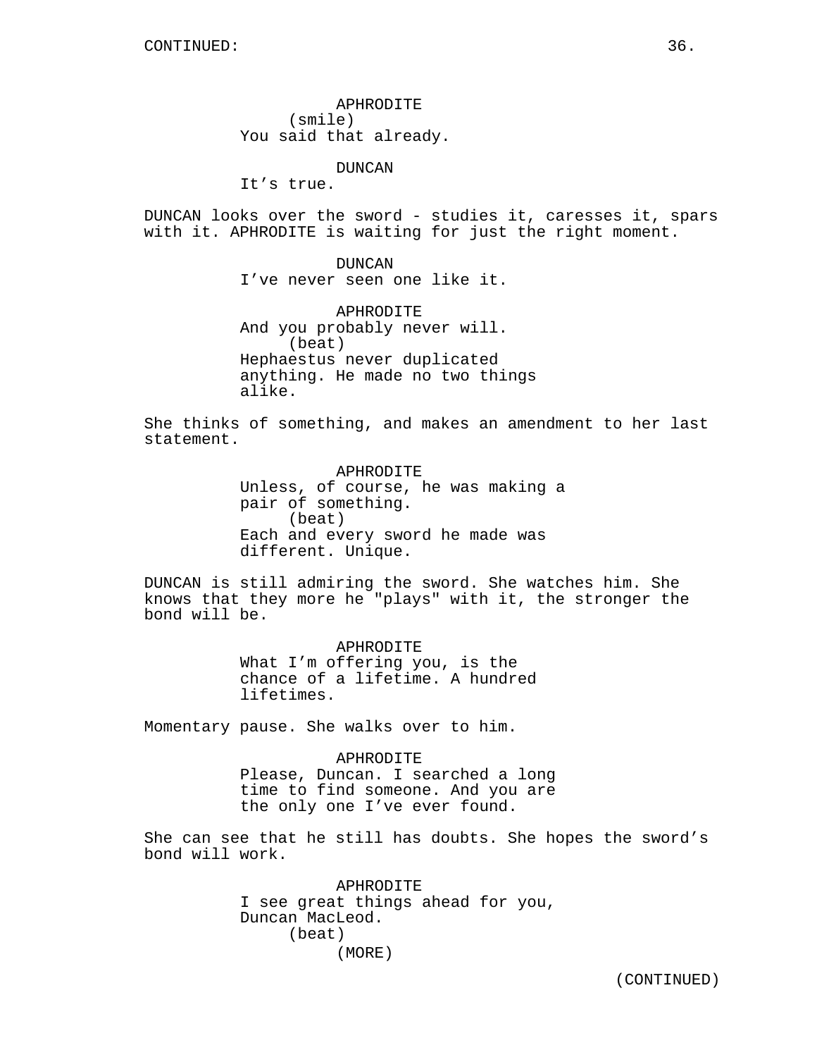CONTINUED:

APHRODITE
(smile)
You said that already.

DUNCAN
It's true.

DUNCAN looks over the sword - studies it, caresses it, spars with it. APHRODITE is waiting for just the right moment.

DUNCAN
I've never seen one like it.

APHRODITE
And you probably never will.
(beat)
Hephaestus never duplicated anything. He made no two things alike.

She thinks of something, and makes an amendment to her last statement.

APHRODITE
Unless, of course, he was making a pair of something.
(beat)
Each and every sword he made was different. Unique.

DUNCAN is still admiring the sword. She watches him. She knows that they more he "plays" with it, the stronger the bond will be.

APHRODITE
What I'm offering you, is the chance of a lifetime. A hundred lifetimes.

Momentary pause. She walks over to him.

APHRODITE
Please, Duncan. I searched a long time to find someone. And you are the only one I've ever found.

She can see that he still has doubts. She hopes the sword's bond will work.

APHRODITE
I see great things ahead for you, Duncan MacLeod.
(beat)
(MORE)

(CONTINUED)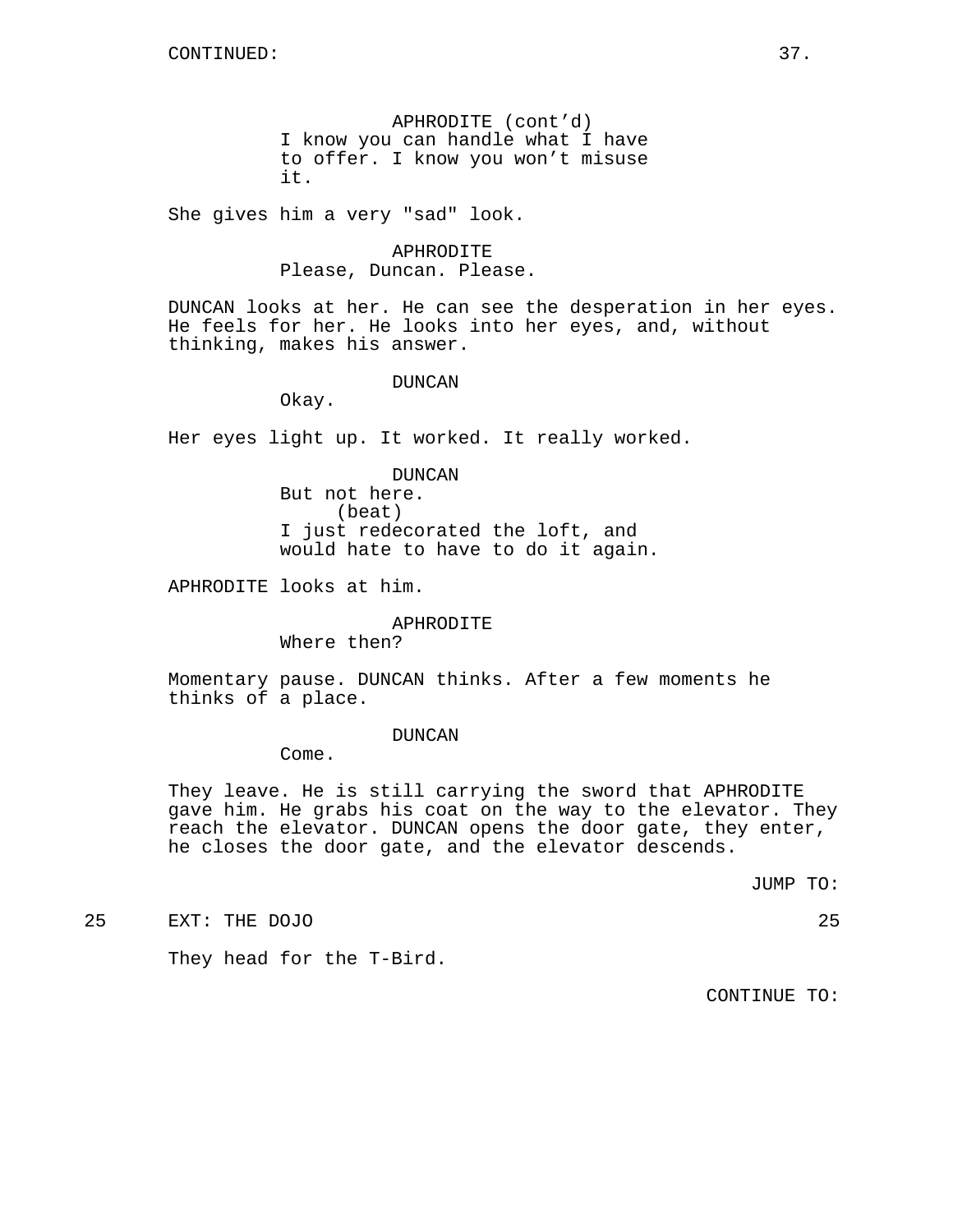CONTINUED:

APHRODITE (cont'd)
I know you can handle what I have to offer. I know you won't misuse it.

She gives him a very "sad" look.

APHRODITE
Please, Duncan. Please.

DUNCAN looks at her. He can see the desperation in her eyes. He feels for her. He looks into her eyes, and, without thinking, makes his answer.

DUNCAN
Okay.

Her eyes light up. It worked. It really worked.

DUNCAN
But not here.
(beat)
I just redecorated the loft, and would hate to have to do it again.

APHRODITE looks at him.

APHRODITE
Where then?

Momentary pause. DUNCAN thinks. After a few moments he thinks of a place.

DUNCAN
Come.

They leave. He is still carrying the sword that APHRODITE gave him. He grabs his coat on the way to the elevator. They reach the elevator. DUNCAN opens the door gate, they enter, he closes the door gate, and the elevator descends.

JUMP TO:

25 EXT: THE DOJO 25

They head for the T-Bird.

CONTINUE TO: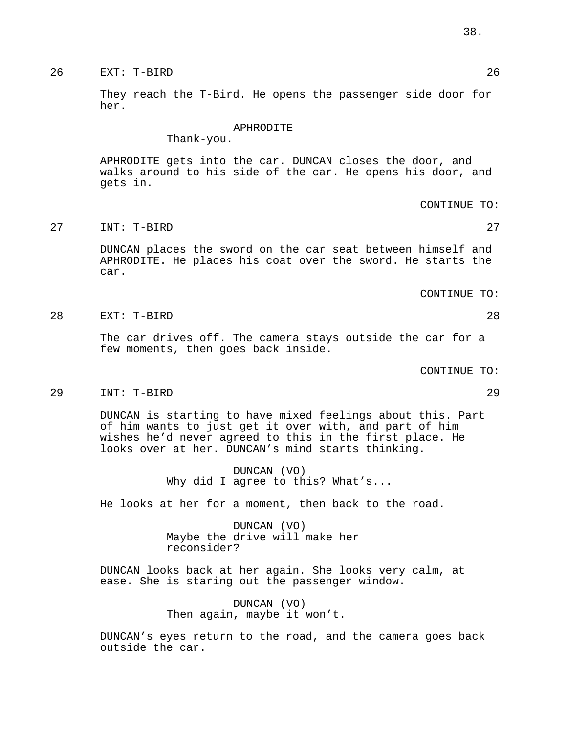26 EXT: T-BIRD 26

They reach the T-Bird. He opens the passenger side door for her.

APHRODITE
Thank-you.

APHRODITE gets into the car. DUNCAN closes the door, and walks around to his side of the car. He opens his door, and gets in.

CONTINUE TO:

27 INT: T-BIRD 27

DUNCAN places the sword on the car seat between himself and APHRODITE. He places his coat over the sword. He starts the car.

CONTINUE TO:

28 EXT: T-BIRD 28

The car drives off. The camera stays outside the car for a few moments, then goes back inside.

CONTINUE TO:

29 INT: T-BIRD 29

DUNCAN is starting to have mixed feelings about this. Part of him wants to just get it over with, and part of him wishes he'd never agreed to this in the first place. He looks over at her. DUNCAN's mind starts thinking.

DUNCAN (VO)
Why did I agree to this? What's...

He looks at her for a moment, then back to the road.

DUNCAN (VO)
Maybe the drive will make her reconsider?

DUNCAN looks back at her again. She looks very calm, at ease. She is staring out the passenger window.

DUNCAN (VO)
Then again, maybe it won't.

DUNCAN's eyes return to the road, and the camera goes back outside the car.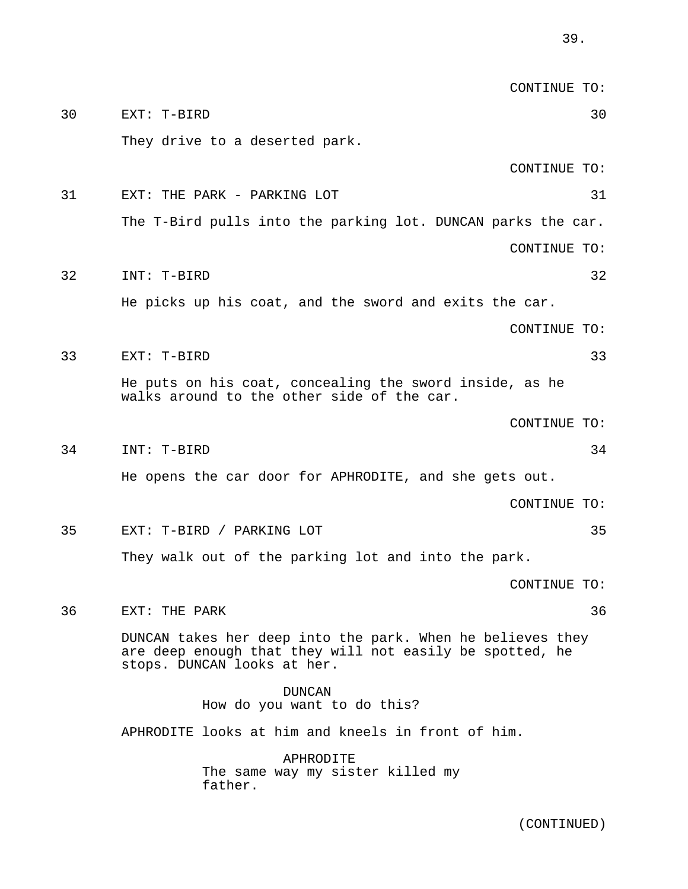CONTINUE TO:

30 EXT: T-BIRD 30

They drive to a deserted park.

CONTINUE TO:

31 EXT: THE PARK - PARKING LOT 31

The T-Bird pulls into the parking lot. DUNCAN parks the car.

CONTINUE TO:

32 INT: T-BIRD 32

He picks up his coat, and the sword and exits the car.

CONTINUE TO:

33 EXT: T-BIRD 33

He puts on his coat, concealing the sword inside, as he walks around to the other side of the car.

CONTINUE TO:

34 INT: T-BIRD 34

He opens the car door for APHRODITE, and she gets out.

CONTINUE TO:

35 EXT: T-BIRD / PARKING LOT 35

They walk out of the parking lot and into the park.

CONTINUE TO:

36 EXT: THE PARK 36

DUNCAN takes her deep into the park. When he believes they are deep enough that they will not easily be spotted, he stops. DUNCAN looks at her.

DUNCAN
How do you want to do this?

APHRODITE looks at him and kneels in front of him.

APHRODITE
The same way my sister killed my father.

(CONTINUED)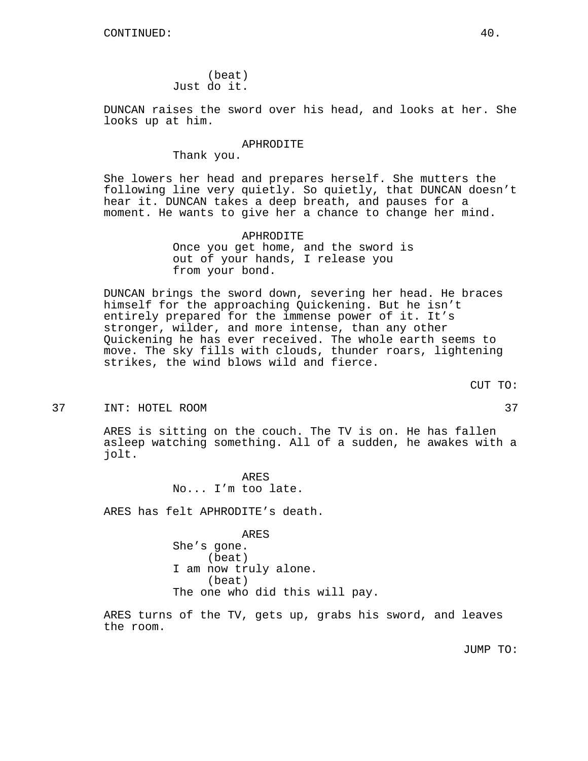CONTINUED:

(beat)
Just do it.

DUNCAN raises the sword over his head, and looks at her. She looks up at him.

APHRODITE
Thank you.

She lowers her head and prepares herself. She mutters the following line very quietly. So quietly, that DUNCAN doesn't hear it. DUNCAN takes a deep breath, and pauses for a moment. He wants to give her a chance to change her mind.

APHRODITE
Once you get home, and the sword is out of your hands, I release you from your bond.

DUNCAN brings the sword down, severing her head. He braces himself for the approaching Quickening. But he isn't entirely prepared for the immense power of it. It's stronger, wilder, and more intense, than any other Quickening he has ever received. The whole earth seems to move. The sky fills with clouds, thunder roars, lightening strikes, the wind blows wild and fierce.

CUT TO:

37 INT: HOTEL ROOM 37

ARES is sitting on the couch. The TV is on. He has fallen asleep watching something. All of a sudden, he awakes with a jolt.

ARES
No... I'm too late.

ARES has felt APHRODITE's death.

ARES
She's gone.
(beat)
I am now truly alone.
(beat)
The one who did this will pay.

ARES turns of the TV, gets up, grabs his sword, and leaves the room.

JUMP TO: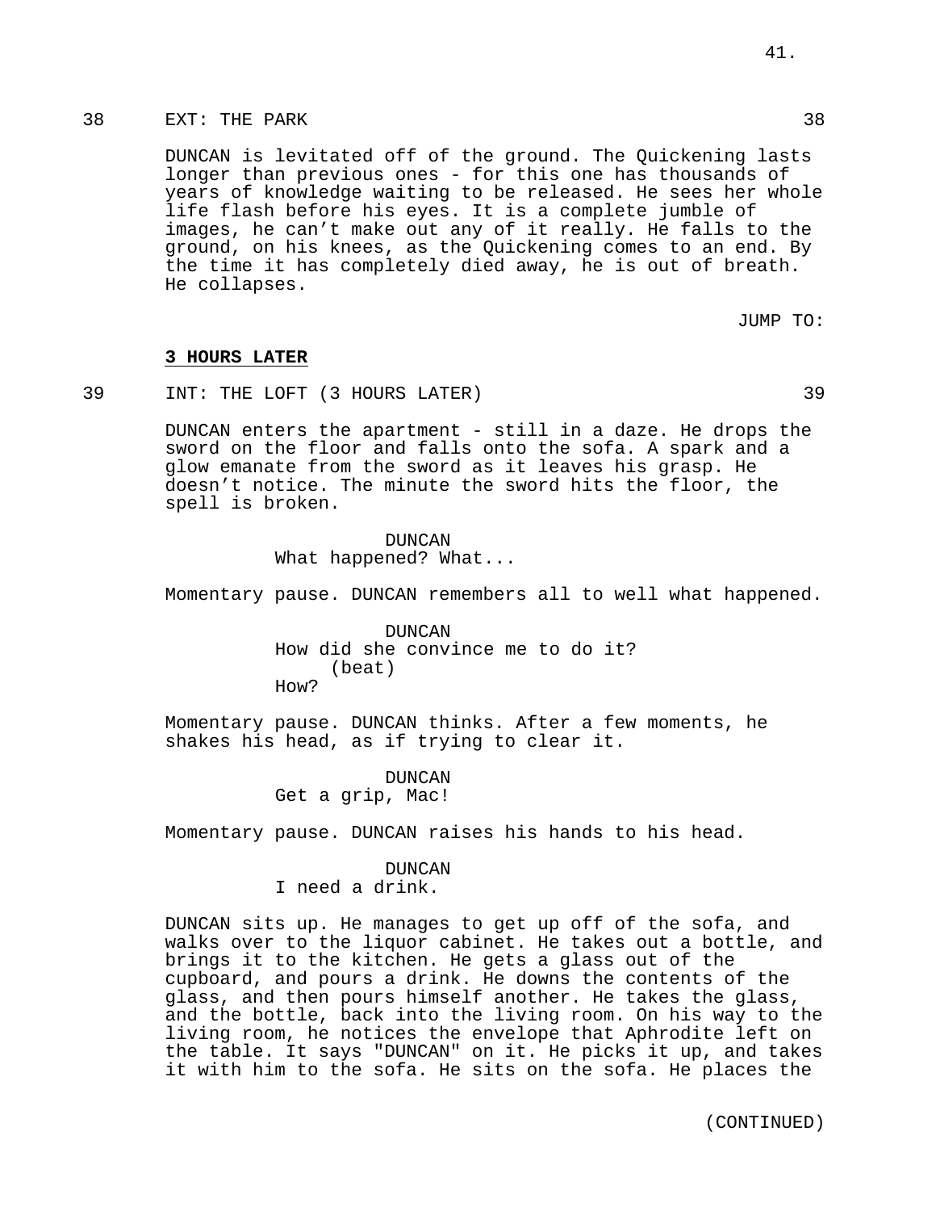38 EXT: THE PARK 38

DUNCAN is levitated off of the ground. The Quickening lasts longer than previous ones - for this one has thousands of years of knowledge waiting to be released. He sees her whole life flash before his eyes. It is a complete jumble of images, he can't make out any of it really. He falls to the ground, on his knees, as the Quickening comes to an end. By the time it has completely died away, he is out of breath. He collapses.

JUMP TO:

**3 HOURS LATER**

39 INT: THE LOFT (3 HOURS LATER) 39

DUNCAN enters the apartment - still in a daze. He drops the sword on the floor and falls onto the sofa. A spark and a glow emanate from the sword as it leaves his grasp. He doesn't notice. The minute the sword hits the floor, the spell is broken.

DUNCAN
What happened? What...

Momentary pause. DUNCAN remembers all to well what happened.

DUNCAN
How did she convince me to do it?
(beat)
How?

Momentary pause. DUNCAN thinks. After a few moments, he shakes his head, as if trying to clear it.

DUNCAN
Get a grip, Mac!

Momentary pause. DUNCAN raises his hands to his head.

DUNCAN
I need a drink.

DUNCAN sits up. He manages to get up off of the sofa, and walks over to the liquor cabinet. He takes out a bottle, and brings it to the kitchen. He gets a glass out of the cupboard, and pours a drink. He downs the contents of the glass, and then pours himself another. He takes the glass, and the bottle, back into the living room. On his way to the living room, he notices the envelope that Aphrodite left on the table. It says "DUNCAN" on it. He picks it up, and takes it with him to the sofa. He sits on the sofa. He places the

(CONTINUED)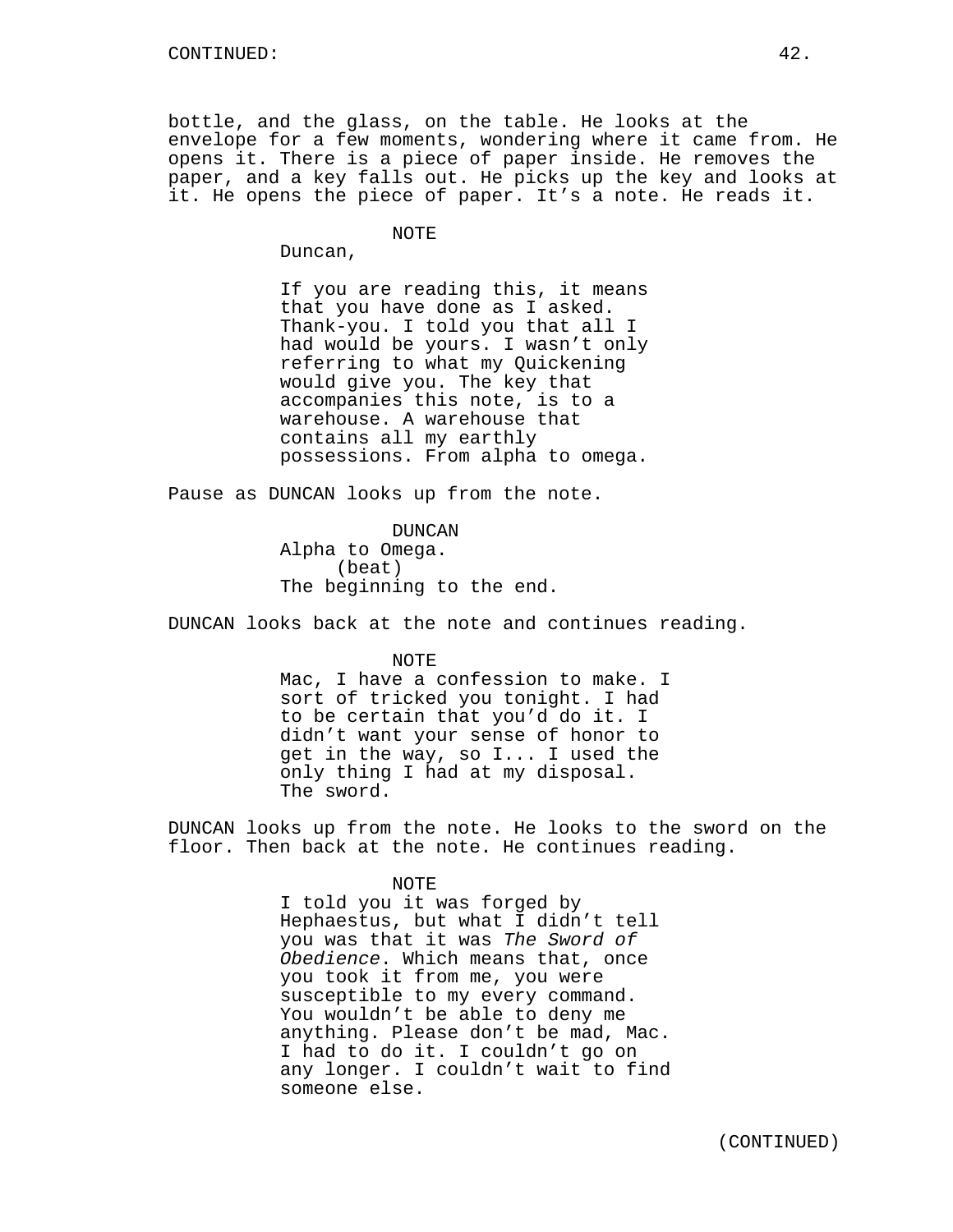bottle, and the glass, on the table. He looks at the envelope for a few moments, wondering where it came from. He opens it. There is a piece of paper inside. He removes the paper, and a key falls out. He picks up the key and looks at it. He opens the piece of paper. It's a note. He reads it.

NOTE

Duncan,

If you are reading this, it means that you have done as I asked. Thank-you. I told you that all I had would be yours. I wasn't only referring to what my Quickening would give you. The key that accompanies this note, is to a warehouse. A warehouse that contains all my earthly possessions. From alpha to omega.

Pause as DUNCAN looks up from the note.

DUNCAN

Alpha to Omega.

(beat)

The beginning to the end.

DUNCAN looks back at the note and continues reading.

NOTE

Mac, I have a confession to make. I sort of tricked you tonight. I had to be certain that you'd do it. I didn't want your sense of honor to get in the way, so I... I used the only thing I had at my disposal. The sword.

DUNCAN looks up from the note. He looks to the sword on the floor. Then back at the note. He continues reading.

NOTE

I told you it was forged by Hephaestus, but what I didn't tell you was that it was *The Sword of Obedience*. Which means that, once you took it from me, you were susceptible to my every command. You wouldn't be able to deny me anything. Please don't be mad, Mac. I had to do it. I couldn't go on any longer. I couldn't wait to find someone else.

(CONTINUED)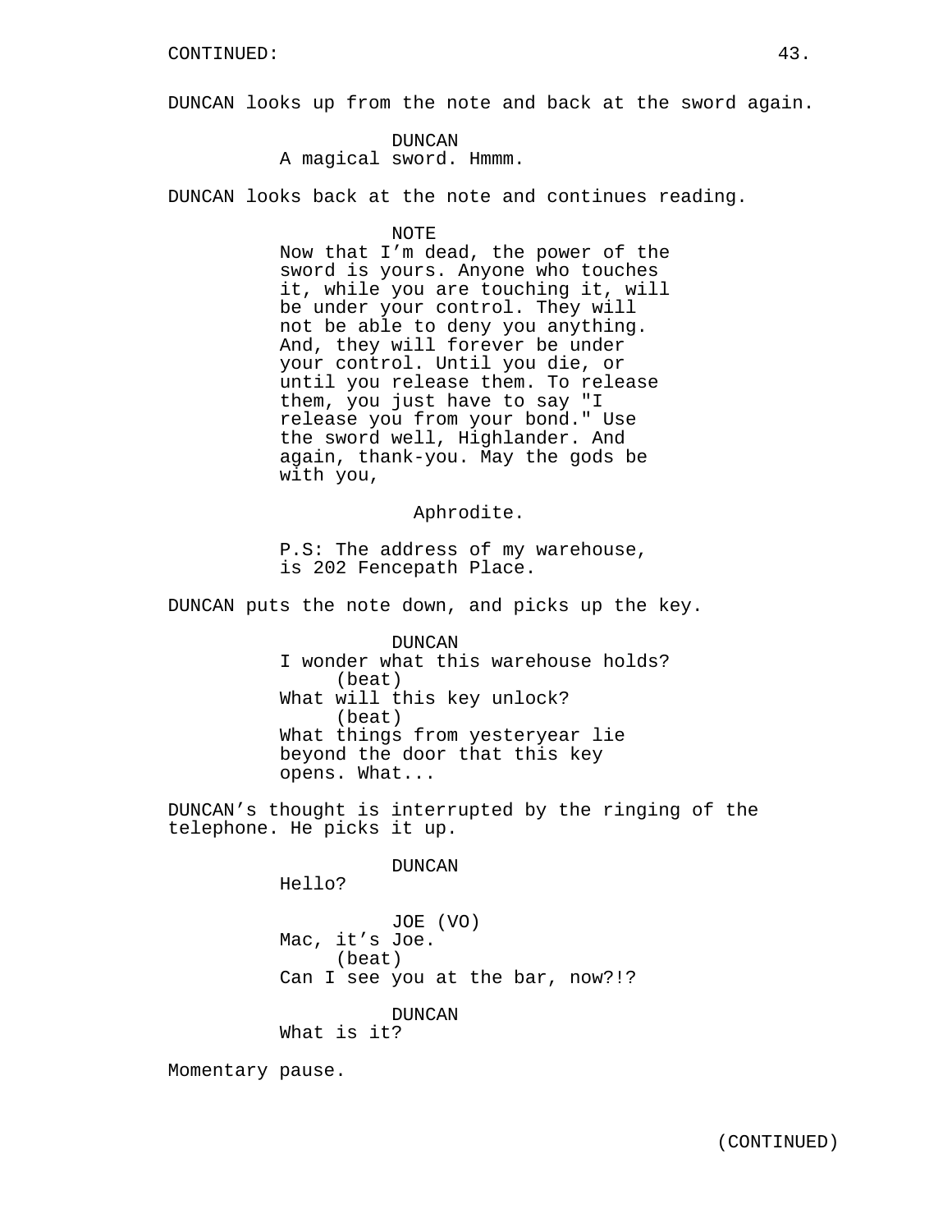CONTINUED:

DUNCAN looks up from the note and back at the sword again.

DUNCAN
A magical sword. Hmmm.

DUNCAN looks back at the note and continues reading.

NOTE
Now that I'm dead, the power of the sword is yours. Anyone who touches it, while you are touching it, will be under your control. They will not be able to deny you anything. And, they will forever be under your control. Until you die, or until you release them. To release them, you just have to say "I release you from your bond." Use the sword well, Highlander. And again, thank-you. May the gods be with you,

Aphrodite.

P.S: The address of my warehouse, is 202 Fencepath Place.

DUNCAN puts the note down, and picks up the key.

DUNCAN
I wonder what this warehouse holds?
(beat)
What will this key unlock?
(beat)
What things from yesteryear lie beyond the door that this key opens. What...

DUNCAN's thought is interrupted by the ringing of the telephone. He picks it up.

DUNCAN
Hello?

JOE (VO)
Mac, it's Joe.
(beat)
Can I see you at the bar, now?!?

DUNCAN
What is it?

Momentary pause.

(CONTINUED)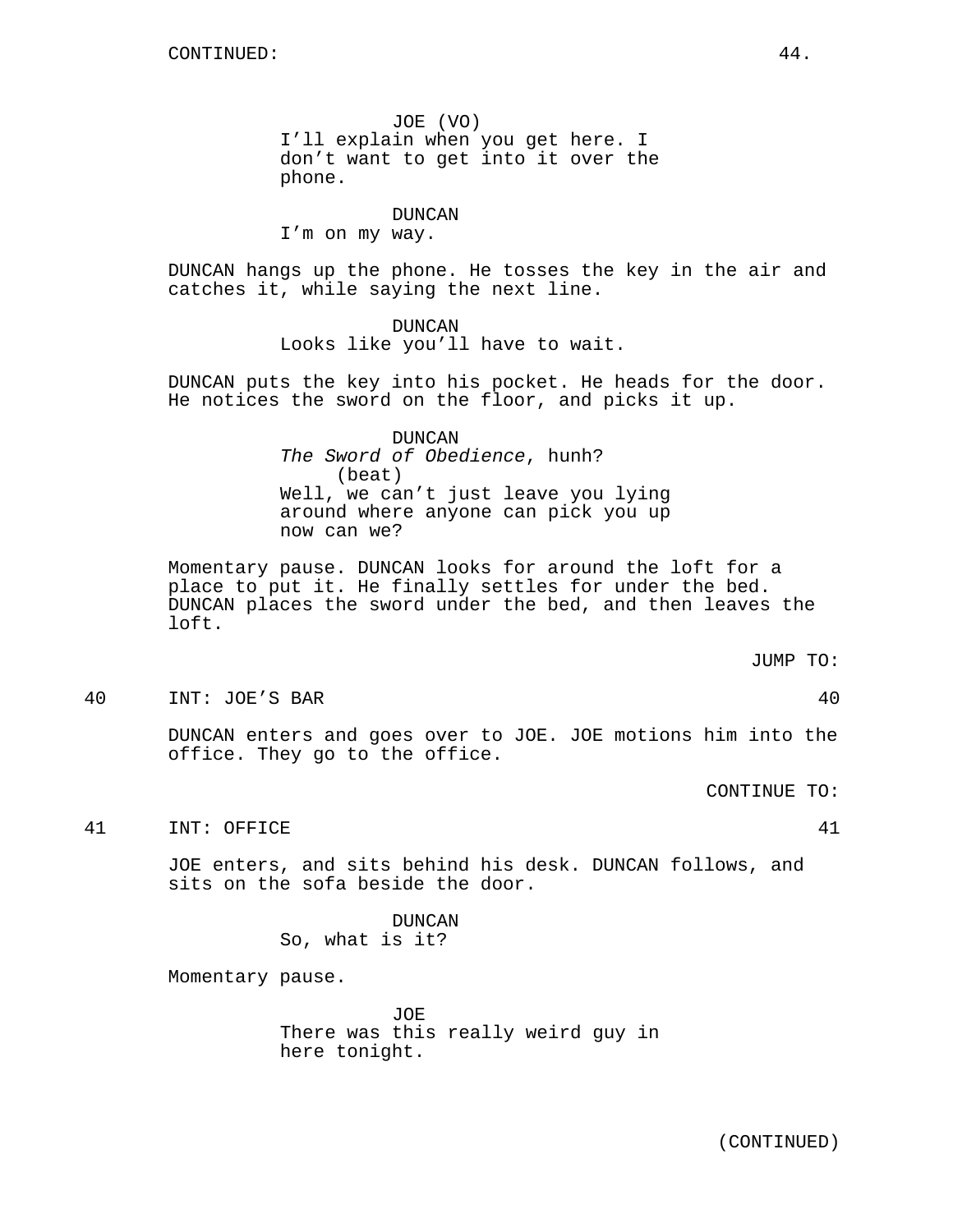CONTINUED:

JOE (VO)
I'll explain when you get here. I don't want to get into it over the phone.

DUNCAN
I'm on my way.

DUNCAN hangs up the phone. He tosses the key in the air and catches it, while saying the next line.

DUNCAN
Looks like you'll have to wait.

DUNCAN puts the key into his pocket. He heads for the door. He notices the sword on the floor, and picks it up.

DUNCAN
*The Sword of Obedience*, hunh?
(beat)
Well, we can't just leave you lying around where anyone can pick you up now can we?

Momentary pause. DUNCAN looks for around the loft for a place to put it. He finally settles for under the bed. DUNCAN places the sword under the bed, and then leaves the loft.

JUMP TO:

40 INT: JOE'S BAR 40

DUNCAN enters and goes over to JOE. JOE motions him into the office. They go to the office.

CONTINUE TO:

41 INT: OFFICE 41

JOE enters, and sits behind his desk. DUNCAN follows, and sits on the sofa beside the door.

DUNCAN
So, what is it?

Momentary pause.

JOE
There was this really weird guy in here tonight.

(CONTINUED)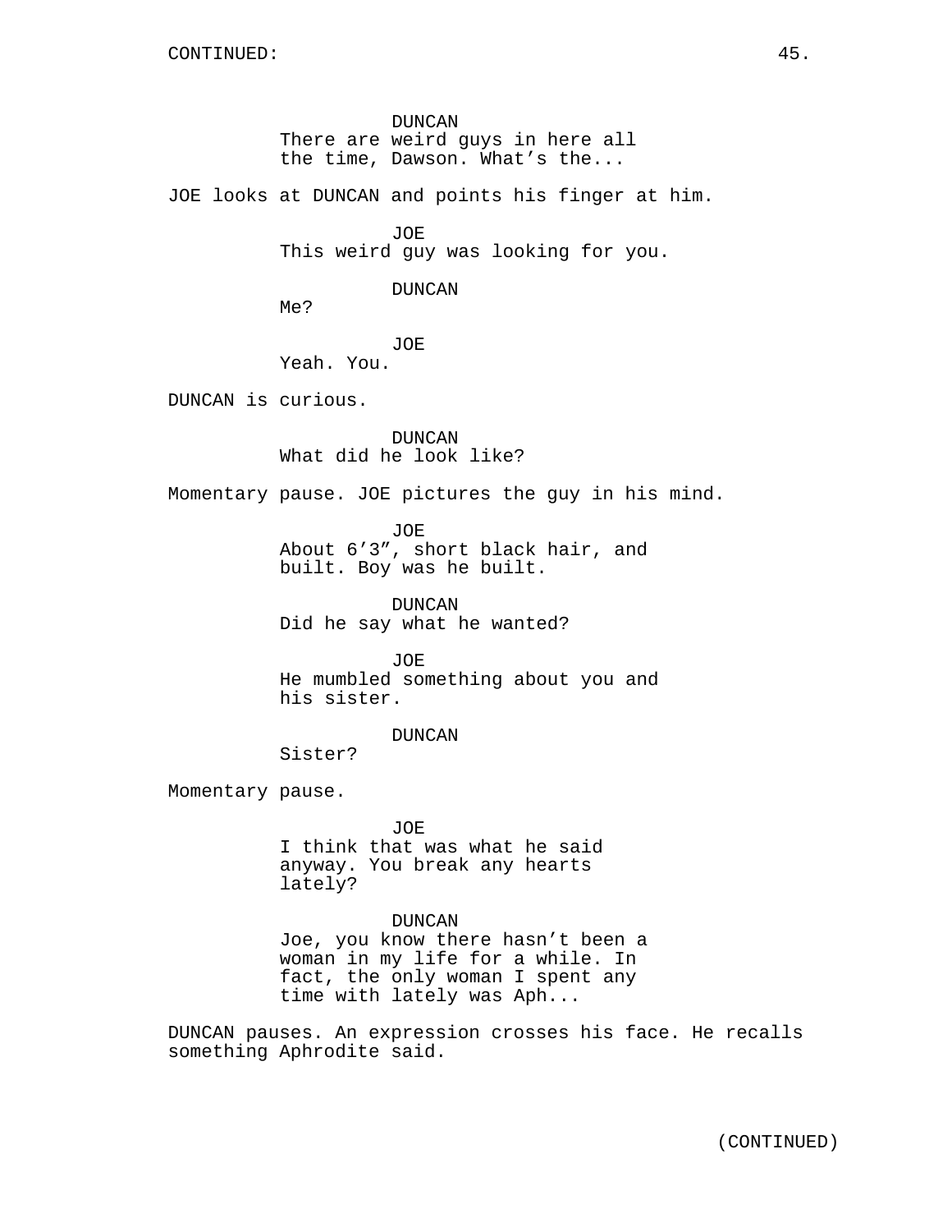CONTINUED:

DUNCAN
There are weird guys in here all the time, Dawson. What's the...

JOE looks at DUNCAN and points his finger at him.

JOE
This weird guy was looking for you.

DUNCAN
Me?

JOE
Yeah. You.

DUNCAN is curious.

DUNCAN
What did he look like?

Momentary pause. JOE pictures the guy in his mind.

JOE
About 6'3", short black hair, and built. Boy was he built.

DUNCAN
Did he say what he wanted?

JOE
He mumbled something about you and his sister.

DUNCAN
Sister?

Momentary pause.

JOE
I think that was what he said anyway. You break any hearts lately?

DUNCAN
Joe, you know there hasn't been a woman in my life for a while. In fact, the only woman I spent any time with lately was Aph...

DUNCAN pauses. An expression crosses his face. He recalls something Aphrodite said.

(CONTINUED)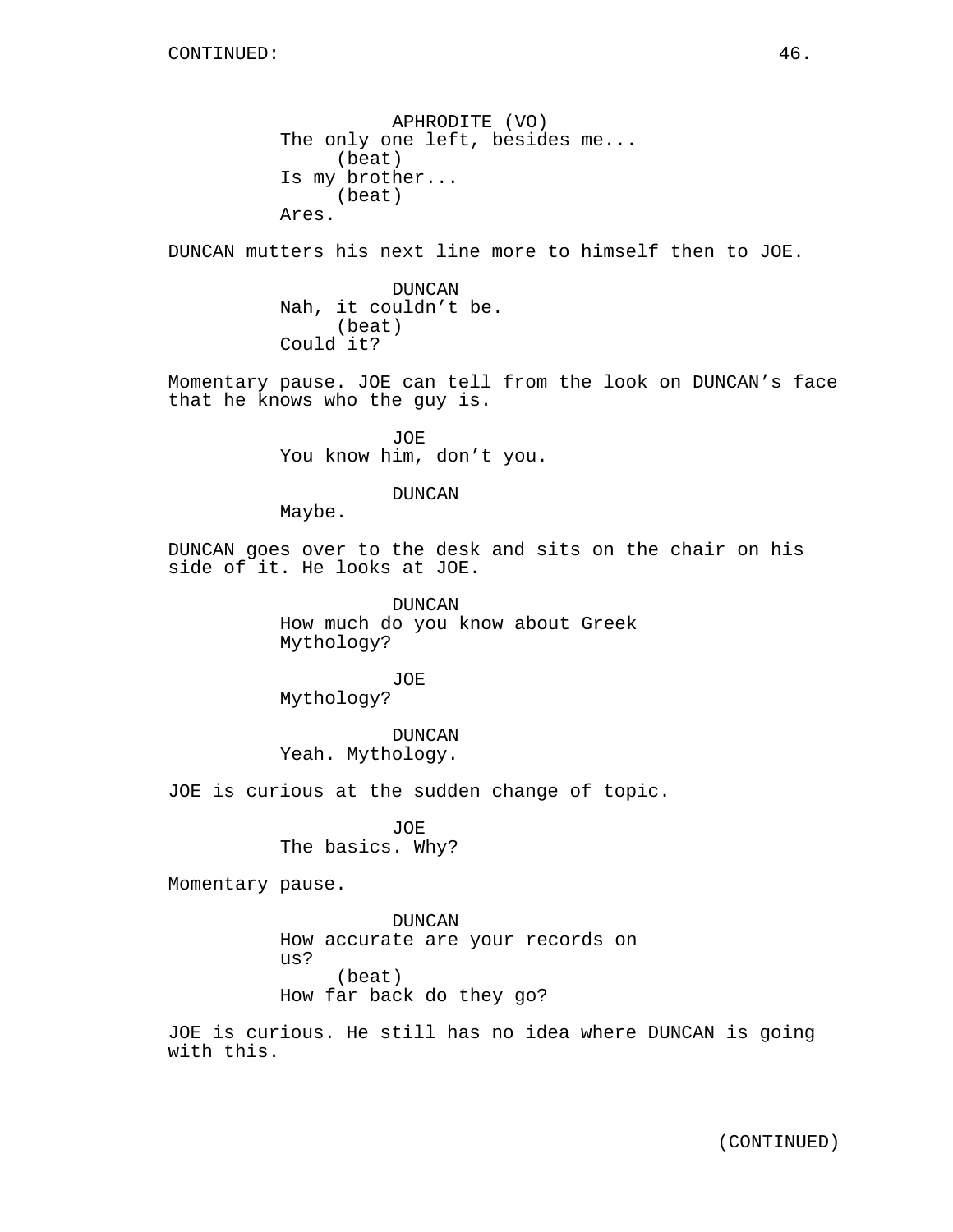APHRODITE (VO)
The only one left, besides me...
(beat)
Is my brother...
(beat)
Ares.

DUNCAN mutters his next line more to himself then to JOE.

DUNCAN
Nah, it couldn't be.
(beat)
Could it?

Momentary pause. JOE can tell from the look on DUNCAN's face that he knows who the guy is.

JOE
You know him, don't you.

DUNCAN
Maybe.

DUNCAN goes over to the desk and sits on the chair on his side of it. He looks at JOE.

DUNCAN
How much do you know about Greek Mythology?

JOE
Mythology?

DUNCAN
Yeah. Mythology.

JOE is curious at the sudden change of topic.

JOE
The basics. Why?

Momentary pause.

DUNCAN
How accurate are your records on us?
(beat)
How far back do they go?

JOE is curious. He still has no idea where DUNCAN is going with this.

(CONTINUED)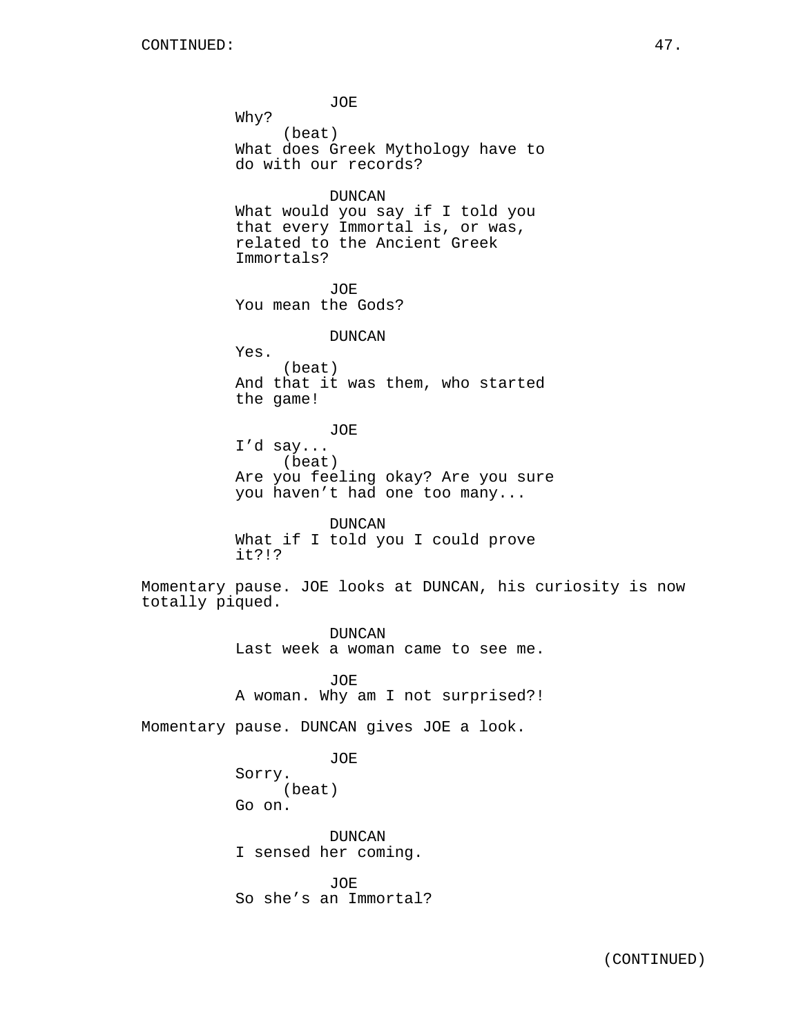JOE
Why?
(beat)
What does Greek Mythology have to do with our records?

DUNCAN
What would you say if I told you that every Immortal is, or was, related to the Ancient Greek Immortals?

JOE
You mean the Gods?

DUNCAN
Yes.
(beat)
And that it was them, who started the game!

JOE
I'd say...
(beat)
Are you feeling okay? Are you sure you haven't had one too many...

DUNCAN
What if I told you I could prove it?!?

Momentary pause. JOE looks at DUNCAN, his curiosity is now totally piqued.

DUNCAN
Last week a woman came to see me.

JOE
A woman. Why am I not surprised?!

Momentary pause. DUNCAN gives JOE a look.

JOE
Sorry.
(beat)
Go on.

DUNCAN
I sensed her coming.

JOE
So she's an Immortal?

(CONTINUED)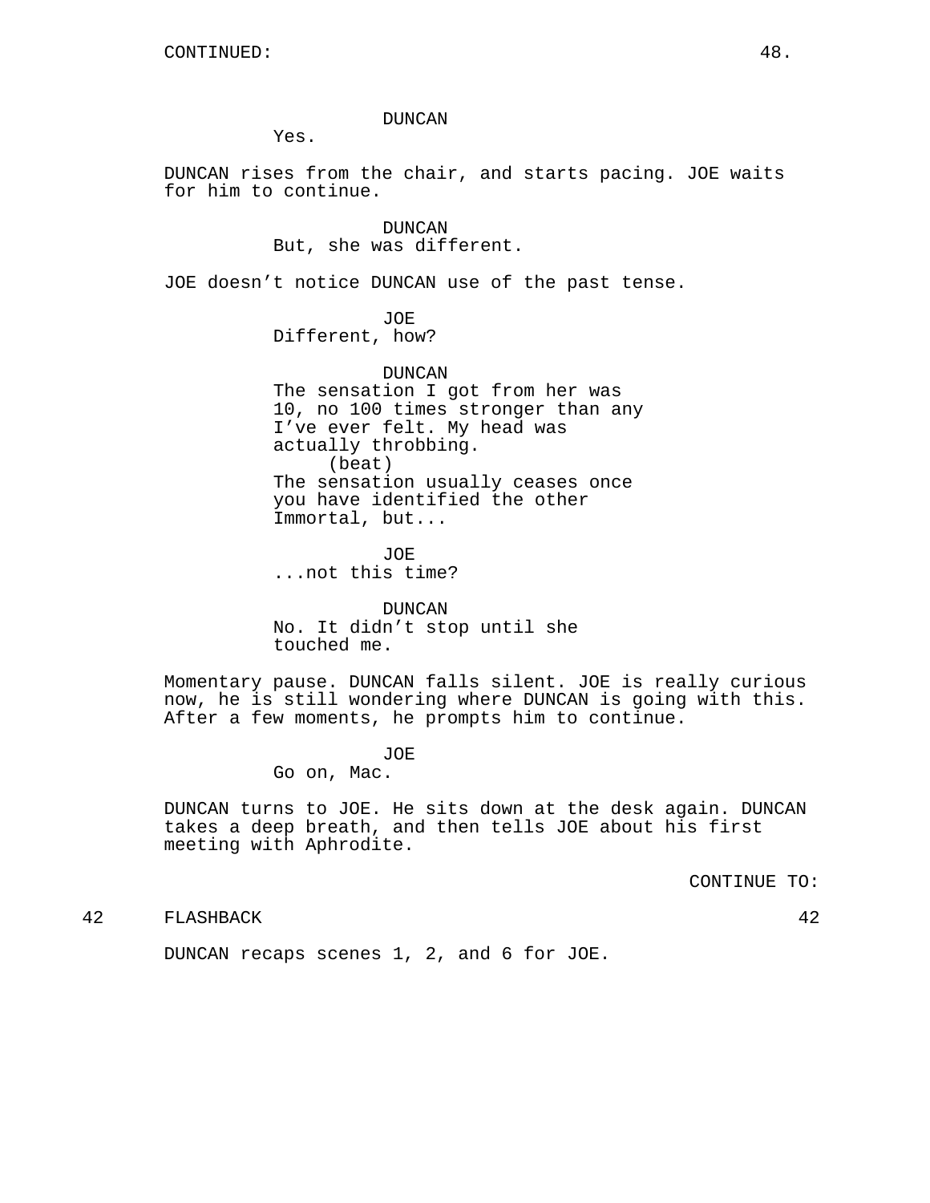CONTINUED:

DUNCAN
Yes.

DUNCAN rises from the chair, and starts pacing. JOE waits for him to continue.

DUNCAN
But, she was different.

JOE doesn't notice DUNCAN use of the past tense.

JOE
Different, how?

DUNCAN
The sensation I got from her was 10, no 100 times stronger than any I've ever felt. My head was actually throbbing.
(beat)
The sensation usually ceases once you have identified the other Immortal, but...

JOE
...not this time?

DUNCAN
No. It didn't stop until she touched me.

Momentary pause. DUNCAN falls silent. JOE is really curious now, he is still wondering where DUNCAN is going with this. After a few moments, he prompts him to continue.

JOE
Go on, Mac.

DUNCAN turns to JOE. He sits down at the desk again. DUNCAN takes a deep breath, and then tells JOE about his first meeting with Aphrodite.

CONTINUE TO:

42 FLASHBACK 42

DUNCAN recaps scenes 1, 2, and 6 for JOE.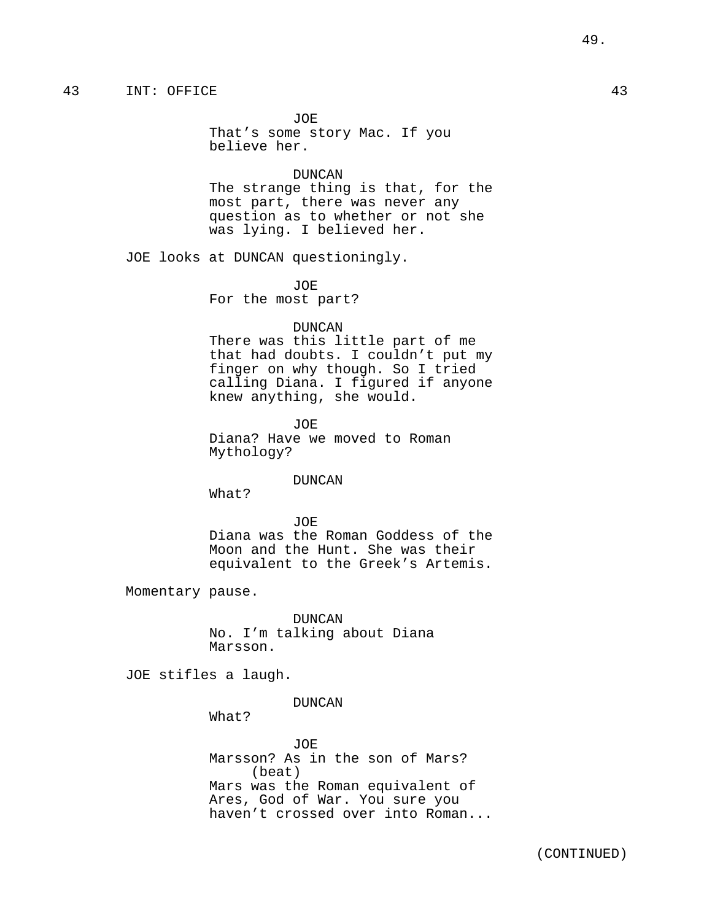43 INT: OFFICE 43

JOE
That's some story Mac. If you believe her.

DUNCAN
The strange thing is that, for the most part, there was never any question as to whether or not she was lying. I believed her.

JOE looks at DUNCAN questioningly.

JOE
For the most part?

DUNCAN
There was this little part of me that had doubts. I couldn't put my finger on why though. So I tried calling Diana. I figured if anyone knew anything, she would.

JOE
Diana? Have we moved to Roman Mythology?

DUNCAN
What?

JOE
Diana was the Roman Goddess of the Moon and the Hunt. She was their equivalent to the Greek's Artemis.

Momentary pause.

DUNCAN
No. I'm talking about Diana Marsson.

JOE stifles a laugh.

DUNCAN
What?

JOE
Marsson? As in the son of Mars?
(beat)
Mars was the Roman equivalent of Ares, God of War. You sure you haven't crossed over into Roman...

(CONTINUED)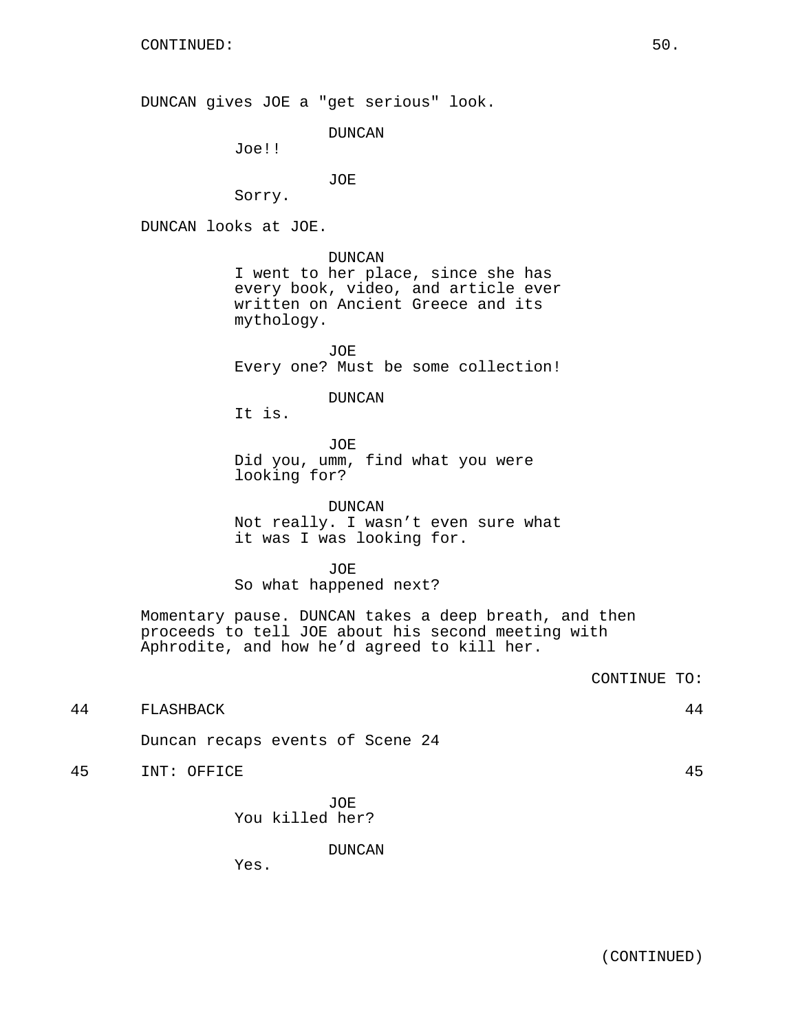CONTINUED:

DUNCAN gives JOE a "get serious" look.

DUNCAN
Joe!!

JOE
Sorry.

DUNCAN looks at JOE.

DUNCAN
I went to her place, since she has every book, video, and article ever written on Ancient Greece and its mythology.

JOE
Every one? Must be some collection!

DUNCAN
It is.

JOE
Did you, umm, find what you were looking for?

DUNCAN
Not really. I wasn't even sure what it was I was looking for.

JOE
So what happened next?

Momentary pause. DUNCAN takes a deep breath, and then proceeds to tell JOE about his second meeting with Aphrodite, and how he'd agreed to kill her.

CONTINUE TO:

44 FLASHBACK 44

Duncan recaps events of Scene 24

45 INT: OFFICE 45

JOE
You killed her?

DUNCAN
Yes.

(CONTINUED)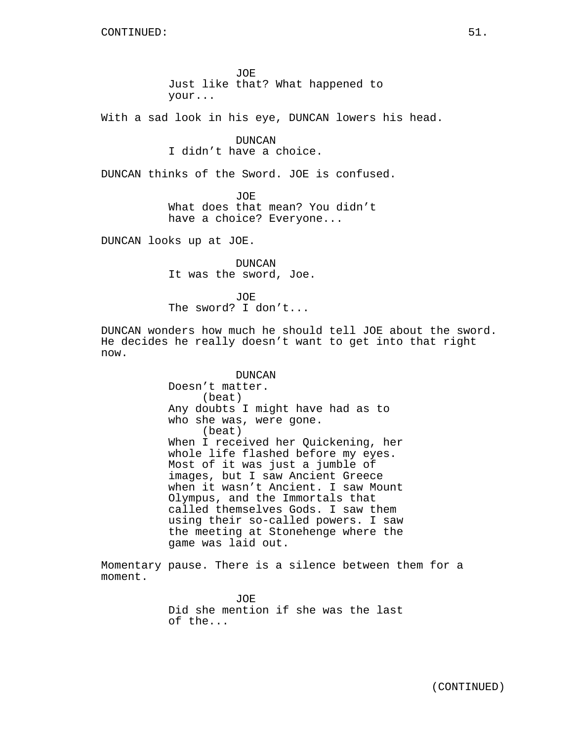CONTINUED:

JOE
Just like that? What happened to your...

With a sad look in his eye, DUNCAN lowers his head.

DUNCAN
I didn't have a choice.

DUNCAN thinks of the Sword. JOE is confused.

JOE
What does that mean? You didn't have a choice? Everyone...

DUNCAN looks up at JOE.

DUNCAN
It was the sword, Joe.

JOE
The sword? I don't...

DUNCAN wonders how much he should tell JOE about the sword. He decides he really doesn't want to get into that right now.

DUNCAN
Doesn't matter.
(beat)
Any doubts I might have had as to who she was, were gone.
(beat)
When I received her Quickening, her whole life flashed before my eyes. Most of it was just a jumble of images, but I saw Ancient Greece when it wasn't Ancient. I saw Mount Olympus, and the Immortals that called themselves Gods. I saw them using their so-called powers. I saw the meeting at Stonehenge where the game was laid out.

Momentary pause. There is a silence between them for a moment.

JOE
Did she mention if she was the last of the...

(CONTINUED)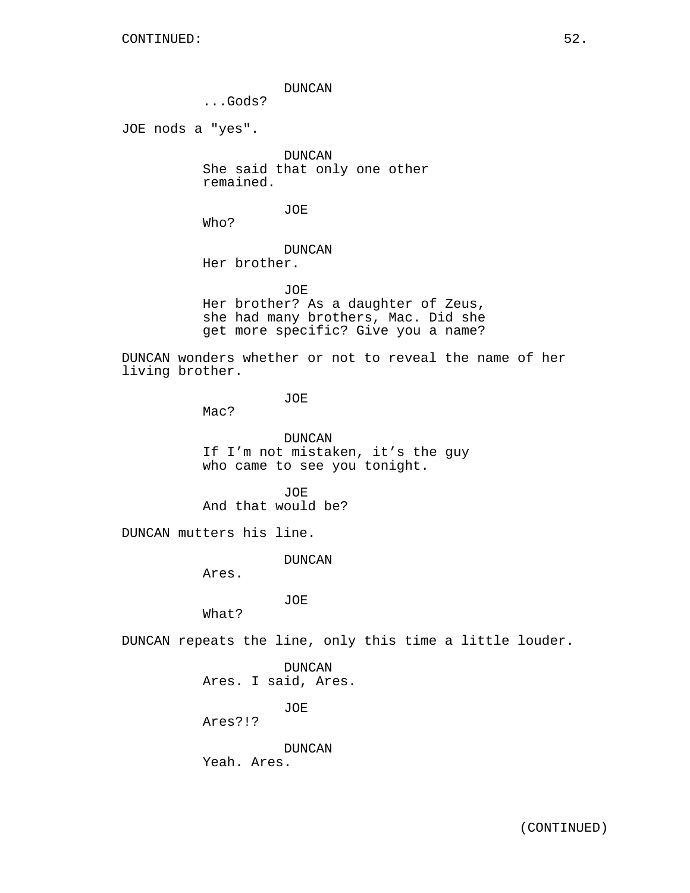CONTINUED:

DUNCAN
...Gods?

JOE nods a "yes".

DUNCAN
She said that only one other remained.

JOE
Who?

DUNCAN
Her brother.

JOE
Her brother? As a daughter of Zeus, she had many brothers, Mac. Did she get more specific? Give you a name?

DUNCAN wonders whether or not to reveal the name of her living brother.

JOE
Mac?

DUNCAN
If I'm not mistaken, it's the guy who came to see you tonight.

JOE
And that would be?

DUNCAN mutters his line.

DUNCAN
Ares.

JOE
What?

DUNCAN repeats the line, only this time a little louder.

DUNCAN
Ares. I said, Ares.

JOE
Ares?!?

DUNCAN
Yeah. Ares.

(CONTINUED)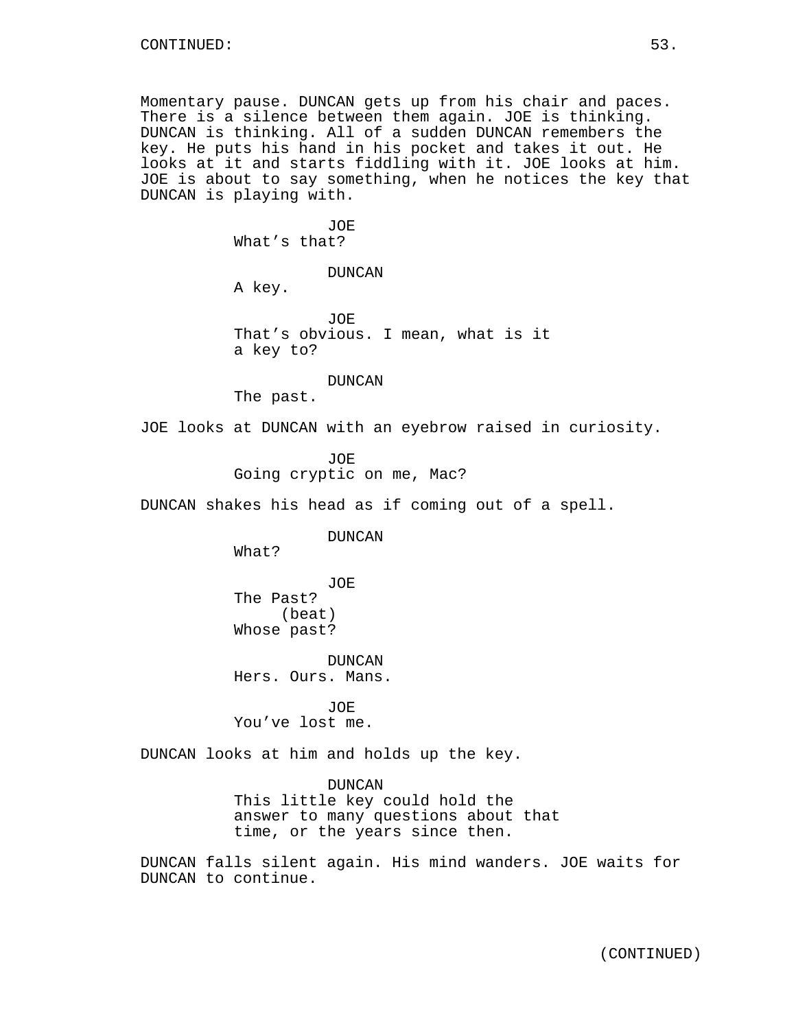CONTINUED:

Momentary pause. DUNCAN gets up from his chair and paces. There is a silence between them again. JOE is thinking. DUNCAN is thinking. All of a sudden DUNCAN remembers the key. He puts his hand in his pocket and takes it out. He looks at it and starts fiddling with it. JOE looks at him. JOE is about to say something, when he notices the key that DUNCAN is playing with.

JOE
What's that?

DUNCAN
A key.

JOE
That's obvious. I mean, what is it a key to?

DUNCAN
The past.

JOE looks at DUNCAN with an eyebrow raised in curiosity.

JOE
Going cryptic on me, Mac?

DUNCAN shakes his head as if coming out of a spell.

DUNCAN
What?

JOE
The Past?
(beat)
Whose past?

DUNCAN
Hers. Ours. Mans.

JOE
You've lost me.

DUNCAN looks at him and holds up the key.

DUNCAN
This little key could hold the answer to many questions about that time, or the years since then.

DUNCAN falls silent again. His mind wanders. JOE waits for DUNCAN to continue.

(CONTINUED)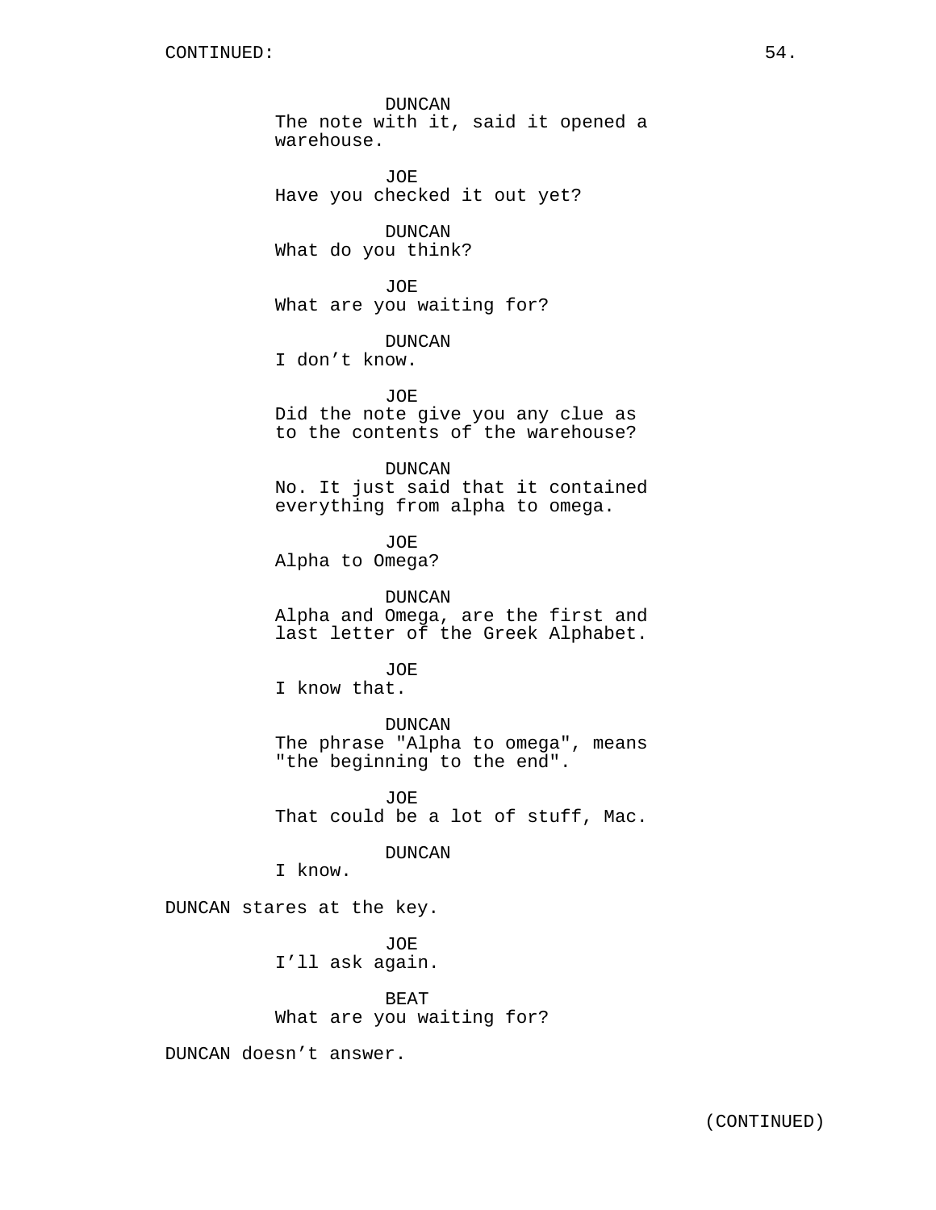CONTINUED:

DUNCAN
The note with it, said it opened a warehouse.

JOE
Have you checked it out yet?

DUNCAN
What do you think?

JOE
What are you waiting for?

DUNCAN
I don’t know.

JOE
Did the note give you any clue as to the contents of the warehouse?

DUNCAN
No. It just said that it contained everything from alpha to omega.

JOE
Alpha to Omega?

DUNCAN
Alpha and Omega, are the first and last letter of the Greek Alphabet.

JOE
I know that.

DUNCAN
The phrase "Alpha to omega", means "the beginning to the end".

JOE
That could be a lot of stuff, Mac.

DUNCAN
I know.

DUNCAN stares at the key.

JOE
I’ll ask again.

BEAT
What are you waiting for?

DUNCAN doesn’t answer.

(CONTINUED)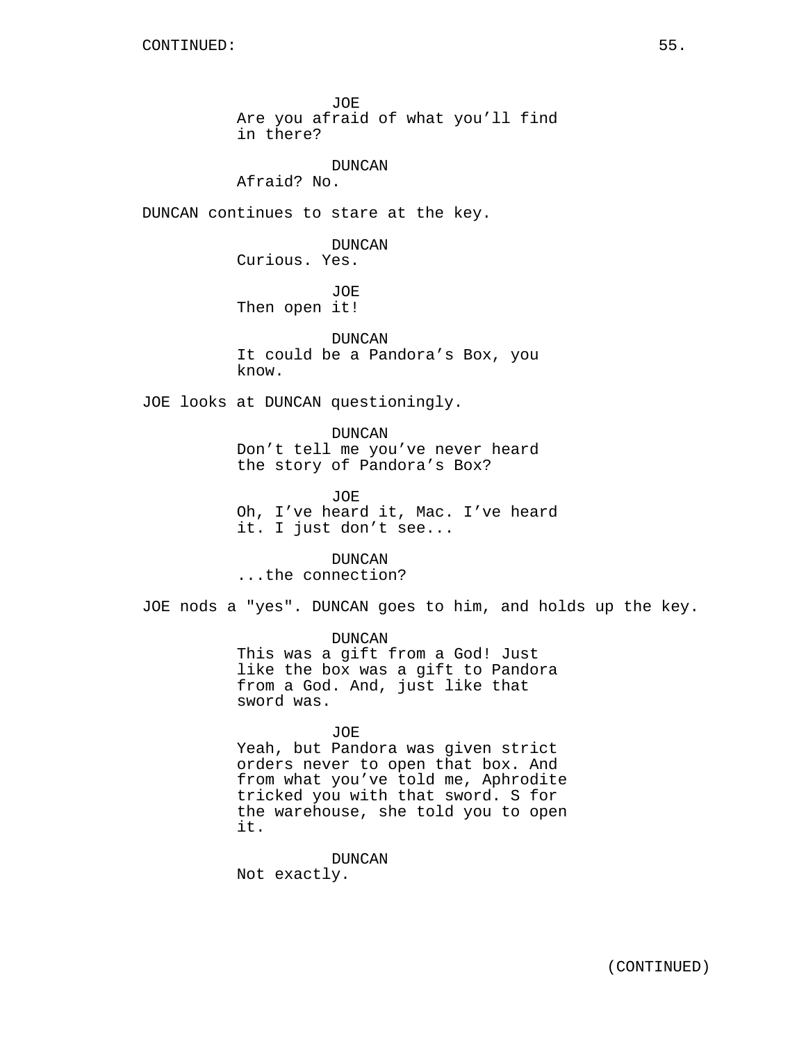JOE
Are you afraid of what you'll find in there?

DUNCAN
Afraid? No.

DUNCAN continues to stare at the key.

DUNCAN
Curious. Yes.

JOE
Then open it!

DUNCAN
It could be a Pandora's Box, you know.

JOE looks at DUNCAN questioningly.

DUNCAN
Don't tell me you've never heard the story of Pandora's Box?

JOE
Oh, I've heard it, Mac. I've heard it. I just don't see...

DUNCAN
...the connection?

JOE nods a "yes". DUNCAN goes to him, and holds up the key.

DUNCAN
This was a gift from a God! Just like the box was a gift to Pandora from a God. And, just like that sword was.

JOE
Yeah, but Pandora was given strict orders never to open that box. And from what you've told me, Aphrodite tricked you with that sword. S for the warehouse, she told you to open it.

DUNCAN
Not exactly.

(CONTINUED)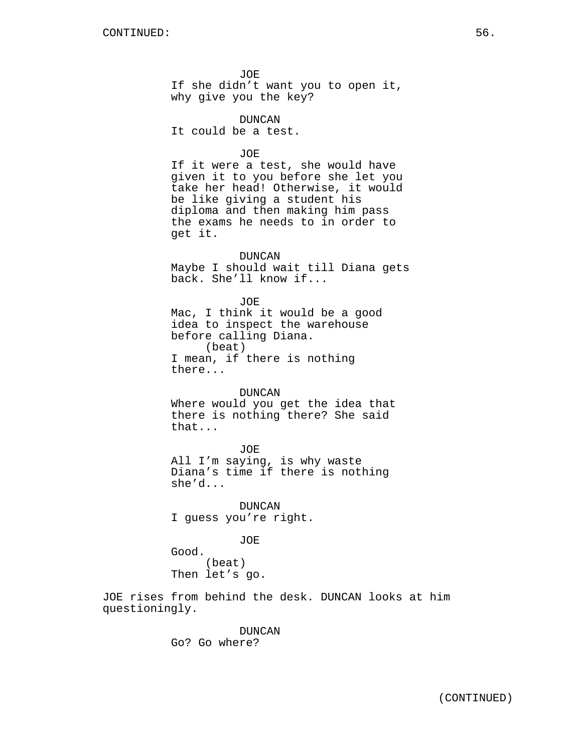CONTINUED:

JOE
If she didn't want you to open it, why give you the key?

DUNCAN
It could be a test.

JOE
If it were a test, she would have given it to you before she let you take her head! Otherwise, it would be like giving a student his diploma and then making him pass the exams he needs to in order to get it.

DUNCAN
Maybe I should wait till Diana gets back. She'll know if...

JOE
Mac, I think it would be a good idea to inspect the warehouse before calling Diana.
(beat)
I mean, if there is nothing there...

DUNCAN
Where would you get the idea that there is nothing there? She said that...

JOE
All I'm saying, is why waste Diana's time if there is nothing she'd...

DUNCAN
I guess you're right.

JOE
Good.
(beat)
Then let's go.

JOE rises from behind the desk. DUNCAN looks at him questioningly.

DUNCAN
Go? Go where?

(CONTINUED)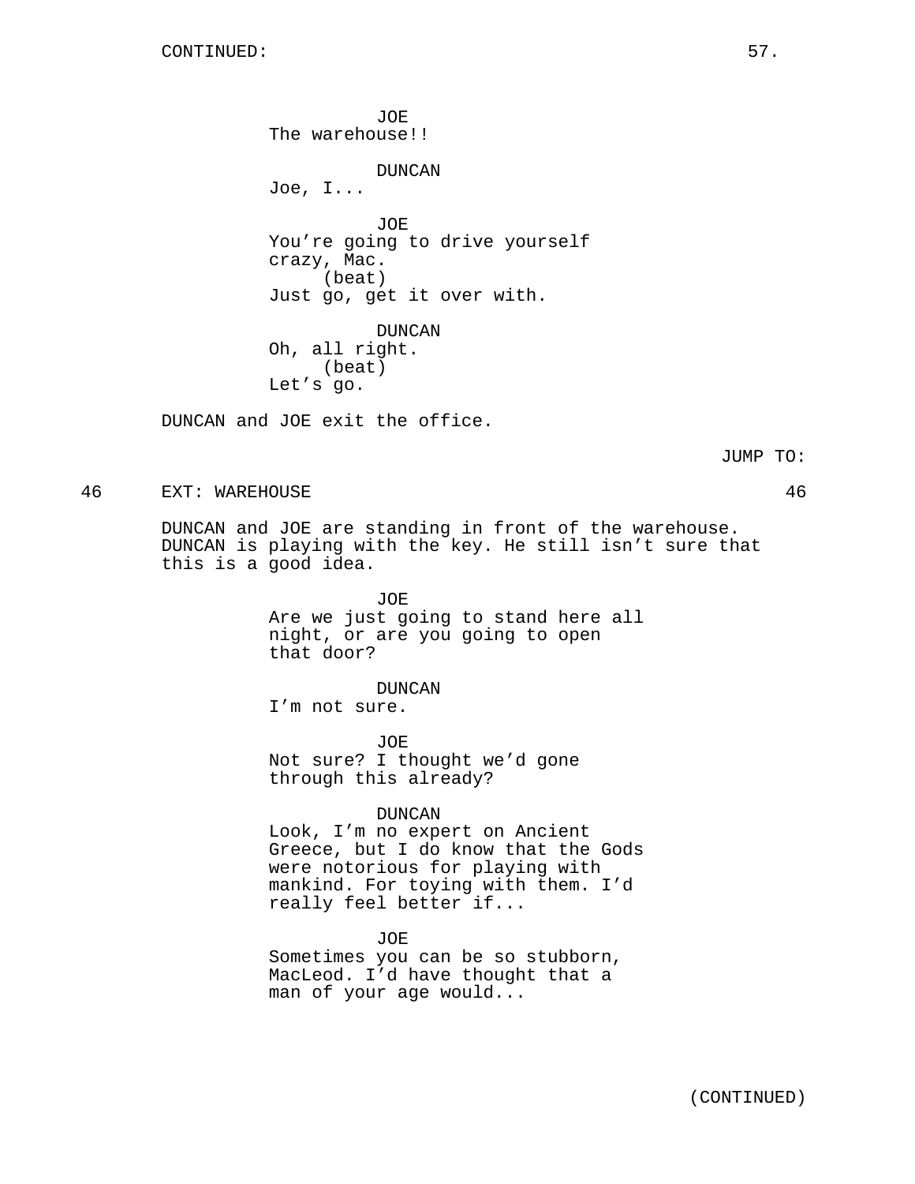CONTINUED:

JOE
The warehouse!!

DUNCAN
Joe, I...

JOE
You're going to drive yourself crazy, Mac.
(beat)
Just go, get it over with.

DUNCAN
Oh, all right.
(beat)
Let's go.

DUNCAN and JOE exit the office.

JUMP TO:

46 EXT: WAREHOUSE 46

DUNCAN and JOE are standing in front of the warehouse. DUNCAN is playing with the key. He still isn't sure that this is a good idea.

JOE
Are we just going to stand here all night, or are you going to open that door?

DUNCAN
I'm not sure.

JOE
Not sure? I thought we'd gone through this already?

DUNCAN
Look, I'm no expert on Ancient Greece, but I do know that the Gods were notorious for playing with mankind. For toying with them. I'd really feel better if...

JOE
Sometimes you can be so stubborn, MacLeod. I'd have thought that a man of your age would...

(CONTINUED)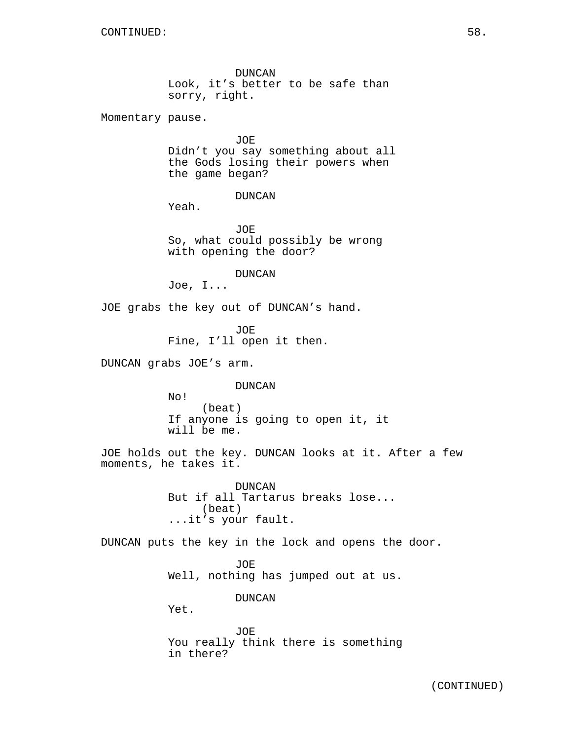CONTINUED:

DUNCAN
Look, it’s better to be safe than sorry, right.

Momentary pause.

JOE
Didn’t you say something about all the Gods losing their powers when the game began?

DUNCAN
Yeah.

JOE
So, what could possibly be wrong with opening the door?

DUNCAN
Joe, I...

JOE grabs the key out of DUNCAN’s hand.

JOE
Fine, I’ll open it then.

DUNCAN grabs JOE’s arm.

DUNCAN
No!
(beat)
If anyone is going to open it, it will be me.

JOE holds out the key. DUNCAN looks at it. After a few moments, he takes it.

DUNCAN
But if all Tartarus breaks lose...
(beat)
...it’s your fault.

DUNCAN puts the key in the lock and opens the door.

JOE
Well, nothing has jumped out at us.

DUNCAN
Yet.

JOE
You really think there is something in there?

(CONTINUED)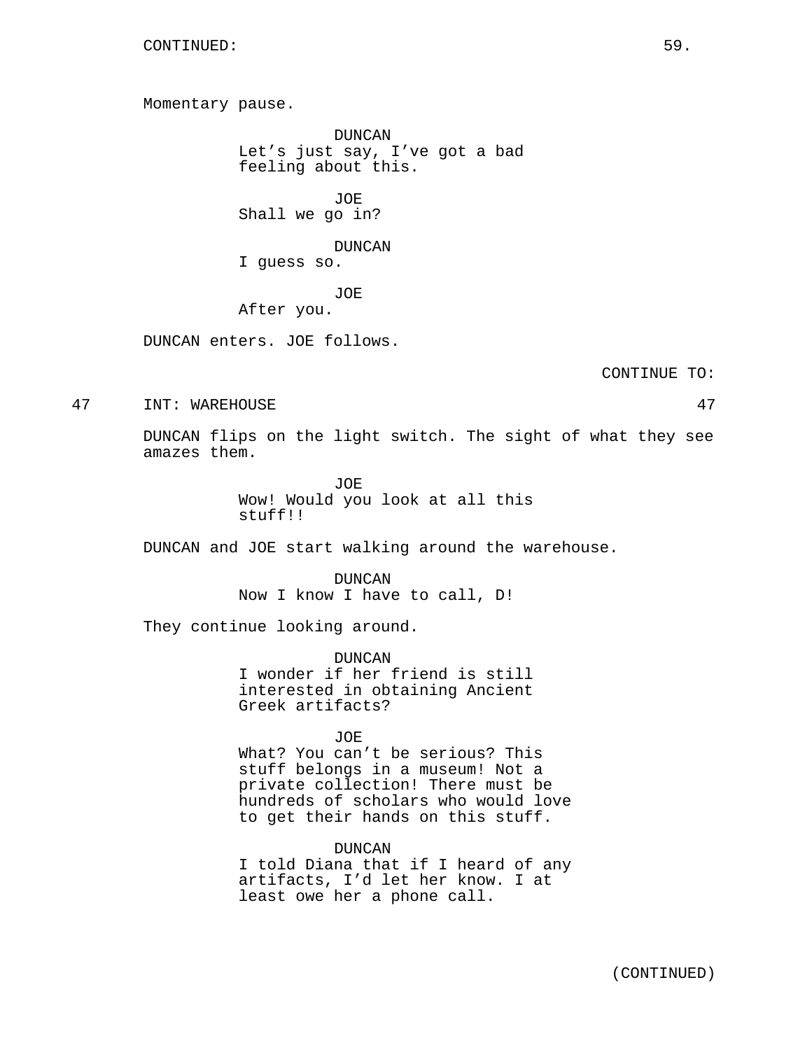CONTINUED:

Momentary pause.

DUNCAN
Let's just say, I've got a bad feeling about this.

JOE
Shall we go in?

DUNCAN
I guess so.

JOE
After you.

DUNCAN enters. JOE follows.

CONTINUE TO:

47 INT: WAREHOUSE 47

DUNCAN flips on the light switch. The sight of what they see amazes them.

JOE
Wow! Would you look at all this stuff!!

DUNCAN and JOE start walking around the warehouse.

DUNCAN
Now I know I have to call, D!

They continue looking around.

DUNCAN
I wonder if her friend is still interested in obtaining Ancient Greek artifacts?

JOE
What? You can't be serious? This stuff belongs in a museum! Not a private collection! There must be hundreds of scholars who would love to get their hands on this stuff.

DUNCAN
I told Diana that if I heard of any artifacts, I'd let her know. I at least owe her a phone call.

(CONTINUED)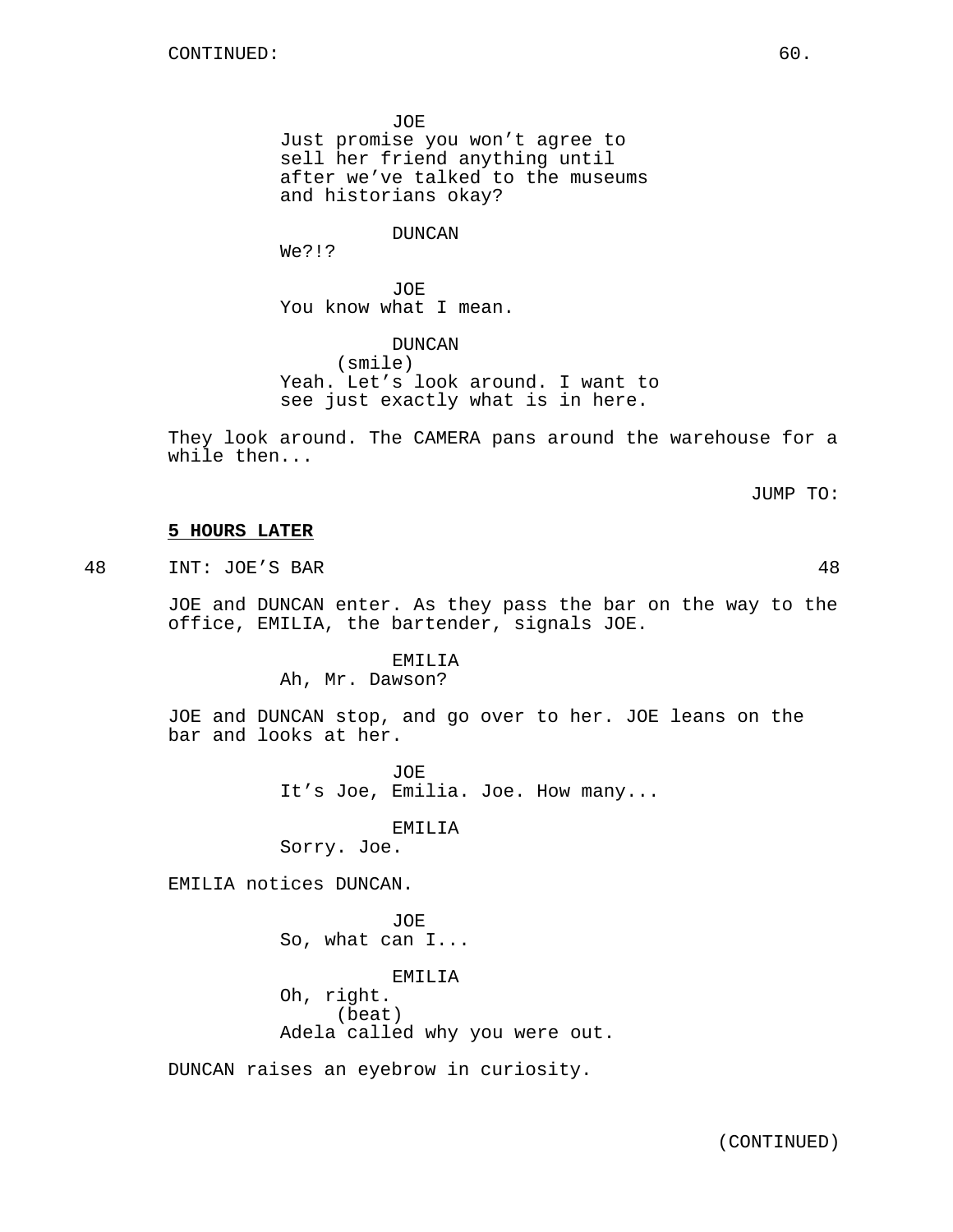JOE
Just promise you won't agree to sell her friend anything until after we've talked to the museums and historians okay?

DUNCAN
We?!?

JOE
You know what I mean.

DUNCAN
(smile)
Yeah. Let's look around. I want to see just exactly what is in here.

They look around. The CAMERA pans around the warehouse for a while then...

JUMP TO:

**5 HOURS LATER**

48 INT: JOE'S BAR 48

JOE and DUNCAN enter. As they pass the bar on the way to the office, EMILIA, the bartender, signals JOE.

EMILIA
Ah, Mr. Dawson?

JOE and DUNCAN stop, and go over to her. JOE leans on the bar and looks at her.

JOE
It's Joe, Emilia. Joe. How many...

EMILIA
Sorry. Joe.

EMILIA notices DUNCAN.

JOE
So, what can I...

EMILIA
Oh, right.
(beat)
Adela called why you were out.

DUNCAN raises an eyebrow in curiosity.

(CONTINUED)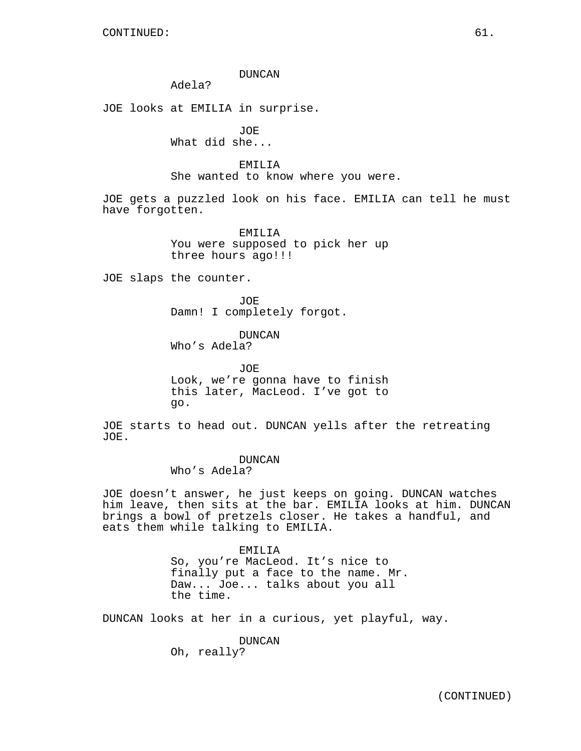CONTINUED:

DUNCAN
Adela?

JOE looks at EMILIA in surprise.

JOE
What did she...

EMILIA
She wanted to know where you were.

JOE gets a puzzled look on his face. EMILIA can tell he must have forgotten.

EMILIA
You were supposed to pick her up three hours ago!!!

JOE slaps the counter.

JOE
Damn! I completely forgot.

DUNCAN
Who's Adela?

JOE
Look, we're gonna have to finish this later, MacLeod. I've got to go.

JOE starts to head out. DUNCAN yells after the retreating JOE.

DUNCAN
Who's Adela?

JOE doesn't answer, he just keeps on going. DUNCAN watches him leave, then sits at the bar. EMILIA looks at him. DUNCAN brings a bowl of pretzels closer. He takes a handful, and eats them while talking to EMILIA.

EMILIA
So, you're MacLeod. It's nice to finally put a face to the name. Mr. Daw... Joe... talks about you all the time.

DUNCAN looks at her in a curious, yet playful, way.

DUNCAN
Oh, really?

(CONTINUED)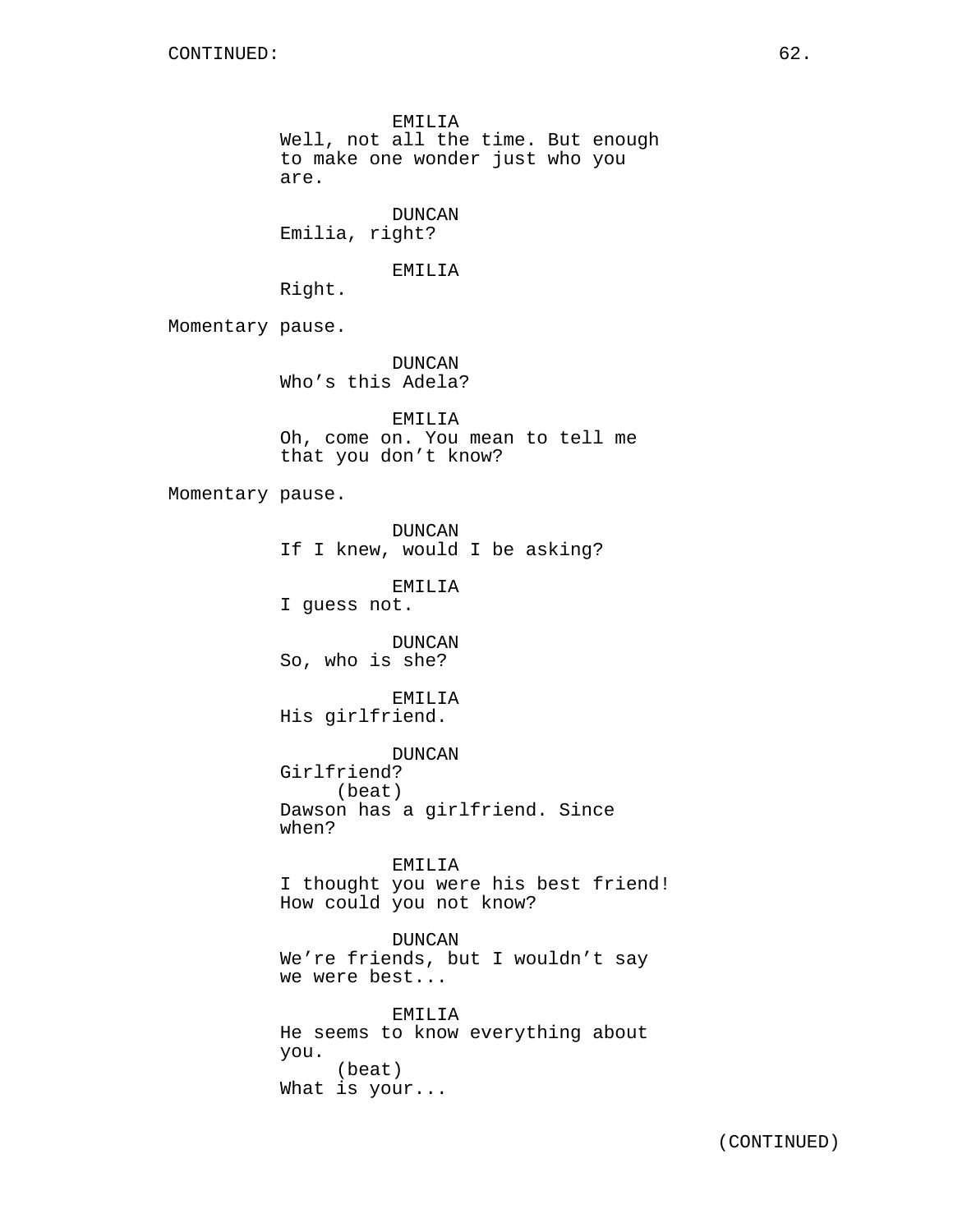CONTINUED:

EMILIA
Well, not all the time. But enough to make one wonder just who you are.

DUNCAN
Emilia, right?

EMILIA
Right.

Momentary pause.

DUNCAN
Who's this Adela?

EMILIA
Oh, come on. You mean to tell me that you don't know?

Momentary pause.

DUNCAN
If I knew, would I be asking?

EMILIA
I guess not.

DUNCAN
So, who is she?

EMILIA
His girlfriend.

DUNCAN
Girlfriend?
(beat)
Dawson has a girlfriend. Since when?

EMILIA
I thought you were his best friend! How could you not know?

DUNCAN
We're friends, but I wouldn't say we were best...

EMILIA
He seems to know everything about you.
(beat)
What is your...

(CONTINUED)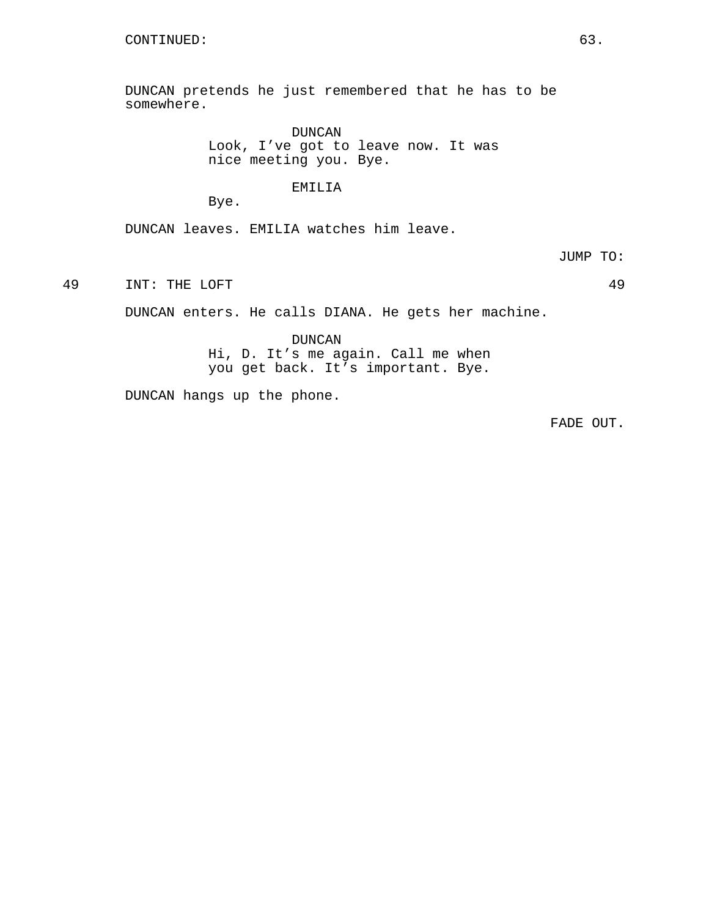CONTINUED:

DUNCAN pretends he just remembered that he has to be somewhere.

DUNCAN
Look, I’ve got to leave now. It was nice meeting you. Bye.

EMILIA
Bye.

DUNCAN leaves. EMILIA watches him leave.

JUMP TO:

49 INT: THE LOFT 49

DUNCAN enters. He calls DIANA. He gets her machine.

DUNCAN
Hi, D. It’s me again. Call me when you get back. It’s important. Bye.

DUNCAN hangs up the phone.

FADE OUT.